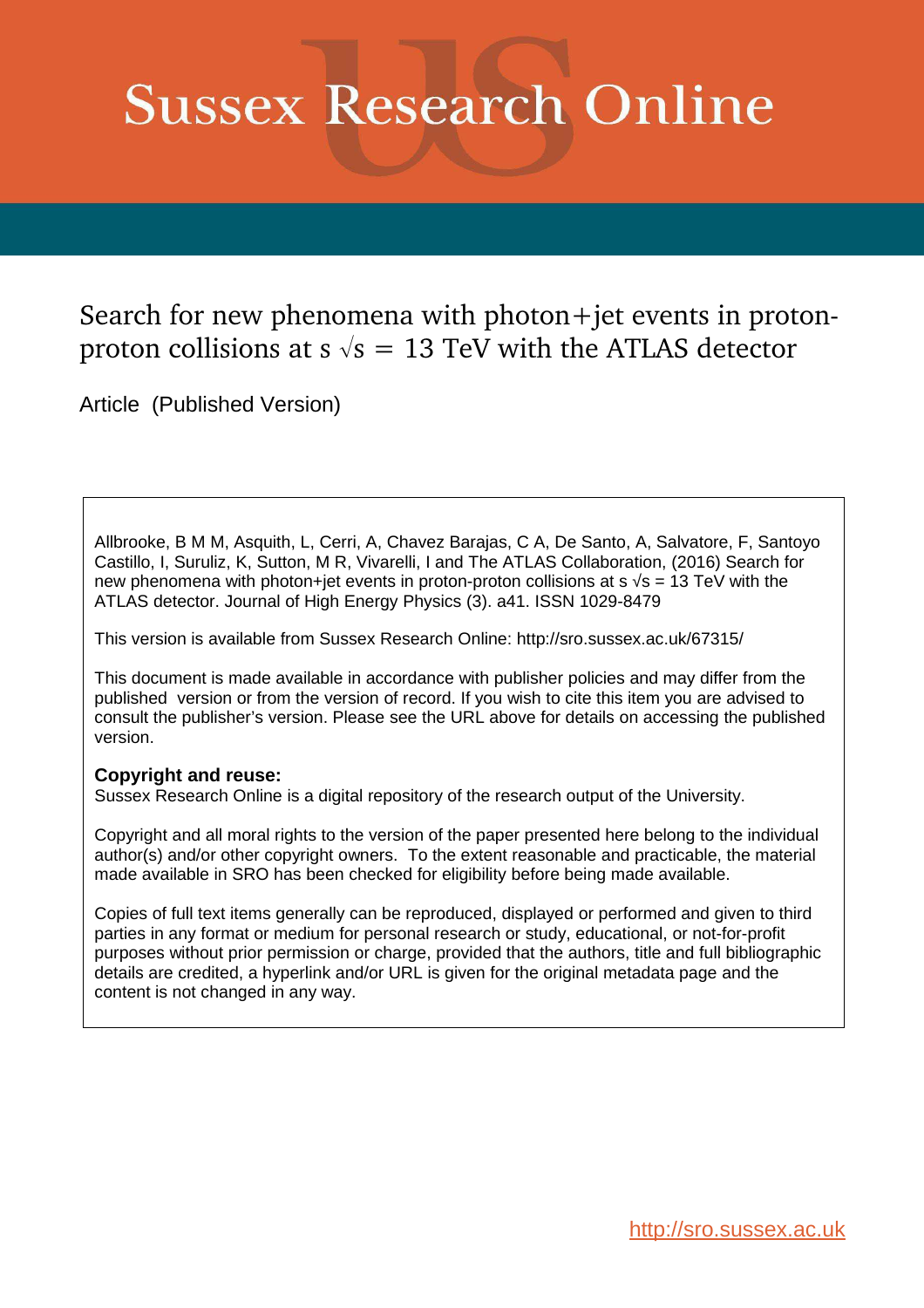# Sussex Research Online

## Search for new phenomena with photon+jet events in proton-proton collisions at s $\sqrt{s}$ = 13 TeV with the ATLAS detector

Article (Published Version)

Allbrooke, B M M, Asquith, L, Cerri, A, Chavez Barajas, C A, De Santo, A, Salvatore, F, Santoyo Castillo, I, Suruliz, K, Sutton, M R, Vivarelli, I and The ATLAS Collaboration, (2016) Search for new phenomena with photon+jet events in proton-proton collisions at s $\sqrt{s}$ = 13 TeV with the ATLAS detector. Journal of High Energy Physics (3). a41. ISSN 1029-8479

This version is available from Sussex Research Online: http://sro.sussex.ac.uk/67315/

This document is made available in accordance with publisher policies and may differ from the published version or from the version of record. If you wish to cite this item you are advised to consult the publisher's version. Please see the URL above for details on accessing the published version.

**Copyright and reuse:**
Sussex Research Online is a digital repository of the research output of the University.

Copyright and all moral rights to the version of the paper presented here belong to the individual author(s) and/or other copyright owners. To the extent reasonable and practicable, the material made available in SRO has been checked for eligibility before being made available.

Copies of full text items generally can be reproduced, displayed or performed and given to third parties in any format or medium for personal research or study, educational, or not-for-profit purposes without prior permission or charge, provided that the authors, title and full bibliographic details are credited, a hyperlink and/or URL is given for the original metadata page and the content is not changed in any way.

http://sro.sussex.ac.uk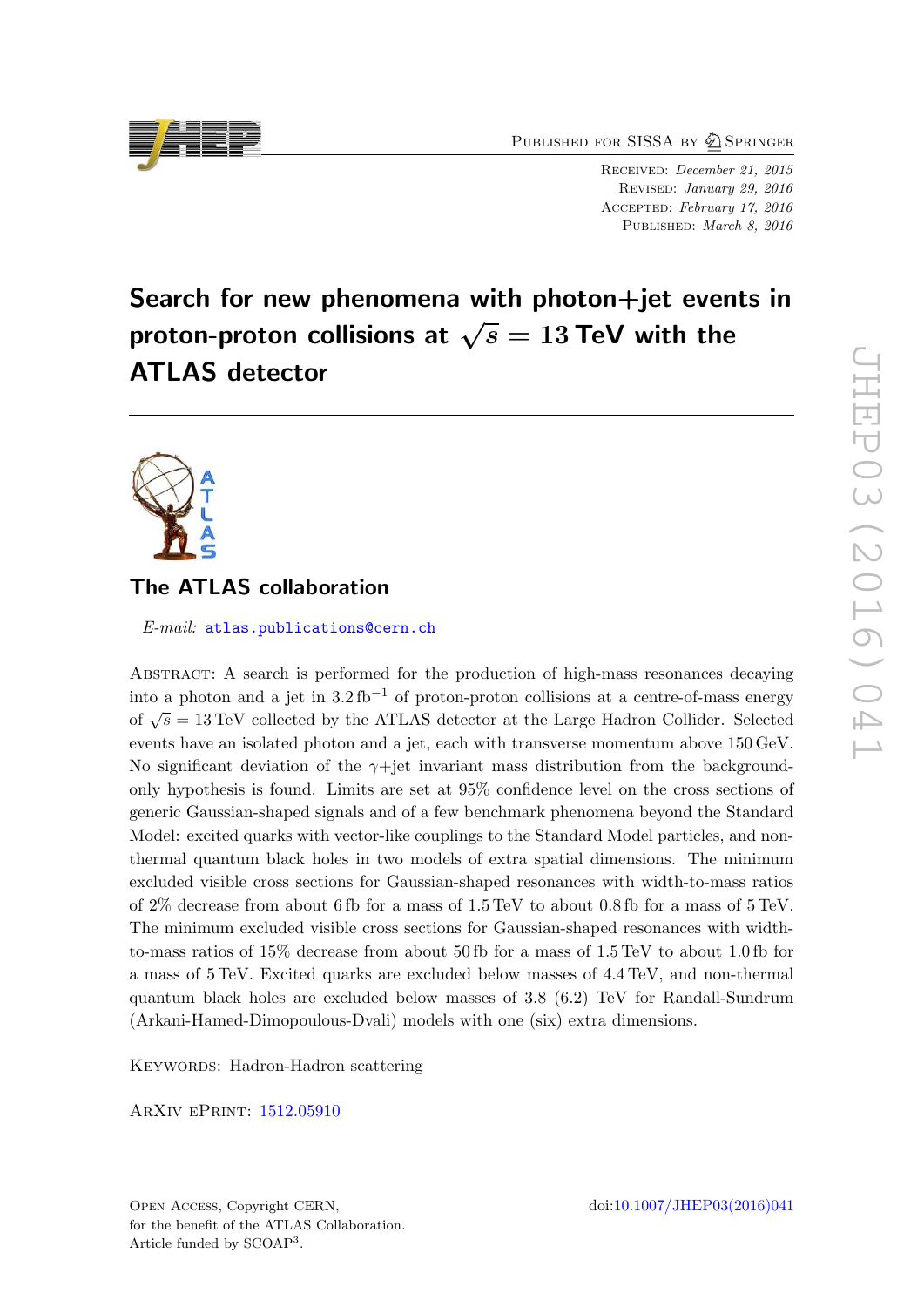# Search for new phenomena with photon+jet events in proton-proton collisions at $\sqrt{s} = 13$ TeV with the ATLAS detector

## The ATLAS collaboration

*E-mail:* atlas.publications@cern.ch

Abstract: A search is performed for the production of high-mass resonances decaying into a photon and a jet in 3.2 fb$^{-1}$ of proton-proton collisions at a centre-of-mass energy of $\sqrt{s} = 13$ TeV collected by the ATLAS detector at the Large Hadron Collider. Selected events have an isolated photon and a jet, each with transverse momentum above 150 GeV. No significant deviation of the $\gamma$+jet invariant mass distribution from the background-only hypothesis is found. Limits are set at 95% confidence level on the cross sections of generic Gaussian-shaped signals and of a few benchmark phenomena beyond the Standard Model: excited quarks with vector-like couplings to the Standard Model particles, and non-thermal quantum black holes in two models of extra spatial dimensions. The minimum excluded visible cross sections for Gaussian-shaped resonances with width-to-mass ratios of 2% decrease from about 6 fb for a mass of 1.5 TeV to about 0.8 fb for a mass of 5 TeV. The minimum excluded visible cross sections for Gaussian-shaped resonances with width-to-mass ratios of 15% decrease from about 50 fb for a mass of 1.5 TeV to about 1.0 fb for a mass of 5 TeV. Excited quarks are excluded below masses of 4.4 TeV, and non-thermal quantum black holes are excluded below masses of 3.8 (6.2) TeV for Randall-Sundrum (Arkani-Hamed-Dimopoulous-Dvali) models with one (six) extra dimensions.

Keywords: Hadron-Hadron scattering

ArXiv ePrint: 1512.05910

Open Access, Copyright CERN, for the benefit of the ATLAS Collaboration. Article funded by SCOAP$^3$.

doi:10.1007/JHEP03(2016)041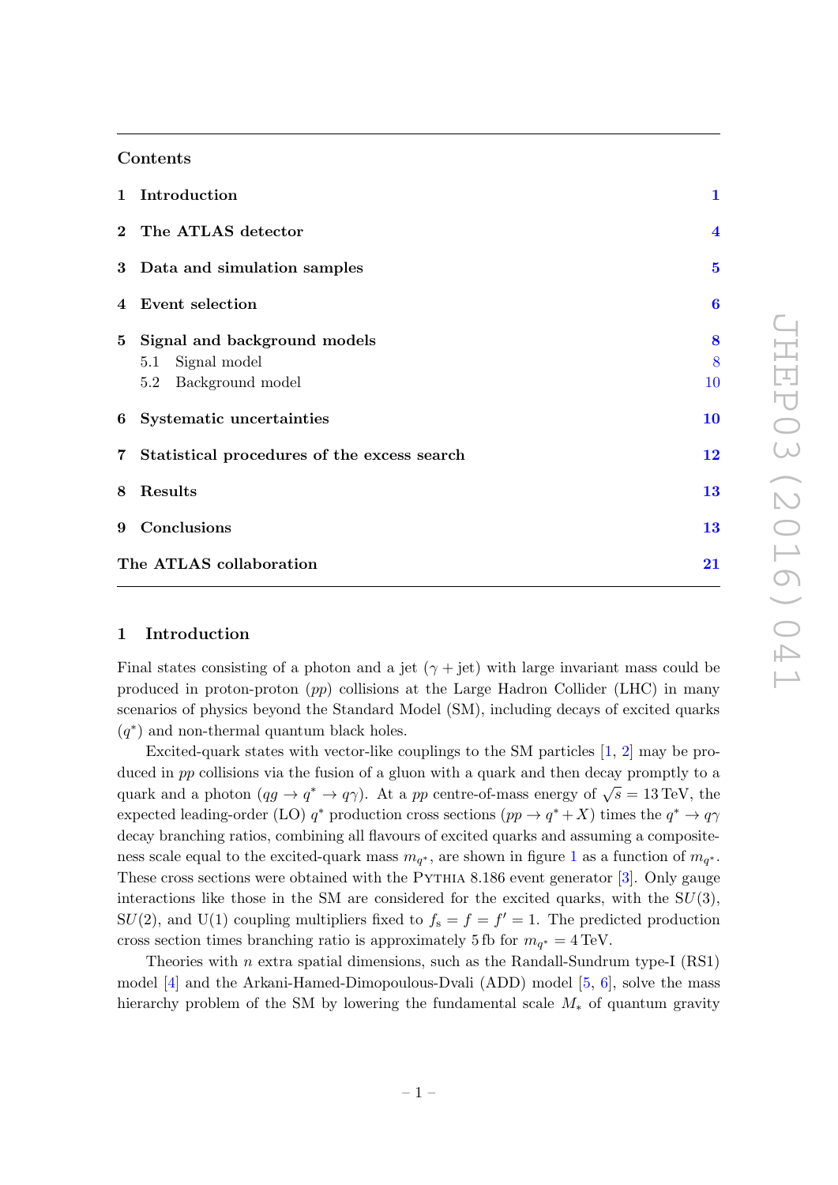## Contents

| | | |
|---|---|---|
| **1** | **Introduction** | **1** |
| **2** | **The ATLAS detector** | **4** |
| **3** | **Data and simulation samples** | **5** |
| **4** | **Event selection** | **6** |
| **5** | **Signal and background models** | **8** |
| | 5.1 Signal model | 8 |
| | 5.2 Background model | 10 |
| **6** | **Systematic uncertainties** | **10** |
| **7** | **Statistical procedures of the excess search** | **12** |
| **8** | **Results** | **13** |
| **9** | **Conclusions** | **13** |
| | **The ATLAS collaboration** | **21** |

## 1 Introduction

Final states consisting of a photon and a jet ($\gamma$ + jet) with large invariant mass could be produced in proton-proton ($pp$) collisions at the Large Hadron Collider (LHC) in many scenarios of physics beyond the Standard Model (SM), including decays of excited quarks ($q^*$) and non-thermal quantum black holes.

Excited-quark states with vector-like couplings to the SM particles [1, 2] may be produced in $pp$ collisions via the fusion of a gluon with a quark and then decay promptly to a quark and a photon ($qg \to q^* \to q\gamma$). At a $pp$ centre-of-mass energy of $\sqrt{s} = 13$ TeV, the expected leading-order (LO) $q^*$ production cross sections ($pp \to q^* + X$) times the $q^* \to q\gamma$ decay branching ratios, combining all flavours of excited quarks and assuming a compositeness scale equal to the excited-quark mass $m_{q^*}$, are shown in figure 1 as a function of $m_{q^*}$. These cross sections were obtained with the Pythia 8.186 event generator [3]. Only gauge interactions like those in the SM are considered for the excited quarks, with the $SU(3)$, $SU(2)$, and $U(1)$ coupling multipliers fixed to $f_s = f = f' = 1$. The predicted production cross section times branching ratio is approximately 5 fb for $m_{q^*} = 4$ TeV.

Theories with $n$ extra spatial dimensions, such as the Randall-Sundrum type-I (RS1) model [4] and the Arkani-Hamed-Dimopoulous-Dvali (ADD) model [5, 6], solve the mass hierarchy problem of the SM by lowering the fundamental scale $M_*$ of quantum gravity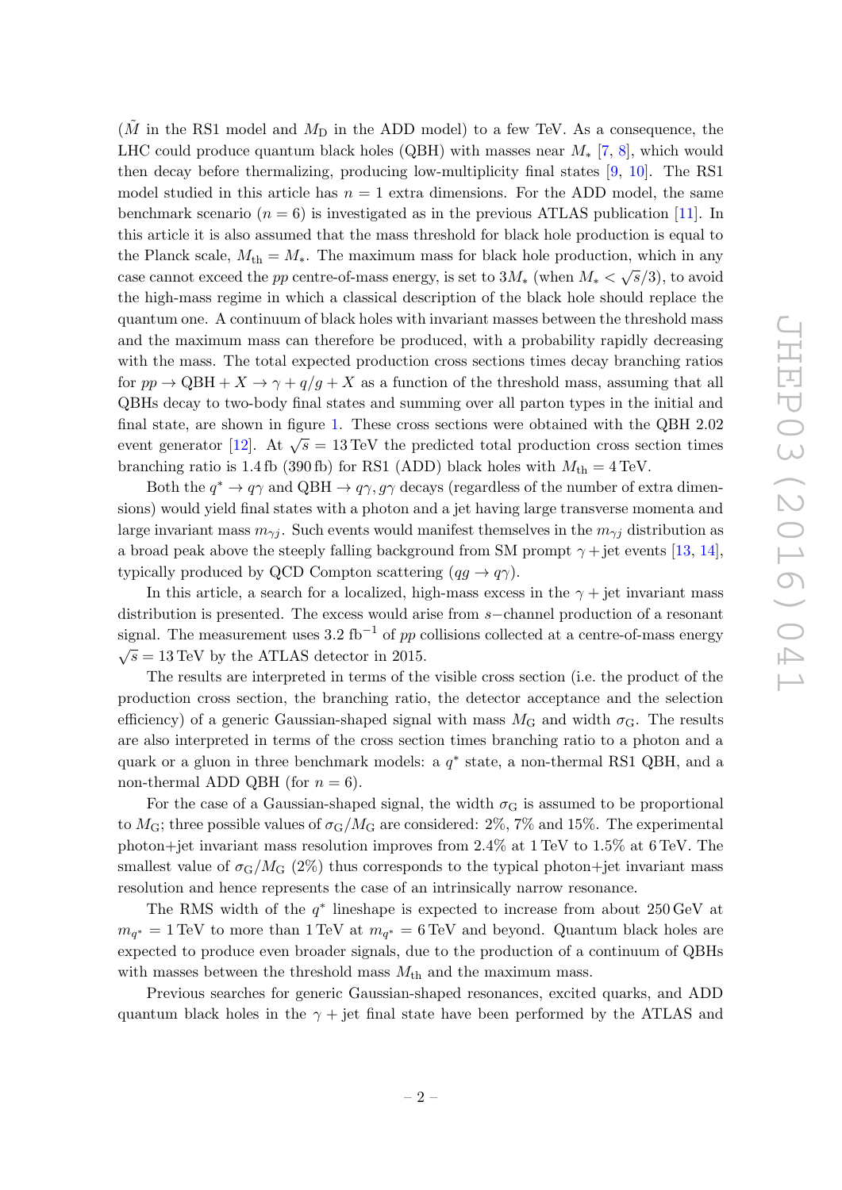($\tilde{M}$ in the RS1 model and $M_{\rm D}$ in the ADD model) to a few TeV. As a consequence, the LHC could produce quantum black holes (QBH) with masses near $M_*$ [7, 8], which would then decay before thermalizing, producing low-multiplicity final states [9, 10]. The RS1 model studied in this article has $n = 1$ extra dimensions. For the ADD model, the same benchmark scenario ($n = 6$) is investigated as in the previous ATLAS publication [11]. In this article it is also assumed that the mass threshold for black hole production is equal to the Planck scale, $M_{\rm th} = M_*$. The maximum mass for black hole production, which in any case cannot exceed the $pp$ centre-of-mass energy, is set to $3M_*$ (when $M_* < \sqrt{s}/3$), to avoid the high-mass regime in which a classical description of the black hole should replace the quantum one. A continuum of black holes with invariant masses between the threshold mass and the maximum mass can therefore be produced, with a probability rapidly decreasing with the mass. The total expected production cross sections times decay branching ratios for $pp \to {\rm QBH} + X \to \gamma + q/g + X$ as a function of the threshold mass, assuming that all QBHs decay to two-body final states and summing over all parton types in the initial and final state, are shown in figure 1. These cross sections were obtained with the QBH 2.02 event generator [12]. At $\sqrt{s} = 13\,{\rm TeV}$ the predicted total production cross section times branching ratio is 1.4 fb (390 fb) for RS1 (ADD) black holes with $M_{\rm th} = 4\,{\rm TeV}$.

Both the $q^* \to q\gamma$ and ${\rm QBH} \to q\gamma, g\gamma$ decays (regardless of the number of extra dimensions) would yield final states with a photon and a jet having large transverse momenta and large invariant mass $m_{\gamma j}$. Such events would manifest themselves in the $m_{\gamma j}$ distribution as a broad peak above the steeply falling background from SM prompt $\gamma +$jet events [13, 14], typically produced by QCD Compton scattering ($qg \to q\gamma$).

In this article, a search for a localized, high-mass excess in the $\gamma +$jet invariant mass distribution is presented. The excess would arise from $s-$channel production of a resonant signal. The measurement uses 3.2 fb$^{-1}$ of $pp$ collisions collected at a centre-of-mass energy $\sqrt{s} = 13\,{\rm TeV}$ by the ATLAS detector in 2015.

The results are interpreted in terms of the visible cross section (i.e. the product of the production cross section, the branching ratio, the detector acceptance and the selection efficiency) of a generic Gaussian-shaped signal with mass $M_{\rm G}$ and width $\sigma_{\rm G}$. The results are also interpreted in terms of the cross section times branching ratio to a photon and a quark or a gluon in three benchmark models: a $q^*$ state, a non-thermal RS1 QBH, and a non-thermal ADD QBH (for $n = 6$).

For the case of a Gaussian-shaped signal, the width $\sigma_{\rm G}$ is assumed to be proportional to $M_{\rm G}$; three possible values of $\sigma_{\rm G}/M_{\rm G}$ are considered: 2%, 7% and 15%. The experimental photon+jet invariant mass resolution improves from 2.4% at 1 TeV to 1.5% at 6 TeV. The smallest value of $\sigma_{\rm G}/M_{\rm G}$ (2%) thus corresponds to the typical photon+jet invariant mass resolution and hence represents the case of an intrinsically narrow resonance.

The RMS width of the $q^*$ lineshape is expected to increase from about 250 GeV at $m_{q^*} = 1\,{\rm TeV}$ to more than 1 TeV at $m_{q^*} = 6\,{\rm TeV}$ and beyond. Quantum black holes are expected to produce even broader signals, due to the production of a continuum of QBHs with masses between the threshold mass $M_{\rm th}$ and the maximum mass.

Previous searches for generic Gaussian-shaped resonances, excited quarks, and ADD quantum black holes in the $\gamma +$jet final state have been performed by the ATLAS and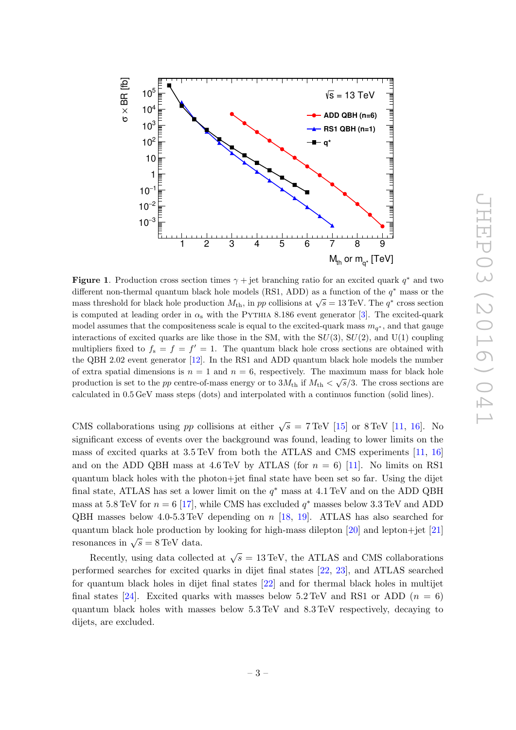**Figure 1**. Production cross section times $\gamma + \text{jet}$ branching ratio for an excited quark $q^*$ and two different non-thermal quantum black hole models (RS1, ADD) as a function of the $q^*$ mass or the mass threshold for black hole production $M_{\text{th}}$, in $pp$ collisions at $\sqrt{s} = 13\,\text{TeV}$. The $q^*$ cross section is computed at leading order in $\alpha_s$ with the PYTHIA 8.186 event generator [3]. The excited-quark model assumes that the compositeness scale is equal to the excited-quark mass $m_{q^*}$, and that gauge interactions of excited quarks are like those in the SM, with the $SU(3)$, $SU(2)$, and U(1) coupling multipliers fixed to $f_s = f = f' = 1$. The quantum black hole cross sections are obtained with the QBH 2.02 event generator [12]. In the RS1 and ADD quantum black hole models the number of extra spatial dimensions is $n = 1$ and $n = 6$, respectively. The maximum mass for black hole production is set to the $pp$ centre-of-mass energy or to $3M_{\text{th}}$ if $M_{\text{th}} < \sqrt{s}/3$. The cross sections are calculated in 0.5 GeV mass steps (dots) and interpolated with a continuos function (solid lines).

CMS collaborations using $pp$ collisions at either $\sqrt{s} = 7\,\text{TeV}$ [15] or $8\,\text{TeV}$ [11, 16]. No significant excess of events over the background was found, leading to lower limits on the mass of excited quarks at 3.5 TeV from both the ATLAS and CMS experiments [11, 16] and on the ADD QBH mass at 4.6 TeV by ATLAS (for $n = 6$) [11]. No limits on RS1 quantum black holes with the photon+jet final state have been set so far. Using the dijet final state, ATLAS has set a lower limit on the $q^*$ mass at 4.1 TeV and on the ADD QBH mass at 5.8 TeV for $n = 6$ [17], while CMS has excluded $q^*$ masses below 3.3 TeV and ADD QBH masses below 4.0-5.3 TeV depending on $n$ [18, 19]. ATLAS has also searched for quantum black hole production by looking for high-mass dilepton [20] and lepton+jet [21] resonances in $\sqrt{s} = 8\,\text{TeV}$ data.

Recently, using data collected at $\sqrt{s} = 13\,\text{TeV}$, the ATLAS and CMS collaborations performed searches for excited quarks in dijet final states [22, 23], and ATLAS searched for quantum black holes in dijet final states [22] and for thermal black holes in multijet final states [24]. Excited quarks with masses below 5.2 TeV and RS1 or ADD ($n = 6$) quantum black holes with masses below 5.3 TeV and 8.3 TeV respectively, decaying to dijets, are excluded.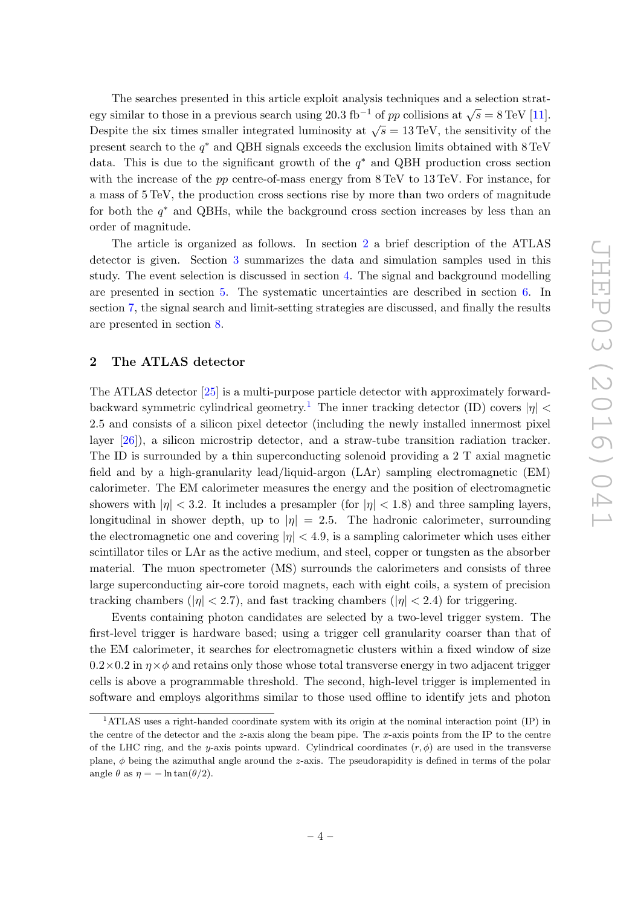The searches presented in this article exploit analysis techniques and a selection strategy similar to those in a previous search using $20.3\,\text{fb}^{-1}$ of $pp$ collisions at $\sqrt{s} = 8\,\text{TeV}$ [11]. Despite the six times smaller integrated luminosity at $\sqrt{s} = 13\,\text{TeV}$, the sensitivity of the present search to the $q^*$ and QBH signals exceeds the exclusion limits obtained with 8 TeV data. This is due to the significant growth of the $q^*$ and QBH production cross section with the increase of the $pp$ centre-of-mass energy from 8 TeV to 13 TeV. For instance, for a mass of 5 TeV, the production cross sections rise by more than two orders of magnitude for both the $q^*$ and QBHs, while the background cross section increases by less than an order of magnitude.

The article is organized as follows. In section 2 a brief description of the ATLAS detector is given. Section 3 summarizes the data and simulation samples used in this study. The event selection is discussed in section 4. The signal and background modelling are presented in section 5. The systematic uncertainties are described in section 6. In section 7, the signal search and limit-setting strategies are discussed, and finally the results are presented in section 8.

## 2 The ATLAS detector

The ATLAS detector [25] is a multi-purpose particle detector with approximately forward-backward symmetric cylindrical geometry.[1] The inner tracking detector (ID) covers $|\eta| < 2.5$ and consists of a silicon pixel detector (including the newly installed innermost pixel layer [26]), a silicon microstrip detector, and a straw-tube transition radiation tracker. The ID is surrounded by a thin superconducting solenoid providing a 2 T axial magnetic field and by a high-granularity lead/liquid-argon (LAr) sampling electromagnetic (EM) calorimeter. The EM calorimeter measures the energy and the position of electromagnetic showers with $|\eta| < 3.2$. It includes a presampler (for $|\eta| < 1.8$) and three sampling layers, longitudinal in shower depth, up to $|\eta| = 2.5$. The hadronic calorimeter, surrounding the electromagnetic one and covering $|\eta| < 4.9$, is a sampling calorimeter which uses either scintillator tiles or LAr as the active medium, and steel, copper or tungsten as the absorber material. The muon spectrometer (MS) surrounds the calorimeters and consists of three large superconducting air-core toroid magnets, each with eight coils, a system of precision tracking chambers ($|\eta| < 2.7$), and fast tracking chambers ($|\eta| < 2.4$) for triggering.

Events containing photon candidates are selected by a two-level trigger system. The first-level trigger is hardware based; using a trigger cell granularity coarser than that of the EM calorimeter, it searches for electromagnetic clusters within a fixed window of size $0.2\times0.2$ in $\eta\times\phi$ and retains only those whose total transverse energy in two adjacent trigger cells is above a programmable threshold. The second, high-level trigger is implemented in software and employs algorithms similar to those used offline to identify jets and photon

[1] ATLAS uses a right-handed coordinate system with its origin at the nominal interaction point (IP) in the centre of the detector and the $z$-axis along the beam pipe. The $x$-axis points from the IP to the centre of the LHC ring, and the $y$-axis points upward. Cylindrical coordinates $(r, \phi)$ are used in the transverse plane, $\phi$ being the azimuthal angle around the $z$-axis. The pseudorapidity is defined in terms of the polar angle $\theta$ as $\eta = -\ln\tan(\theta/2)$.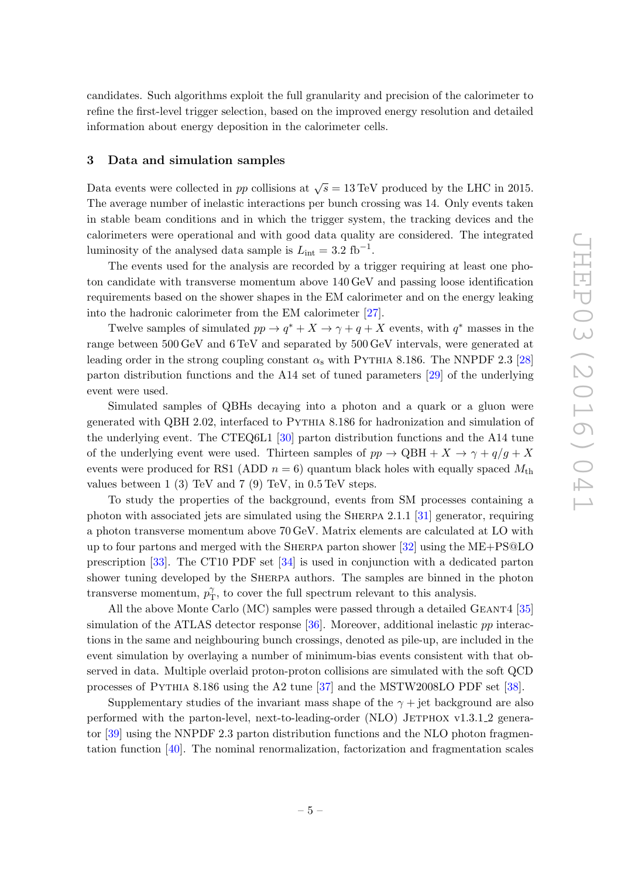candidates. Such algorithms exploit the full granularity and precision of the calorimeter to refine the first-level trigger selection, based on the improved energy resolution and detailed information about energy deposition in the calorimeter cells.

## 3 Data and simulation samples

Data events were collected in $pp$ collisions at $\sqrt{s} = 13$ TeV produced by the LHC in 2015. The average number of inelastic interactions per bunch crossing was 14. Only events taken in stable beam conditions and in which the trigger system, the tracking devices and the calorimeters were operational and with good data quality are considered. The integrated luminosity of the analysed data sample is $L_{\text{int}} = 3.2$ fb$^{-1}$.

The events used for the analysis are recorded by a trigger requiring at least one photon candidate with transverse momentum above 140 GeV and passing loose identification requirements based on the shower shapes in the EM calorimeter and on the energy leaking into the hadronic calorimeter from the EM calorimeter [27].

Twelve samples of simulated $pp \to q^* + X \to \gamma + q + X$ events, with $q^*$ masses in the range between 500 GeV and 6 TeV and separated by 500 GeV intervals, were generated at leading order in the strong coupling constant $\alpha_s$ with Pythia 8.186. The NNPDF 2.3 [28] parton distribution functions and the A14 set of tuned parameters [29] of the underlying event were used.

Simulated samples of QBHs decaying into a photon and a quark or a gluon were generated with QBH 2.02, interfaced to Pythia 8.186 for hadronization and simulation of the underlying event. The CTEQ6L1 [30] parton distribution functions and the A14 tune of the underlying event were used. Thirteen samples of $pp \to \text{QBH} + X \to \gamma + q/g + X$ events were produced for RS1 (ADD $n = 6$) quantum black holes with equally spaced $M_{\text{th}}$ values between 1 (3) TeV and 7 (9) TeV, in 0.5 TeV steps.

To study the properties of the background, events from SM processes containing a photon with associated jets are simulated using the Sherpa 2.1.1 [31] generator, requiring a photon transverse momentum above 70 GeV. Matrix elements are calculated at LO with up to four partons and merged with the Sherpa parton shower [32] using the ME+PS@LO prescription [33]. The CT10 PDF set [34] is used in conjunction with a dedicated parton shower tuning developed by the Sherpa authors. The samples are binned in the photon transverse momentum, $p_{\text{T}}^{\gamma}$, to cover the full spectrum relevant to this analysis.

All the above Monte Carlo (MC) samples were passed through a detailed Geant4 [35] simulation of the ATLAS detector response [36]. Moreover, additional inelastic $pp$ interactions in the same and neighbouring bunch crossings, denoted as pile-up, are included in the event simulation by overlaying a number of minimum-bias events consistent with that observed in data. Multiple overlaid proton-proton collisions are simulated with the soft QCD processes of Pythia 8.186 using the A2 tune [37] and the MSTW2008LO PDF set [38].

Supplementary studies of the invariant mass shape of the $\gamma$ + jet background are also performed with the parton-level, next-to-leading-order (NLO) Jetphox v1.3.1_2 generator [39] using the NNPDF 2.3 parton distribution functions and the NLO photon fragmentation function [40]. The nominal renormalization, factorization and fragmentation scales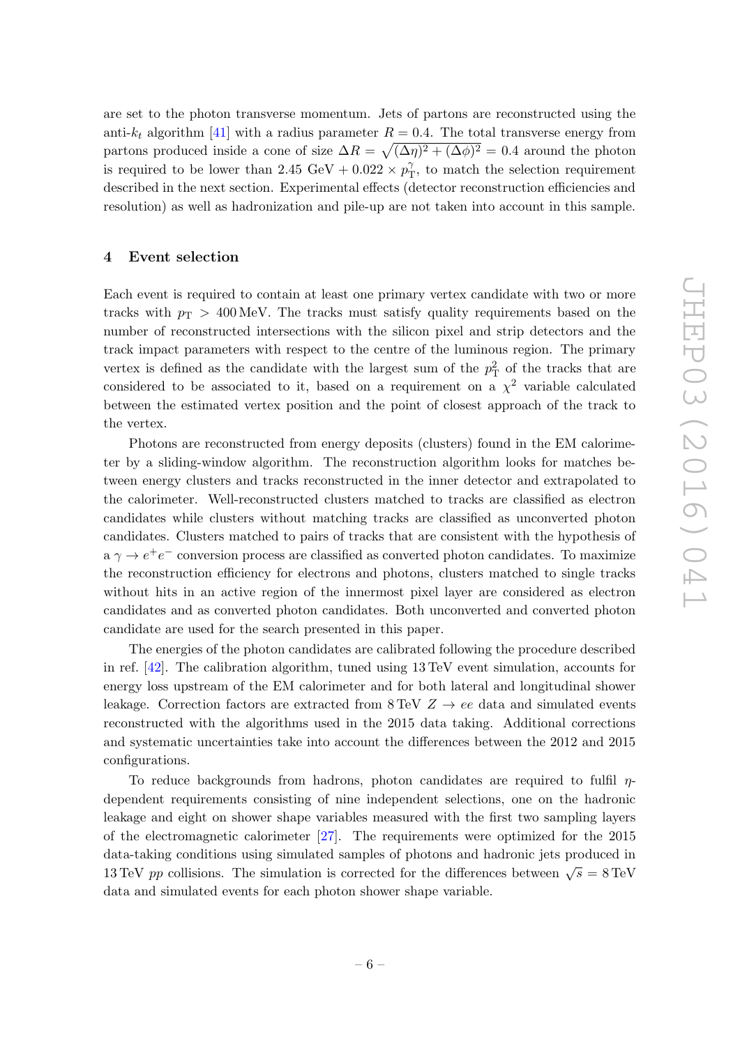are set to the photon transverse momentum. Jets of partons are reconstructed using the anti-$k_t$ algorithm [41] with a radius parameter $R = 0.4$. The total transverse energy from partons produced inside a cone of size $\Delta R = \sqrt{(\Delta\eta)^2 + (\Delta\phi)^2} = 0.4$ around the photon is required to be lower than 2.45 GeV + $0.022 \times p_{\mathrm{T}}^{\gamma}$, to match the selection requirement described in the next section. Experimental effects (detector reconstruction efficiencies and resolution) as well as hadronization and pile-up are not taken into account in this sample.

## 4 Event selection

Each event is required to contain at least one primary vertex candidate with two or more tracks with $p_{\mathrm{T}} > 400\,\mathrm{MeV}$. The tracks must satisfy quality requirements based on the number of reconstructed intersections with the silicon pixel and strip detectors and the track impact parameters with respect to the centre of the luminous region. The primary vertex is defined as the candidate with the largest sum of the $p_{\mathrm{T}}^2$ of the tracks that are considered to be associated to it, based on a requirement on a $\chi^2$ variable calculated between the estimated vertex position and the point of closest approach of the track to the vertex.

Photons are reconstructed from energy deposits (clusters) found in the EM calorimeter by a sliding-window algorithm. The reconstruction algorithm looks for matches between energy clusters and tracks reconstructed in the inner detector and extrapolated to the calorimeter. Well-reconstructed clusters matched to tracks are classified as electron candidates while clusters without matching tracks are classified as unconverted photon candidates. Clusters matched to pairs of tracks that are consistent with the hypothesis of a $\gamma \to e^+e^-$ conversion process are classified as converted photon candidates. To maximize the reconstruction efficiency for electrons and photons, clusters matched to single tracks without hits in an active region of the innermost pixel layer are considered as electron candidates and as converted photon candidates. Both unconverted and converted photon candidate are used for the search presented in this paper.

The energies of the photon candidates are calibrated following the procedure described in ref. [42]. The calibration algorithm, tuned using 13 TeV event simulation, accounts for energy loss upstream of the EM calorimeter and for both lateral and longitudinal shower leakage. Correction factors are extracted from 8 TeV $Z \to ee$ data and simulated events reconstructed with the algorithms used in the 2015 data taking. Additional corrections and systematic uncertainties take into account the differences between the 2012 and 2015 configurations.

To reduce backgrounds from hadrons, photon candidates are required to fulfil $\eta$-dependent requirements consisting of nine independent selections, one on the hadronic leakage and eight on shower shape variables measured with the first two sampling layers of the electromagnetic calorimeter [27]. The requirements were optimized for the 2015 data-taking conditions using simulated samples of photons and hadronic jets produced in 13 TeV $pp$ collisions. The simulation is corrected for the differences between $\sqrt{s} = 8\,\mathrm{TeV}$ data and simulated events for each photon shower shape variable.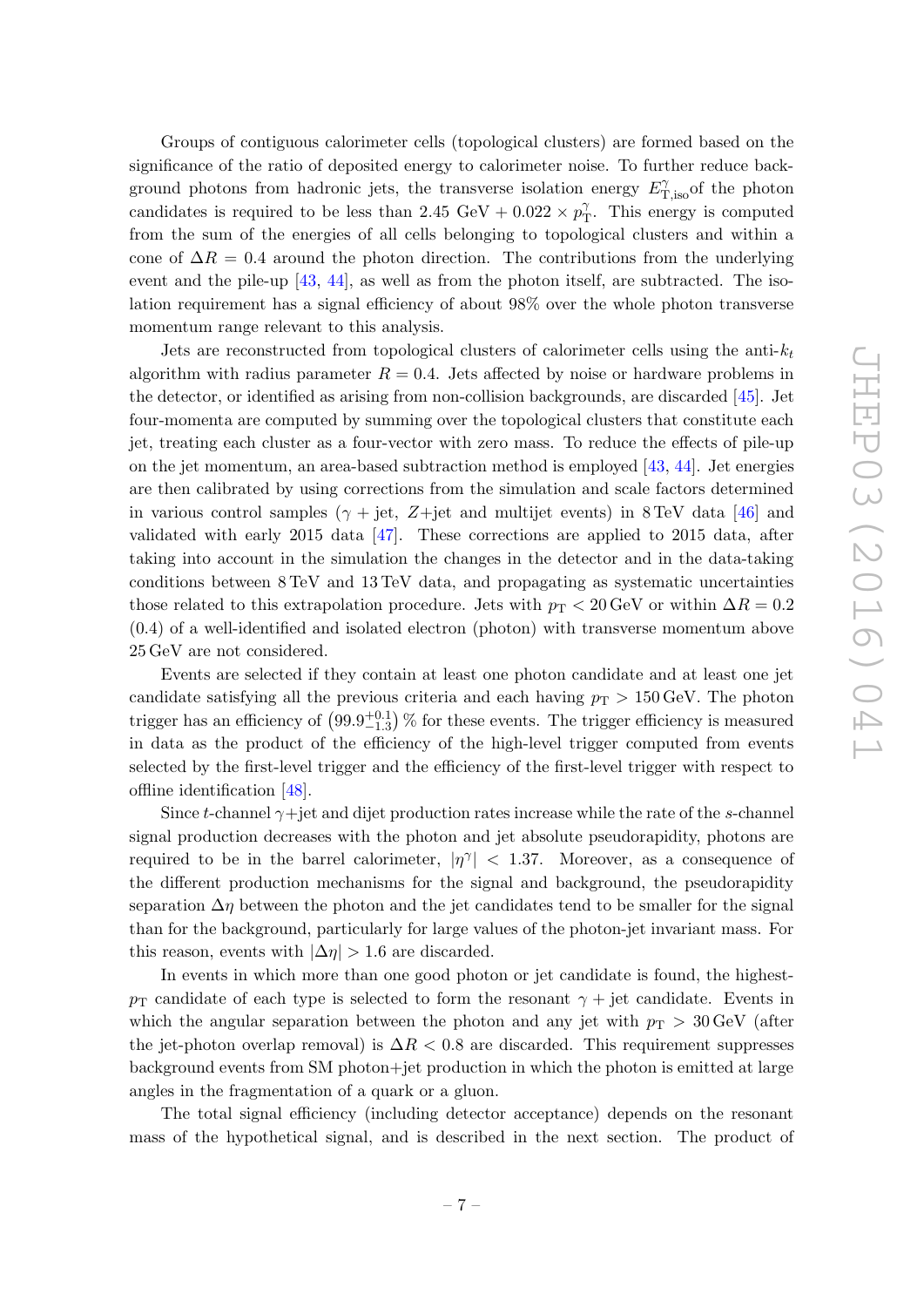Groups of contiguous calorimeter cells (topological clusters) are formed based on the significance of the ratio of deposited energy to calorimeter noise. To further reduce background photons from hadronic jets, the transverse isolation energy $E_{\mathrm{T,iso}}^{\gamma}$of the photon candidates is required to be less than 2.45 GeV + $0.022 \times p_{\mathrm{T}}^{\gamma}$. This energy is computed from the sum of the energies of all cells belonging to topological clusters and within a cone of $\Delta R = 0.4$ around the photon direction. The contributions from the underlying event and the pile-up [43, 44], as well as from the photon itself, are subtracted. The isolation requirement has a signal efficiency of about 98% over the whole photon transverse momentum range relevant to this analysis.

Jets are reconstructed from topological clusters of calorimeter cells using the anti-$k_t$ algorithm with radius parameter $R = 0.4$. Jets affected by noise or hardware problems in the detector, or identified as arising from non-collision backgrounds, are discarded [45]. Jet four-momenta are computed by summing over the topological clusters that constitute each jet, treating each cluster as a four-vector with zero mass. To reduce the effects of pile-up on the jet momentum, an area-based subtraction method is employed [43, 44]. Jet energies are then calibrated by using corrections from the simulation and scale factors determined in various control samples ($\gamma$ + jet, $Z$+jet and multijet events) in 8 TeV data [46] and validated with early 2015 data [47]. These corrections are applied to 2015 data, after taking into account in the simulation the changes in the detector and in the data-taking conditions between 8 TeV and 13 TeV data, and propagating as systematic uncertainties those related to this extrapolation procedure. Jets with $p_{\mathrm{T}} < 20$ GeV or within $\Delta R = 0.2$ (0.4) of a well-identified and isolated electron (photon) with transverse momentum above 25 GeV are not considered.

Events are selected if they contain at least one photon candidate and at least one jet candidate satisfying all the previous criteria and each having $p_{\mathrm{T}} > 150$ GeV. The photon trigger has an efficiency of $\left(99.9^{+0.1}_{-1.3}\right)$ % for these events. The trigger efficiency is measured in data as the product of the efficiency of the high-level trigger computed from events selected by the first-level trigger and the efficiency of the first-level trigger with respect to offline identification [48].

Since $t$-channel $\gamma$+jet and dijet production rates increase while the rate of the $s$-channel signal production decreases with the photon and jet absolute pseudorapidity, photons are required to be in the barrel calorimeter, $|\eta^{\gamma}| < 1.37$. Moreover, as a consequence of the different production mechanisms for the signal and background, the pseudorapidity separation $\Delta\eta$ between the photon and the jet candidates tend to be smaller for the signal than for the background, particularly for large values of the photon-jet invariant mass. For this reason, events with $|\Delta\eta| > 1.6$ are discarded.

In events in which more than one good photon or jet candidate is found, the highest-$p_{\mathrm{T}}$ candidate of each type is selected to form the resonant $\gamma$ + jet candidate. Events in which the angular separation between the photon and any jet with $p_{\mathrm{T}} > 30$ GeV (after the jet-photon overlap removal) is $\Delta R < 0.8$ are discarded. This requirement suppresses background events from SM photon+jet production in which the photon is emitted at large angles in the fragmentation of a quark or a gluon.

The total signal efficiency (including detector acceptance) depends on the resonant mass of the hypothetical signal, and is described in the next section. The product of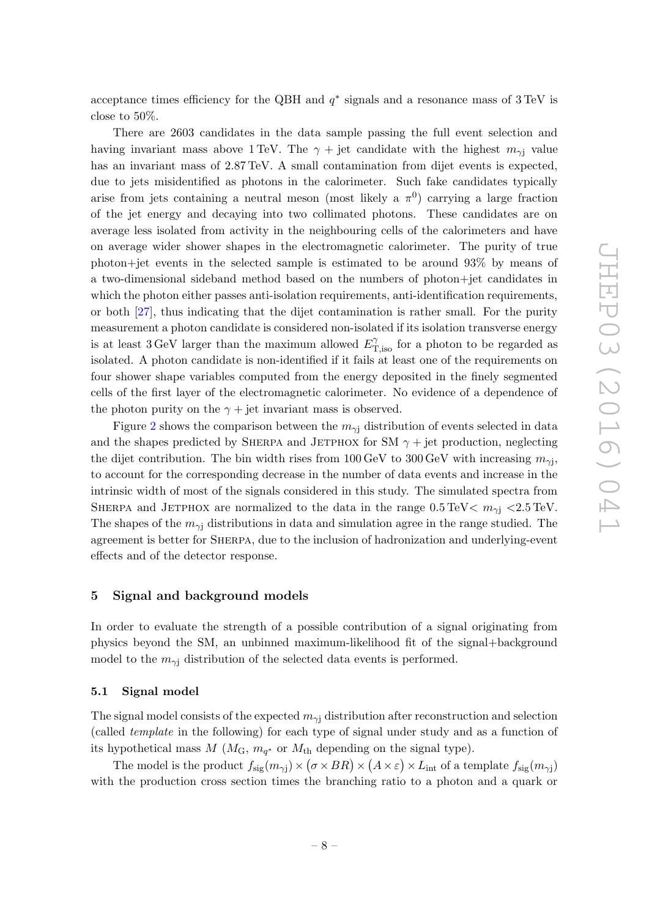acceptance times efficiency for the QBH and $q^*$ signals and a resonance mass of 3 TeV is close to 50%.

There are 2603 candidates in the data sample passing the full event selection and having invariant mass above 1 TeV. The $\gamma$ + jet candidate with the highest $m_{\gamma\mathrm{j}}$ value has an invariant mass of 2.87 TeV. A small contamination from dijet events is expected, due to jets misidentified as photons in the calorimeter. Such fake candidates typically arise from jets containing a neutral meson (most likely a $\pi^0$) carrying a large fraction of the jet energy and decaying into two collimated photons. These candidates are on average less isolated from activity in the neighbouring cells of the calorimeters and have on average wider shower shapes in the electromagnetic calorimeter. The purity of true photon+jet events in the selected sample is estimated to be around 93% by means of a two-dimensional sideband method based on the numbers of photon+jet candidates in which the photon either passes anti-isolation requirements, anti-identification requirements, or both [27], thus indicating that the dijet contamination is rather small. For the purity measurement a photon candidate is considered non-isolated if its isolation transverse energy is at least 3 GeV larger than the maximum allowed $E_{\mathrm{T,iso}}^{\gamma}$ for a photon to be regarded as isolated. A photon candidate is non-identified if it fails at least one of the requirements on four shower shape variables computed from the energy deposited in the finely segmented cells of the first layer of the electromagnetic calorimeter. No evidence of a dependence of the photon purity on the $\gamma$ + jet invariant mass is observed.

Figure 2 shows the comparison between the $m_{\gamma\mathrm{j}}$ distribution of events selected in data and the shapes predicted by SHERPA and JETPHOX for SM $\gamma$ + jet production, neglecting the dijet contribution. The bin width rises from 100 GeV to 300 GeV with increasing $m_{\gamma\mathrm{j}}$, to account for the corresponding decrease in the number of data events and increase in the intrinsic width of most of the signals considered in this study. The simulated spectra from SHERPA and JETPHOX are normalized to the data in the range 0.5 TeV< $m_{\gamma\mathrm{j}}$ <2.5 TeV. The shapes of the $m_{\gamma\mathrm{j}}$ distributions in data and simulation agree in the range studied. The agreement is better for SHERPA, due to the inclusion of hadronization and underlying-event effects and of the detector response.

## 5 Signal and background models

In order to evaluate the strength of a possible contribution of a signal originating from physics beyond the SM, an unbinned maximum-likelihood fit of the signal+background model to the $m_{\gamma\mathrm{j}}$ distribution of the selected data events is performed.

### 5.1 Signal model

The signal model consists of the expected $m_{\gamma\mathrm{j}}$ distribution after reconstruction and selection (called *template* in the following) for each type of signal under study and as a function of its hypothetical mass $M$ ($M_{\mathrm{G}}$, $m_{q^*}$ or $M_{\mathrm{th}}$ depending on the signal type).

The model is the product $f_{\mathrm{sig}}(m_{\gamma\mathrm{j}}) \times (\sigma \times BR) \times (A \times \varepsilon) \times L_{\mathrm{int}}$ of a template $f_{\mathrm{sig}}(m_{\gamma\mathrm{j}})$ with the production cross section times the branching ratio to a photon and a quark or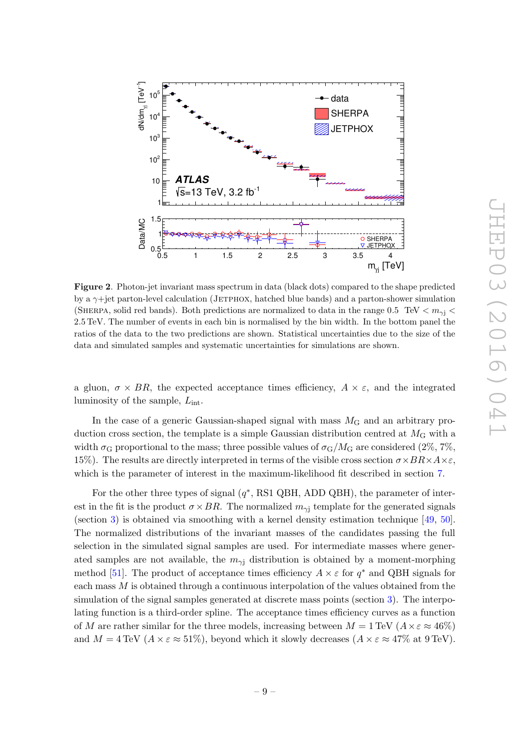**Figure 2**. Photon-jet invariant mass spectrum in data (black dots) compared to the shape predicted by a $\gamma$+jet parton-level calculation (JETPHOX, hatched blue bands) and a parton-shower simulation (SHERPA, solid red bands). Both predictions are normalized to data in the range $0.5\ \text{TeV} < m_{\gamma \text{j}} < 2.5\,\text{TeV}$. The number of events in each bin is normalised by the bin width. In the bottom panel the ratios of the data to the two predictions are shown. Statistical uncertainties due to the size of the data and simulated samples and systematic uncertainties for simulations are shown.

a gluon, $\sigma \times BR$, the expected acceptance times efficiency, $A \times \varepsilon$, and the integrated luminosity of the sample, $L_{\text{int}}$.

In the case of a generic Gaussian-shaped signal with mass $M_{\text{G}}$ and an arbitrary production cross section, the template is a simple Gaussian distribution centred at $M_{\text{G}}$ with a width $\sigma_{\text{G}}$ proportional to the mass; three possible values of $\sigma_{\text{G}}/M_{\text{G}}$ are considered (2%, 7%, 15%). The results are directly interpreted in terms of the visible cross section $\sigma \times BR \times A \times \varepsilon$, which is the parameter of interest in the maximum-likelihood fit described in section 7.

For the other three types of signal ($q^*$, RS1 QBH, ADD QBH), the parameter of interest in the fit is the product $\sigma \times BR$. The normalized $m_{\gamma \text{j}}$ template for the generated signals (section 3) is obtained via smoothing with a kernel density estimation technique [49, 50]. The normalized distributions of the invariant masses of the candidates passing the full selection in the simulated signal samples are used. For intermediate masses where generated samples are not available, the $m_{\gamma \text{j}}$ distribution is obtained by a moment-morphing method [51]. The product of acceptance times efficiency $A \times \varepsilon$ for $q^*$ and QBH signals for each mass $M$ is obtained through a continuous interpolation of the values obtained from the simulation of the signal samples generated at discrete mass points (section 3). The interpolating function is a third-order spline. The acceptance times efficiency curves as a function of $M$ are rather similar for the three models, increasing between $M = 1\,\text{TeV}$ ($A \times \varepsilon \approx 46\%$) and $M = 4\,\text{TeV}$ ($A \times \varepsilon \approx 51\%$), beyond which it slowly decreases ($A \times \varepsilon \approx 47\%$ at $9\,\text{TeV}$).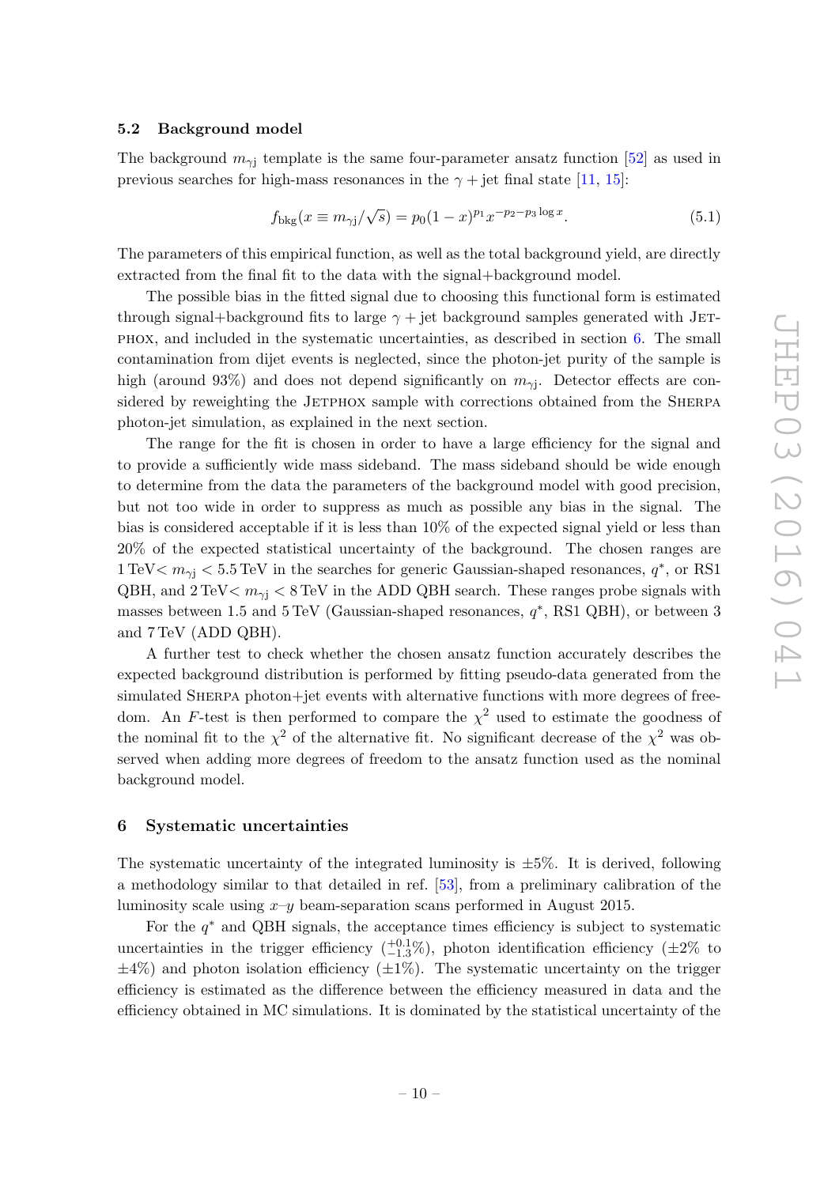### 5.2 Background model

The background $m_{\gamma \text{j}}$ template is the same four-parameter ansatz function [52] as used in previous searches for high-mass resonances in the $\gamma + \text{jet}$ final state [11, 15]:

$$f_{\text{bkg}}(x \equiv m_{\gamma \text{j}}/\sqrt{s}) = p_0(1-x)^{p_1} x^{-p_2 - p_3 \log x}. \tag{5.1}$$

The parameters of this empirical function, as well as the total background yield, are directly extracted from the final fit to the data with the signal+background model.

The possible bias in the fitted signal due to choosing this functional form is estimated through signal+background fits to large $\gamma + \text{jet}$ background samples generated with JETPHOX, and included in the systematic uncertainties, as described in section 6. The small contamination from dijet events is neglected, since the photon-jet purity of the sample is high (around 93%) and does not depend significantly on $m_{\gamma \text{j}}$. Detector effects are considered by reweighting the JETPHOX sample with corrections obtained from the SHERPA photon-jet simulation, as explained in the next section.

The range for the fit is chosen in order to have a large efficiency for the signal and to provide a sufficiently wide mass sideband. The mass sideband should be wide enough to determine from the data the parameters of the background model with good precision, but not too wide in order to suppress as much as possible any bias in the signal. The bias is considered acceptable if it is less than 10% of the expected signal yield or less than 20% of the expected statistical uncertainty of the background. The chosen ranges are $1\,\text{TeV} < m_{\gamma \text{j}} < 5.5\,\text{TeV}$ in the searches for generic Gaussian-shaped resonances, $q^*$, or RS1 QBH, and $2\,\text{TeV} < m_{\gamma \text{j}} < 8\,\text{TeV}$ in the ADD QBH search. These ranges probe signals with masses between 1.5 and 5 TeV (Gaussian-shaped resonances, $q^*$, RS1 QBH), or between 3 and 7 TeV (ADD QBH).

A further test to check whether the chosen ansatz function accurately describes the expected background distribution is performed by fitting pseudo-data generated from the simulated SHERPA photon+jet events with alternative functions with more degrees of freedom. An $F$-test is then performed to compare the $\chi^2$ used to estimate the goodness of the nominal fit to the $\chi^2$ of the alternative fit. No significant decrease of the $\chi^2$ was observed when adding more degrees of freedom to the ansatz function used as the nominal background model.

## 6 Systematic uncertainties

The systematic uncertainty of the integrated luminosity is $\pm 5\%$. It is derived, following a methodology similar to that detailed in ref. [53], from a preliminary calibration of the luminosity scale using $x$–$y$ beam-separation scans performed in August 2015.

For the $q^*$ and QBH signals, the acceptance times efficiency is subject to systematic uncertainties in the trigger efficiency ($^{+0.1}_{-1.3}\%$), photon identification efficiency ($\pm 2\%$ to $\pm 4\%$) and photon isolation efficiency ($\pm 1\%$). The systematic uncertainty on the trigger efficiency is estimated as the difference between the efficiency measured in data and the efficiency obtained in MC simulations. It is dominated by the statistical uncertainty of the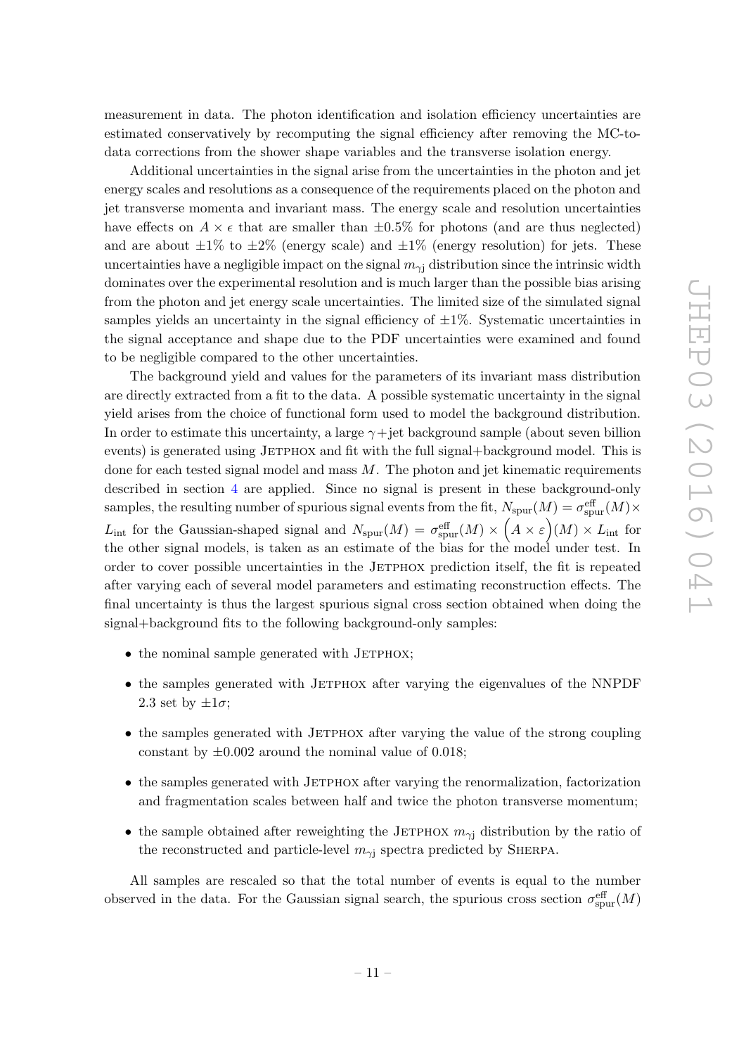measurement in data. The photon identification and isolation efficiency uncertainties are estimated conservatively by recomputing the signal efficiency after removing the MC-to-data corrections from the shower shape variables and the transverse isolation energy.

Additional uncertainties in the signal arise from the uncertainties in the photon and jet energy scales and resolutions as a consequence of the requirements placed on the photon and jet transverse momenta and invariant mass. The energy scale and resolution uncertainties have effects on $A \times \epsilon$ that are smaller than $\pm 0.5\%$ for photons (and are thus neglected) and are about $\pm 1\%$ to $\pm 2\%$ (energy scale) and $\pm 1\%$ (energy resolution) for jets. These uncertainties have a negligible impact on the signal $m_{\gamma \mathrm{j}}$ distribution since the intrinsic width dominates over the experimental resolution and is much larger than the possible bias arising from the photon and jet energy scale uncertainties. The limited size of the simulated signal samples yields an uncertainty in the signal efficiency of $\pm 1\%$. Systematic uncertainties in the signal acceptance and shape due to the PDF uncertainties were examined and found to be negligible compared to the other uncertainties.

The background yield and values for the parameters of its invariant mass distribution are directly extracted from a fit to the data. A possible systematic uncertainty in the signal yield arises from the choice of functional form used to model the background distribution. In order to estimate this uncertainty, a large $\gamma$+jet background sample (about seven billion events) is generated using JETPHOX and fit with the full signal+background model. This is done for each tested signal model and mass $M$. The photon and jet kinematic requirements described in section 4 are applied. Since no signal is present in these background-only samples, the resulting number of spurious signal events from the fit, $N_{\mathrm{spur}}(M) = \sigma^{\mathrm{eff}}_{\mathrm{spur}}(M) \times L_{\mathrm{int}}$ for the Gaussian-shaped signal and $N_{\mathrm{spur}}(M) = \sigma^{\mathrm{eff}}_{\mathrm{spur}}(M) \times \left(A \times \varepsilon\right)(M) \times L_{\mathrm{int}}$ for the other signal models, is taken as an estimate of the bias for the model under test. In order to cover possible uncertainties in the JETPHOX prediction itself, the fit is repeated after varying each of several model parameters and estimating reconstruction effects. The final uncertainty is thus the largest spurious signal cross section obtained when doing the signal+background fits to the following background-only samples:

- the nominal sample generated with JETPHOX;
- the samples generated with JETPHOX after varying the eigenvalues of the NNPDF 2.3 set by $\pm 1\sigma$;
- the samples generated with JETPHOX after varying the value of the strong coupling constant by $\pm 0.002$ around the nominal value of 0.018;
- the samples generated with JETPHOX after varying the renormalization, factorization and fragmentation scales between half and twice the photon transverse momentum;
- the sample obtained after reweighting the JETPHOX $m_{\gamma \mathrm{j}}$ distribution by the ratio of the reconstructed and particle-level $m_{\gamma \mathrm{j}}$ spectra predicted by SHERPA.

All samples are rescaled so that the total number of events is equal to the number observed in the data. For the Gaussian signal search, the spurious cross section $\sigma^{\mathrm{eff}}_{\mathrm{spur}}(M)$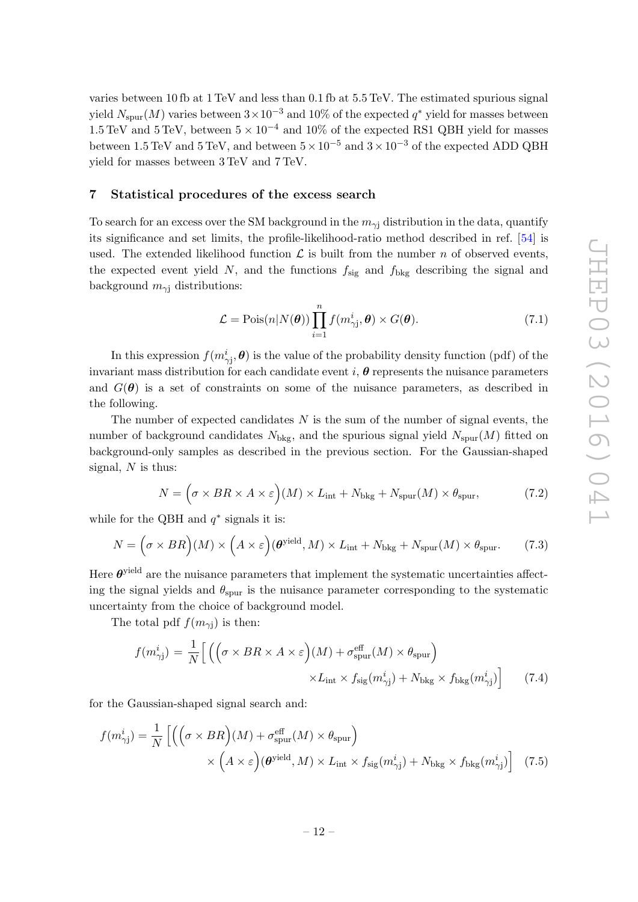varies between 10 fb at 1 TeV and less than 0.1 fb at 5.5 TeV. The estimated spurious signal yield $N_{\text{spur}}(M)$ varies between $3\times10^{-3}$ and 10% of the expected $q^*$ yield for masses between 1.5 TeV and 5 TeV, between $5\times10^{-4}$ and 10% of the expected RS1 QBH yield for masses between 1.5 TeV and 5 TeV, and between $5\times10^{-5}$ and $3\times10^{-3}$ of the expected ADD QBH yield for masses between 3 TeV and 7 TeV.

## 7 Statistical procedures of the excess search

To search for an excess over the SM background in the $m_{\gamma\text{j}}$ distribution in the data, quantify its significance and set limits, the profile-likelihood-ratio method described in ref. [54] is used. The extended likelihood function $\mathcal{L}$ is built from the number $n$ of observed events, the expected event yield $N$, and the functions $f_{\text{sig}}$ and $f_{\text{bkg}}$ describing the signal and background $m_{\gamma\text{j}}$ distributions:

$$\mathcal{L} = \text{Pois}(n|N(\boldsymbol{\theta}))\prod_{i=1}^{n} f(m^i_{\gamma\text{j}}, \boldsymbol{\theta}) \times G(\boldsymbol{\theta}). \tag{7.1}$$

In this expression $f(m^i_{\gamma\text{j}}, \boldsymbol{\theta})$ is the value of the probability density function (pdf) of the invariant mass distribution for each candidate event $i$, $\boldsymbol{\theta}$ represents the nuisance parameters and $G(\boldsymbol{\theta})$ is a set of constraints on some of the nuisance parameters, as described in the following.

The number of expected candidates $N$ is the sum of the number of signal events, the number of background candidates $N_{\text{bkg}}$, and the spurious signal yield $N_{\text{spur}}(M)$ fitted on background-only samples as described in the previous section. For the Gaussian-shaped signal, $N$ is thus:

$$N = \Big(\sigma \times BR \times A \times \varepsilon\Big)(M) \times L_{\text{int}} + N_{\text{bkg}} + N_{\text{spur}}(M) \times \theta_{\text{spur}}, \tag{7.2}$$

while for the QBH and $q^*$ signals it is:

$$N = \Big(\sigma \times BR\Big)(M) \times \Big(A \times \varepsilon\Big)(\boldsymbol{\theta}^{\text{yield}}, M) \times L_{\text{int}} + N_{\text{bkg}} + N_{\text{spur}}(M) \times \theta_{\text{spur}}. \tag{7.3}$$

Here $\boldsymbol{\theta}^{\text{yield}}$ are the nuisance parameters that implement the systematic uncertainties affecting the signal yields and $\theta_{\text{spur}}$ is the nuisance parameter corresponding to the systematic uncertainty from the choice of background model.

The total pdf $f(m_{\gamma\text{j}})$ is then:

$$f(m^i_{\gamma\text{j}}) = \frac{1}{N}\Big[\Big(\Big(\sigma \times BR \times A \times \varepsilon\Big)(M) + \sigma^{\text{eff}}_{\text{spur}}(M) \times \theta_{\text{spur}}\Big) \times L_{\text{int}} \times f_{\text{sig}}(m^i_{\gamma\text{j}}) + N_{\text{bkg}} \times f_{\text{bkg}}(m^i_{\gamma\text{j}})\Big] \tag{7.4}$$

for the Gaussian-shaped signal search and:

$$f(m^i_{\gamma\text{j}}) = \frac{1}{N}\Big[\Big(\Big(\sigma \times BR\Big)(M) + \sigma^{\text{eff}}_{\text{spur}}(M) \times \theta_{\text{spur}}\Big) \times \Big(A \times \varepsilon\Big)(\boldsymbol{\theta}^{\text{yield}}, M) \times L_{\text{int}} \times f_{\text{sig}}(m^i_{\gamma\text{j}}) + N_{\text{bkg}} \times f_{\text{bkg}}(m^i_{\gamma\text{j}})\Big] \tag{7.5}$$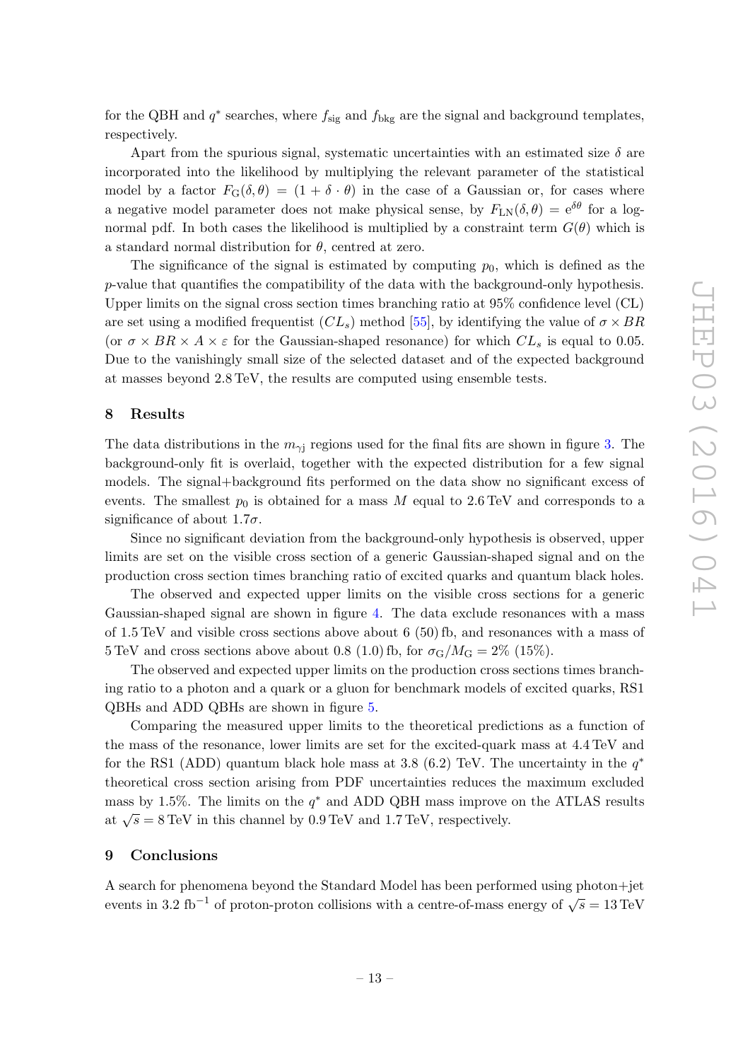for the QBH and $q^*$ searches, where $f_{\mathrm{sig}}$ and $f_{\mathrm{bkg}}$ are the signal and background templates, respectively.

Apart from the spurious signal, systematic uncertainties with an estimated size $\delta$ are incorporated into the likelihood by multiplying the relevant parameter of the statistical model by a factor $F_{\mathrm{G}}(\delta, \theta) = (1 + \delta \cdot \theta)$ in the case of a Gaussian or, for cases where a negative model parameter does not make physical sense, by $F_{\mathrm{LN}}(\delta, \theta) = \mathrm{e}^{\delta\theta}$ for a log-normal pdf. In both cases the likelihood is multiplied by a constraint term $G(\theta)$ which is a standard normal distribution for $\theta$, centred at zero.

The significance of the signal is estimated by computing $p_0$, which is defined as the $p$-value that quantifies the compatibility of the data with the background-only hypothesis. Upper limits on the signal cross section times branching ratio at 95% confidence level (CL) are set using a modified frequentist ($CL_s$) method [55], by identifying the value of $\sigma \times BR$ (or $\sigma \times BR \times A \times \varepsilon$ for the Gaussian-shaped resonance) for which $CL_s$ is equal to 0.05. Due to the vanishingly small size of the selected dataset and of the expected background at masses beyond 2.8 TeV, the results are computed using ensemble tests.

## 8 Results

The data distributions in the $m_{\gamma \mathrm{j}}$ regions used for the final fits are shown in figure 3. The background-only fit is overlaid, together with the expected distribution for a few signal models. The signal+background fits performed on the data show no significant excess of events. The smallest $p_0$ is obtained for a mass $M$ equal to 2.6 TeV and corresponds to a significance of about $1.7\sigma$.

Since no significant deviation from the background-only hypothesis is observed, upper limits are set on the visible cross section of a generic Gaussian-shaped signal and on the production cross section times branching ratio of excited quarks and quantum black holes.

The observed and expected upper limits on the visible cross sections for a generic Gaussian-shaped signal are shown in figure 4. The data exclude resonances with a mass of 1.5 TeV and visible cross sections above about 6 (50) fb, and resonances with a mass of 5 TeV and cross sections above about 0.8 (1.0) fb, for $\sigma_{\mathrm{G}}/M_{\mathrm{G}} = 2\%$ (15%).

The observed and expected upper limits on the production cross sections times branching ratio to a photon and a quark or a gluon for benchmark models of excited quarks, RS1 QBHs and ADD QBHs are shown in figure 5.

Comparing the measured upper limits to the theoretical predictions as a function of the mass of the resonance, lower limits are set for the excited-quark mass at 4.4 TeV and for the RS1 (ADD) quantum black hole mass at 3.8 (6.2) TeV. The uncertainty in the $q^*$ theoretical cross section arising from PDF uncertainties reduces the maximum excluded mass by 1.5%. The limits on the $q^*$ and ADD QBH mass improve on the ATLAS results at $\sqrt{s} = 8$ TeV in this channel by 0.9 TeV and 1.7 TeV, respectively.

## 9 Conclusions

A search for phenomena beyond the Standard Model has been performed using photon+jet events in 3.2 fb$^{-1}$ of proton-proton collisions with a centre-of-mass energy of $\sqrt{s} = 13$ TeV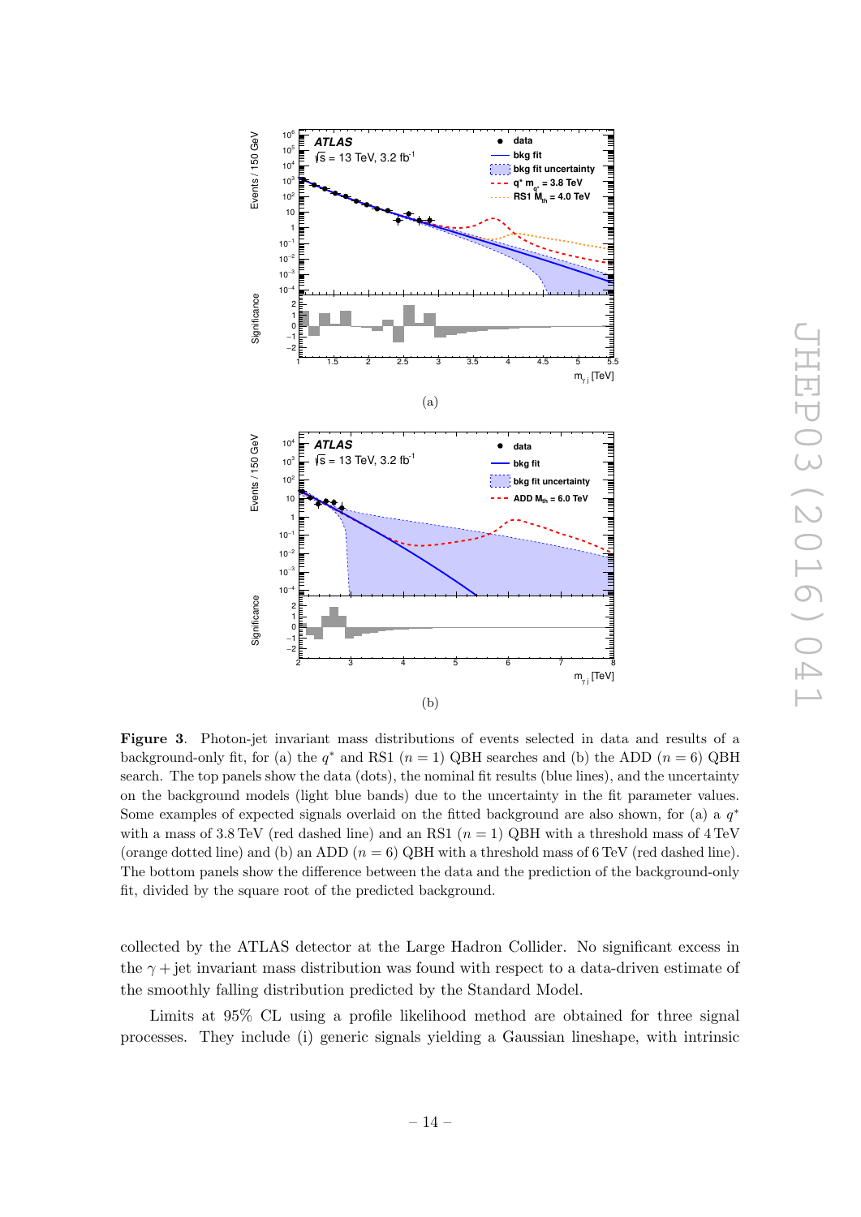**Figure 3**. Photon-jet invariant mass distributions of events selected in data and results of a background-only fit, for (a) the $q^*$ and RS1 ($n = 1$) QBH searches and (b) the ADD ($n = 6$) QBH search. The top panels show the data (dots), the nominal fit results (blue lines), and the uncertainty on the background models (light blue bands) due to the uncertainty in the fit parameter values. Some examples of expected signals overlaid on the fitted background are also shown, for (a) a $q^*$ with a mass of 3.8 TeV (red dashed line) and an RS1 ($n = 1$) QBH with a threshold mass of 4 TeV (orange dotted line) and (b) an ADD ($n = 6$) QBH with a threshold mass of 6 TeV (red dashed line). The bottom panels show the difference between the data and the prediction of the background-only fit, divided by the square root of the predicted background.

collected by the ATLAS detector at the Large Hadron Collider. No significant excess in the $\gamma +$jet invariant mass distribution was found with respect to a data-driven estimate of the smoothly falling distribution predicted by the Standard Model.

Limits at 95% CL using a profile likelihood method are obtained for three signal processes. They include (i) generic signals yielding a Gaussian lineshape, with intrinsic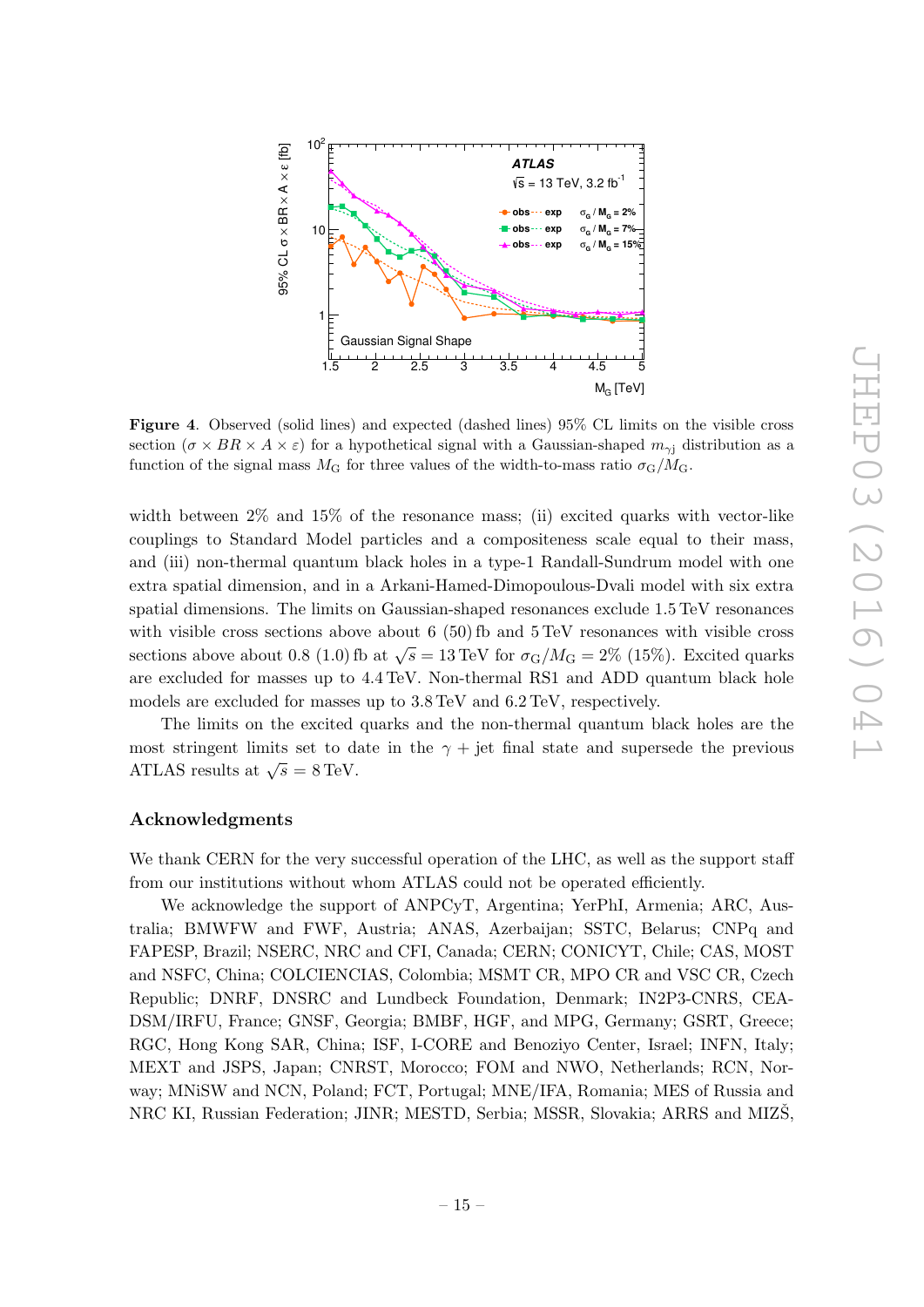**Figure 4**. Observed (solid lines) and expected (dashed lines) 95% CL limits on the visible cross section ($\sigma \times BR \times A \times \varepsilon$) for a hypothetical signal with a Gaussian-shaped $m_{\gamma \mathrm{j}}$ distribution as a function of the signal mass $M_\mathrm{G}$ for three values of the width-to-mass ratio $\sigma_\mathrm{G}/M_\mathrm{G}$.

width between 2% and 15% of the resonance mass; (ii) excited quarks with vector-like couplings to Standard Model particles and a compositeness scale equal to their mass, and (iii) non-thermal quantum black holes in a type-1 Randall-Sundrum model with one extra spatial dimension, and in a Arkani-Hamed-Dimopoulous-Dvali model with six extra spatial dimensions. The limits on Gaussian-shaped resonances exclude 1.5 TeV resonances with visible cross sections above about 6 (50) fb and 5 TeV resonances with visible cross sections above about 0.8 (1.0) fb at $\sqrt{s} = 13$ TeV for $\sigma_\mathrm{G}/M_\mathrm{G} = 2\%$ (15%). Excited quarks are excluded for masses up to 4.4 TeV. Non-thermal RS1 and ADD quantum black hole models are excluded for masses up to 3.8 TeV and 6.2 TeV, respectively.

The limits on the excited quarks and the non-thermal quantum black holes are the most stringent limits set to date in the $\gamma$ + jet final state and supersede the previous ATLAS results at $\sqrt{s} = 8$ TeV.

## Acknowledgments

We thank CERN for the very successful operation of the LHC, as well as the support staff from our institutions without whom ATLAS could not be operated efficiently.

We acknowledge the support of ANPCyT, Argentina; YerPhI, Armenia; ARC, Australia; BMWFW and FWF, Austria; ANAS, Azerbaijan; SSTC, Belarus; CNPq and FAPESP, Brazil; NSERC, NRC and CFI, Canada; CERN; CONICYT, Chile; CAS, MOST and NSFC, China; COLCIENCIAS, Colombia; MSMT CR, MPO CR and VSC CR, Czech Republic; DNRF, DNSRC and Lundbeck Foundation, Denmark; IN2P3-CNRS, CEA-DSM/IRFU, France; GNSF, Georgia; BMBF, HGF, and MPG, Germany; GSRT, Greece; RGC, Hong Kong SAR, China; ISF, I-CORE and Benoziyo Center, Israel; INFN, Italy; MEXT and JSPS, Japan; CNRST, Morocco; FOM and NWO, Netherlands; RCN, Norway; MNiSW and NCN, Poland; FCT, Portugal; MNE/IFA, Romania; MES of Russia and NRC KI, Russian Federation; JINR; MESTD, Serbia; MSSR, Slovakia; ARRS and MIZŠ,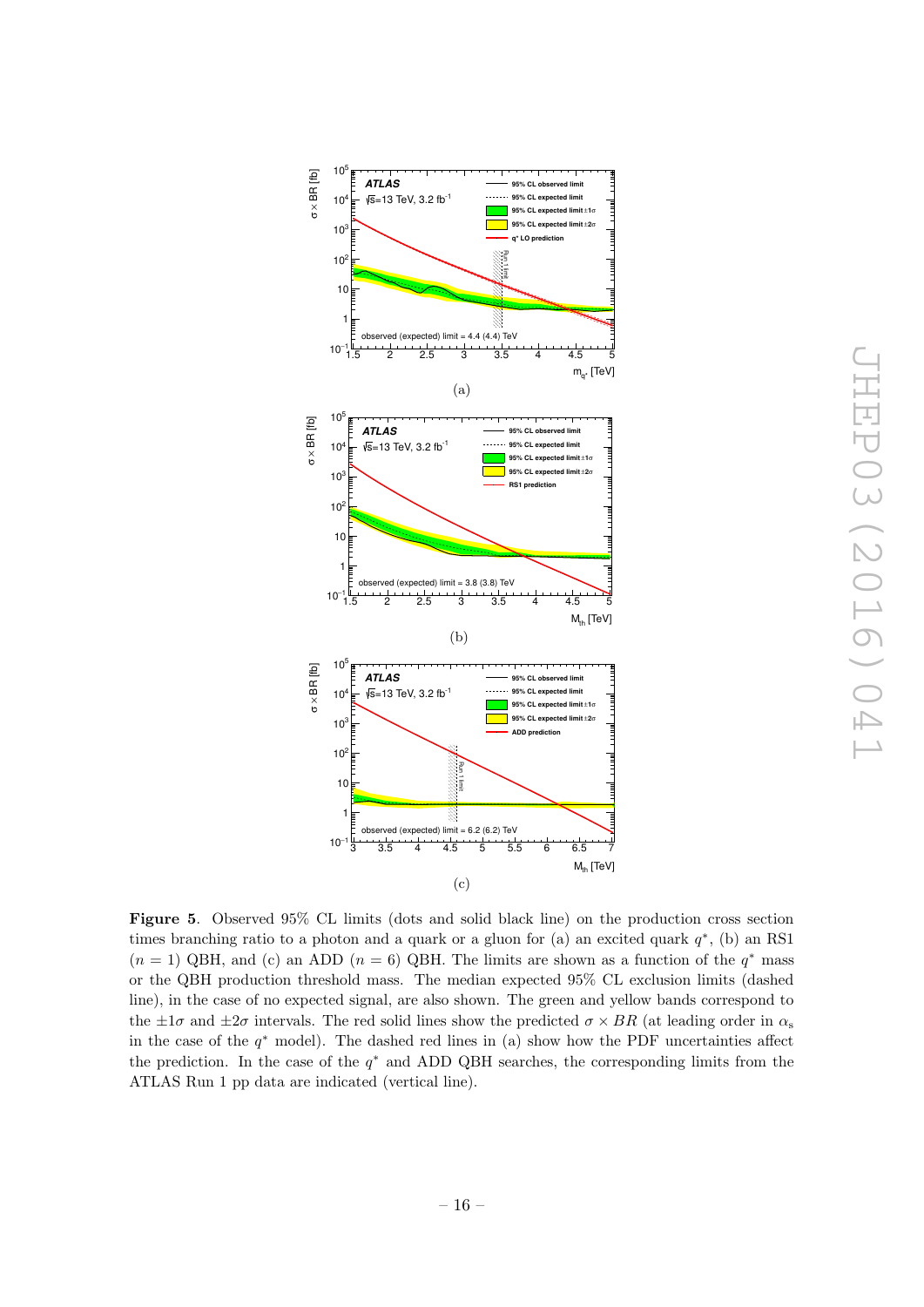**Figure 5**. Observed 95% CL limits (dots and solid black line) on the production cross section times branching ratio to a photon and a quark or a gluon for (a) an excited quark $q^*$, (b) an RS1 ($n = 1$) QBH, and (c) an ADD ($n = 6$) QBH. The limits are shown as a function of the $q^*$ mass or the QBH production threshold mass. The median expected 95% CL exclusion limits (dashed line), in the case of no expected signal, are also shown. The green and yellow bands correspond to the $\pm 1\sigma$ and $\pm 2\sigma$ intervals. The red solid lines show the predicted $\sigma \times BR$ (at leading order in $\alpha_s$ in the case of the $q^*$ model). The dashed red lines in (a) show how the PDF uncertainties affect the prediction. In the case of the $q^*$ and ADD QBH searches, the corresponding limits from the ATLAS Run 1 pp data are indicated (vertical line).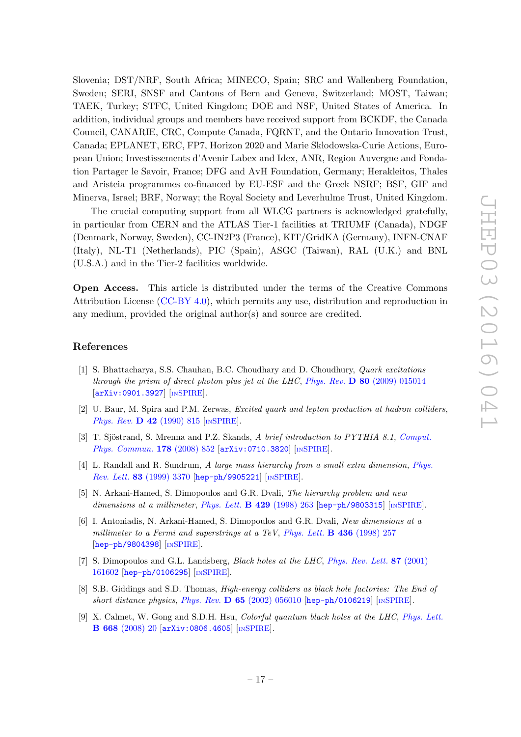Slovenia; DST/NRF, South Africa; MINECO, Spain; SRC and Wallenberg Foundation, Sweden; SERI, SNSF and Cantons of Bern and Geneva, Switzerland; MOST, Taiwan; TAEK, Turkey; STFC, United Kingdom; DOE and NSF, United States of America. In addition, individual groups and members have received support from BCKDF, the Canada Council, CANARIE, CRC, Compute Canada, FQRNT, and the Ontario Innovation Trust, Canada; EPLANET, ERC, FP7, Horizon 2020 and Marie Skłodowska-Curie Actions, European Union; Investissements d'Avenir Labex and Idex, ANR, Region Auvergne and Fondation Partager le Savoir, France; DFG and AvH Foundation, Germany; Herakleitos, Thales and Aristeia programmes co-financed by EU-ESF and the Greek NSRF; BSF, GIF and Minerva, Israel; BRF, Norway; the Royal Society and Leverhulme Trust, United Kingdom.

The crucial computing support from all WLCG partners is acknowledged gratefully, in particular from CERN and the ATLAS Tier-1 facilities at TRIUMF (Canada), NDGF (Denmark, Norway, Sweden), CC-IN2P3 (France), KIT/GridKA (Germany), INFN-CNAF (Italy), NL-T1 (Netherlands), PIC (Spain), ASGC (Taiwan), RAL (U.K.) and BNL (U.S.A.) and in the Tier-2 facilities worldwide.

**Open Access.** This article is distributed under the terms of the Creative Commons Attribution License (CC-BY 4.0), which permits any use, distribution and reproduction in any medium, provided the original author(s) and source are credited.

## References

[1] S. Bhattacharya, S.S. Chauhan, B.C. Choudhary and D. Choudhury, *Quark excitations through the prism of direct photon plus jet at the LHC*, Phys. Rev. **D 80** (2009) 015014 [arXiv:0901.3927] [INSPIRE].

[2] U. Baur, M. Spira and P.M. Zerwas, *Excited quark and lepton production at hadron colliders*, Phys. Rev. **D 42** (1990) 815 [INSPIRE].

[3] T. Sjöstrand, S. Mrenna and P.Z. Skands, *A brief introduction to PYTHIA 8.1*, Comput. Phys. Commun. **178** (2008) 852 [arXiv:0710.3820] [INSPIRE].

[4] L. Randall and R. Sundrum, *A large mass hierarchy from a small extra dimension*, Phys. Rev. Lett. **83** (1999) 3370 [hep-ph/9905221] [INSPIRE].

[5] N. Arkani-Hamed, S. Dimopoulos and G.R. Dvali, *The hierarchy problem and new dimensions at a millimeter*, Phys. Lett. **B 429** (1998) 263 [hep-ph/9803315] [INSPIRE].

[6] I. Antoniadis, N. Arkani-Hamed, S. Dimopoulos and G.R. Dvali, *New dimensions at a millimeter to a Fermi and superstrings at a TeV*, Phys. Lett. **B 436** (1998) 257 [hep-ph/9804398] [INSPIRE].

[7] S. Dimopoulos and G.L. Landsberg, *Black holes at the LHC*, Phys. Rev. Lett. **87** (2001) 161602 [hep-ph/0106295] [INSPIRE].

[8] S.B. Giddings and S.D. Thomas, *High-energy colliders as black hole factories: The End of short distance physics*, Phys. Rev. **D 65** (2002) 056010 [hep-ph/0106219] [INSPIRE].

[9] X. Calmet, W. Gong and S.D.H. Hsu, *Colorful quantum black holes at the LHC*, Phys. Lett. **B 668** (2008) 20 [arXiv:0806.4605] [INSPIRE].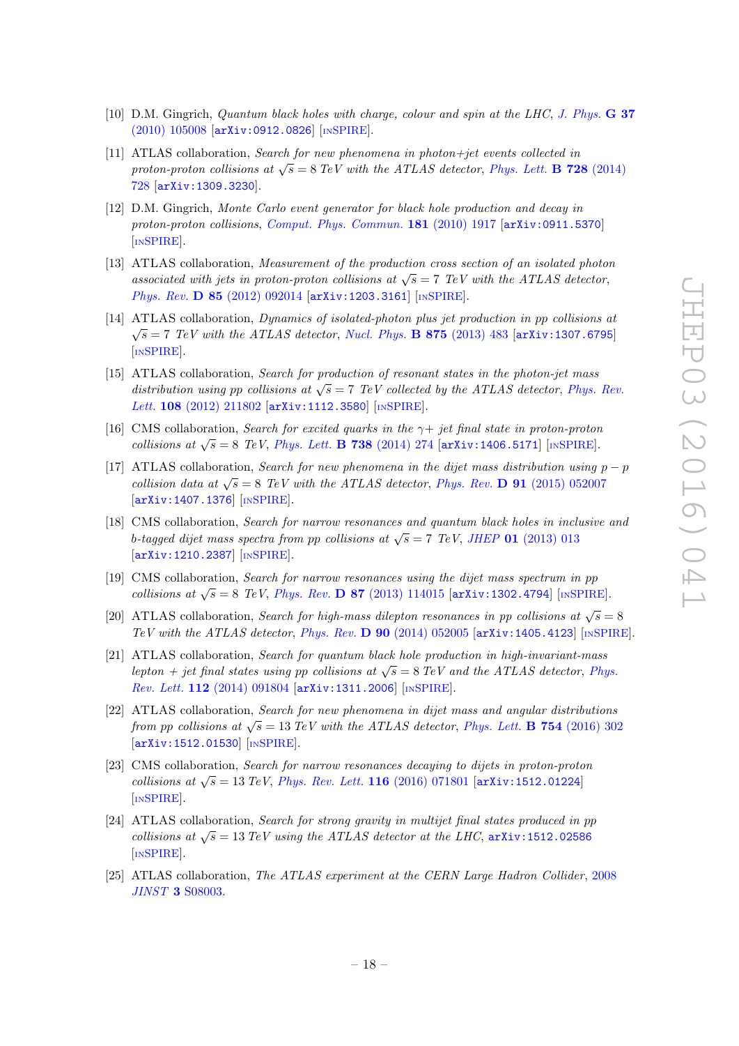[10] D.M. Gingrich, *Quantum black holes with charge, colour and spin at the LHC*, J. Phys. **G 37** (2010) 105008 [arXiv:0912.0826] [INSPIRE].

[11] ATLAS collaboration, *Search for new phenomena in photon+jet events collected in proton-proton collisions at $\sqrt{s} = 8$ TeV with the ATLAS detector*, Phys. Lett. **B 728** (2014) 728 [arXiv:1309.3230].

[12] D.M. Gingrich, *Monte Carlo event generator for black hole production and decay in proton-proton collisions*, Comput. Phys. Commun. **181** (2010) 1917 [arXiv:0911.5370] [INSPIRE].

[13] ATLAS collaboration, *Measurement of the production cross section of an isolated photon associated with jets in proton-proton collisions at $\sqrt{s} = 7$ TeV with the ATLAS detector*, Phys. Rev. **D 85** (2012) 092014 [arXiv:1203.3161] [INSPIRE].

[14] ATLAS collaboration, *Dynamics of isolated-photon plus jet production in pp collisions at $\sqrt{s} = 7$ TeV with the ATLAS detector*, Nucl. Phys. **B 875** (2013) 483 [arXiv:1307.6795] [INSPIRE].

[15] ATLAS collaboration, *Search for production of resonant states in the photon-jet mass distribution using pp collisions at $\sqrt{s} = 7$ TeV collected by the ATLAS detector*, Phys. Rev. Lett. **108** (2012) 211802 [arXiv:1112.3580] [INSPIRE].

[16] CMS collaboration, *Search for excited quarks in the $\gamma+$ jet final state in proton-proton collisions at $\sqrt{s} = 8$ TeV*, Phys. Lett. **B 738** (2014) 274 [arXiv:1406.5171] [INSPIRE].

[17] ATLAS collaboration, *Search for new phenomena in the dijet mass distribution using $p-p$ collision data at $\sqrt{s} = 8$ TeV with the ATLAS detector*, Phys. Rev. **D 91** (2015) 052007 [arXiv:1407.1376] [INSPIRE].

[18] CMS collaboration, *Search for narrow resonances and quantum black holes in inclusive and b-tagged dijet mass spectra from pp collisions at $\sqrt{s} = 7$ TeV*, JHEP **01** (2013) 013 [arXiv:1210.2387] [INSPIRE].

[19] CMS collaboration, *Search for narrow resonances using the dijet mass spectrum in pp collisions at $\sqrt{s} = 8$ TeV*, Phys. Rev. **D 87** (2013) 114015 [arXiv:1302.4794] [INSPIRE].

[20] ATLAS collaboration, *Search for high-mass dilepton resonances in pp collisions at $\sqrt{s} = 8$ TeV with the ATLAS detector*, Phys. Rev. **D 90** (2014) 052005 [arXiv:1405.4123] [INSPIRE].

[21] ATLAS collaboration, *Search for quantum black hole production in high-invariant-mass lepton + jet final states using pp collisions at $\sqrt{s} = 8$ TeV and the ATLAS detector*, Phys. Rev. Lett. **112** (2014) 091804 [arXiv:1311.2006] [INSPIRE].

[22] ATLAS collaboration, *Search for new phenomena in dijet mass and angular distributions from pp collisions at $\sqrt{s} = 13$ TeV with the ATLAS detector*, Phys. Lett. **B 754** (2016) 302 [arXiv:1512.01530] [INSPIRE].

[23] CMS collaboration, *Search for narrow resonances decaying to dijets in proton-proton collisions at $\sqrt{s} = 13$ TeV*, Phys. Rev. Lett. **116** (2016) 071801 [arXiv:1512.01224] [INSPIRE].

[24] ATLAS collaboration, *Search for strong gravity in multijet final states produced in pp collisions at $\sqrt{s} = 13$ TeV using the ATLAS detector at the LHC*, arXiv:1512.02586 [INSPIRE].

[25] ATLAS collaboration, *The ATLAS experiment at the CERN Large Hadron Collider*, 2008 JINST **3** S08003.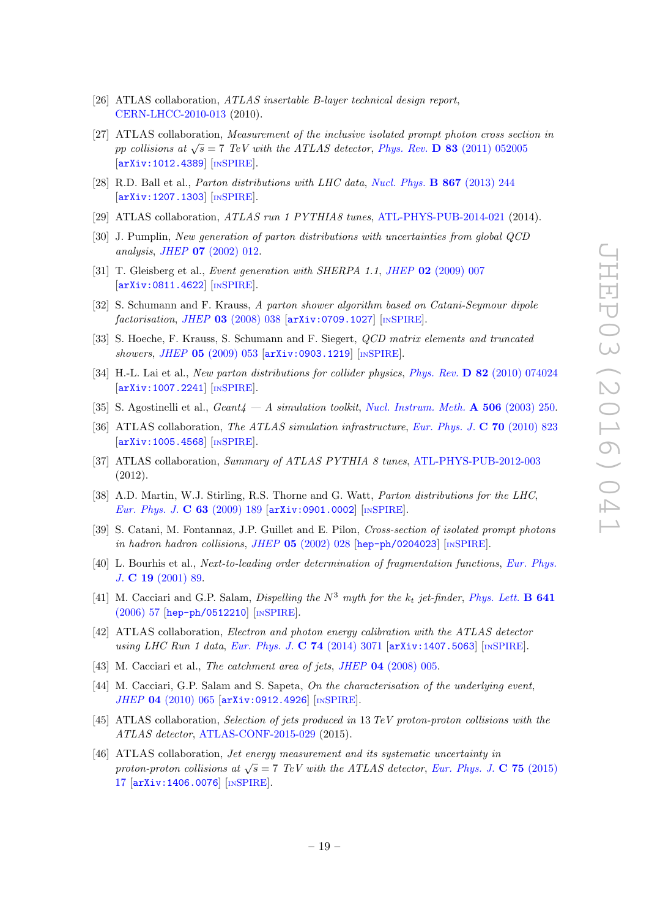[26] ATLAS collaboration, *ATLAS insertable B-layer technical design report*, CERN-LHCC-2010-013 (2010).

[27] ATLAS collaboration, *Measurement of the inclusive isolated prompt photon cross section in pp collisions at $\sqrt{s} = 7$ TeV with the ATLAS detector*, Phys. Rev. **D 83** (2011) 052005 [arXiv:1012.4389] [INSPIRE].

[28] R.D. Ball et al., *Parton distributions with LHC data*, Nucl. Phys. **B 867** (2013) 244 [arXiv:1207.1303] [INSPIRE].

[29] ATLAS collaboration, *ATLAS run 1 PYTHIA8 tunes*, ATL-PHYS-PUB-2014-021 (2014).

[30] J. Pumplin, *New generation of parton distributions with uncertainties from global QCD analysis*, JHEP **07** (2002) 012.

[31] T. Gleisberg et al., *Event generation with SHERPA 1.1*, JHEP **02** (2009) 007 [arXiv:0811.4622] [INSPIRE].

[32] S. Schumann and F. Krauss, *A parton shower algorithm based on Catani-Seymour dipole factorisation*, JHEP **03** (2008) 038 [arXiv:0709.1027] [INSPIRE].

[33] S. Hoeche, F. Krauss, S. Schumann and F. Siegert, *QCD matrix elements and truncated showers*, JHEP **05** (2009) 053 [arXiv:0903.1219] [INSPIRE].

[34] H.-L. Lai et al., *New parton distributions for collider physics*, Phys. Rev. **D 82** (2010) 074024 [arXiv:1007.2241] [INSPIRE].

[35] S. Agostinelli et al., *Geant4 — A simulation toolkit*, Nucl. Instrum. Meth. **A 506** (2003) 250.

[36] ATLAS collaboration, *The ATLAS simulation infrastructure*, Eur. Phys. J. **C 70** (2010) 823 [arXiv:1005.4568] [INSPIRE].

[37] ATLAS collaboration, *Summary of ATLAS PYTHIA 8 tunes*, ATL-PHYS-PUB-2012-003 (2012).

[38] A.D. Martin, W.J. Stirling, R.S. Thorne and G. Watt, *Parton distributions for the LHC*, Eur. Phys. J. **C 63** (2009) 189 [arXiv:0901.0002] [INSPIRE].

[39] S. Catani, M. Fontannaz, J.P. Guillet and E. Pilon, *Cross-section of isolated prompt photons in hadron hadron collisions*, JHEP **05** (2002) 028 [hep-ph/0204023] [INSPIRE].

[40] L. Bourhis et al., *Next-to-leading order determination of fragmentation functions*, Eur. Phys. J. **C 19** (2001) 89.

[41] M. Cacciari and G.P. Salam, *Dispelling the $N^3$ myth for the $k_t$ jet-finder*, Phys. Lett. **B 641** (2006) 57 [hep-ph/0512210] [INSPIRE].

[42] ATLAS collaboration, *Electron and photon energy calibration with the ATLAS detector using LHC Run 1 data*, Eur. Phys. J. **C 74** (2014) 3071 [arXiv:1407.5063] [INSPIRE].

[43] M. Cacciari et al., *The catchment area of jets*, JHEP **04** (2008) 005.

[44] M. Cacciari, G.P. Salam and S. Sapeta, *On the characterisation of the underlying event*, JHEP **04** (2010) 065 [arXiv:0912.4926] [INSPIRE].

[45] ATLAS collaboration, *Selection of jets produced in 13 TeV proton-proton collisions with the ATLAS detector*, ATLAS-CONF-2015-029 (2015).

[46] ATLAS collaboration, *Jet energy measurement and its systematic uncertainty in proton-proton collisions at $\sqrt{s} = 7$ TeV with the ATLAS detector*, Eur. Phys. J. **C 75** (2015) 17 [arXiv:1406.0076] [INSPIRE].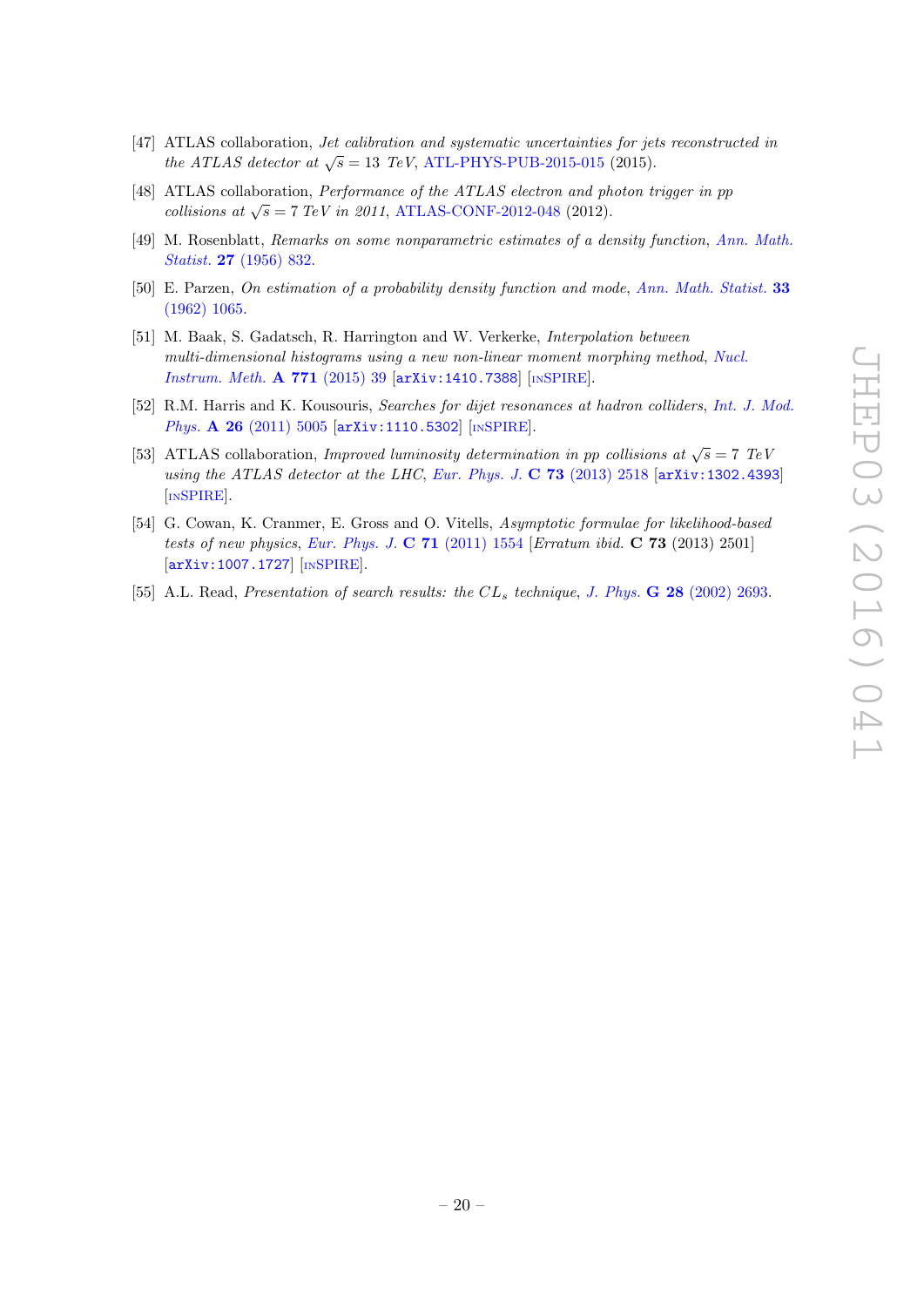[47] ATLAS collaboration, *Jet calibration and systematic uncertainties for jets reconstructed in the ATLAS detector at* $\sqrt{s} = 13$ *TeV*, ATL-PHYS-PUB-2015-015 (2015).

[48] ATLAS collaboration, *Performance of the ATLAS electron and photon trigger in pp collisions at* $\sqrt{s} = 7$ *TeV in 2011*, ATLAS-CONF-2012-048 (2012).

[49] M. Rosenblatt, *Remarks on some nonparametric estimates of a density function*, Ann. Math. Statist. **27** (1956) 832.

[50] E. Parzen, *On estimation of a probability density function and mode*, Ann. Math. Statist. **33** (1962) 1065.

[51] M. Baak, S. Gadatsch, R. Harrington and W. Verkerke, *Interpolation between multi-dimensional histograms using a new non-linear moment morphing method*, Nucl. Instrum. Meth. **A 771** (2015) 39 [arXiv:1410.7388] [INSPIRE].

[52] R.M. Harris and K. Kousouris, *Searches for dijet resonances at hadron colliders*, Int. J. Mod. Phys. **A 26** (2011) 5005 [arXiv:1110.5302] [INSPIRE].

[53] ATLAS collaboration, *Improved luminosity determination in pp collisions at* $\sqrt{s} = 7$ *TeV using the ATLAS detector at the LHC*, Eur. Phys. J. **C 73** (2013) 2518 [arXiv:1302.4393] [INSPIRE].

[54] G. Cowan, K. Cranmer, E. Gross and O. Vitells, *Asymptotic formulae for likelihood-based tests of new physics*, Eur. Phys. J. **C 71** (2011) 1554 [*Erratum ibid.* **C 73** (2013) 2501] [arXiv:1007.1727] [INSPIRE].

[55] A.L. Read, *Presentation of search results: the* $CL_s$ *technique*, J. Phys. **G 28** (2002) 2693.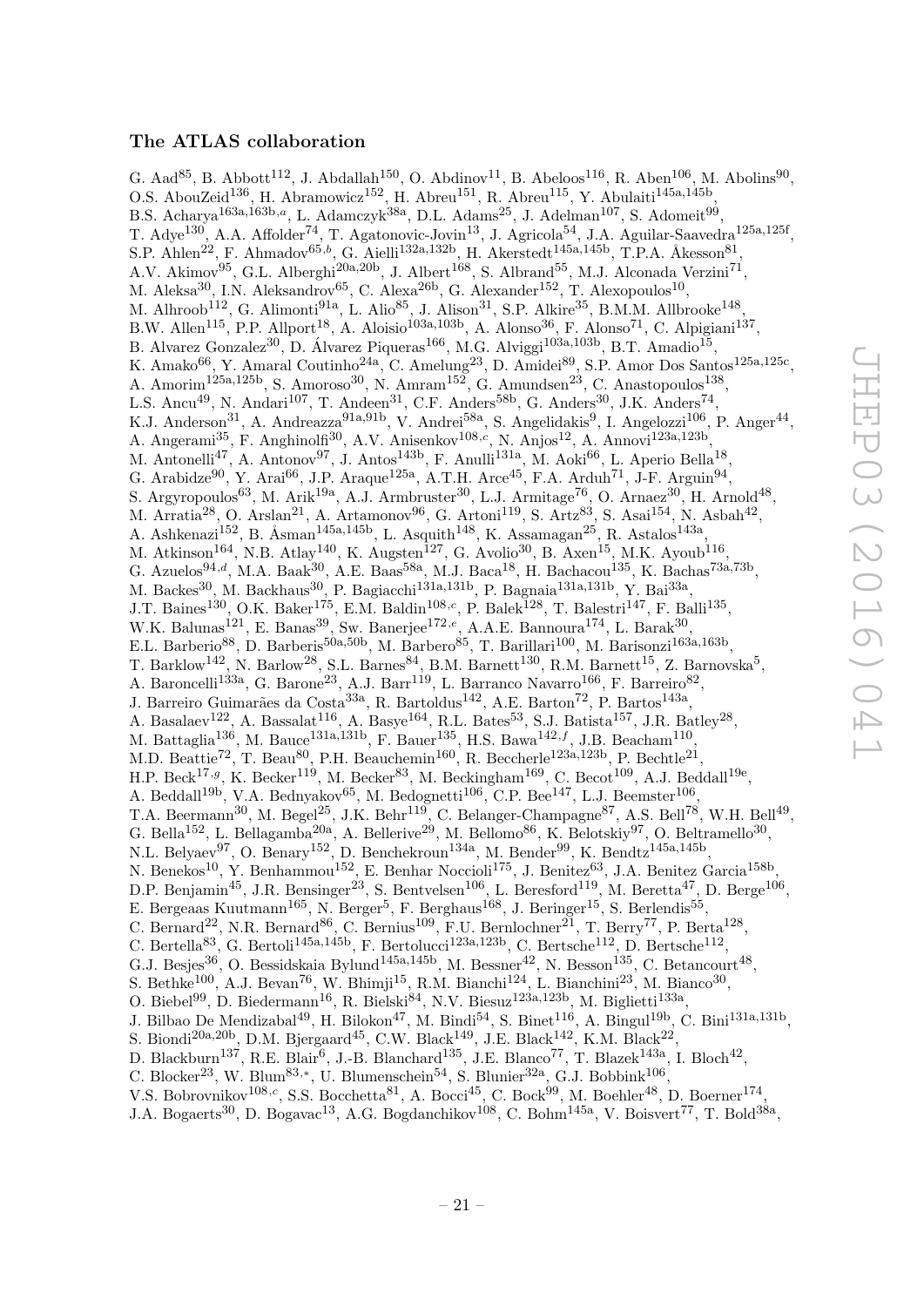### The ATLAS collaboration

G. Aad[85], B. Abbott[112], J. Abdallah[150], O. Abdinov[11], B. Abeloos[116], R. Aben[106], M. Abolins[90], O.S. AbouZeid[136], H. Abramowicz[152], H. Abreu[151], R. Abreu[115], Y. Abulaiti[145a,145b], B.S. Acharya[163a,163b,a], L. Adamczyk[38a], D.L. Adams[25], J. Adelman[107], S. Adomeit[99], T. Adye[130], A.A. Affolder[74], T. Agatonovic-Jovin[13], J. Agricola[54], J.A. Aguilar-Saavedra[125a,125f], S.P. Ahlen[22], F. Ahmadov[65,b], G. Aielli[132a,132b], H. Akerstedt[145a,145b], T.P.A. Åkesson[81], A.V. Akimov[95], G.L. Alberghi[20a,20b], J. Albert[168], S. Albrand[55], M.J. Alconada Verzini[71], M. Aleksa[30], I.N. Aleksandrov[65], C. Alexa[26b], G. Alexander[152], T. Alexopoulos[10], M. Alhroob[112], G. Alimonti[91a], L. Alio[85], J. Alison[31], S.P. Alkire[35], B.M.M. Allbrooke[148], B.W. Allen[115], P.P. Allport[18], A. Aloisio[103a,103b], A. Alonso[36], F. Alonso[71], C. Alpigiani[137], B. Alvarez Gonzalez[30], D. Álvarez Piqueras[166], M.G. Alviggi[103a,103b], B.T. Amadio[15], K. Amako[66], Y. Amaral Coutinho[24a], C. Amelung[23], D. Amidei[89], S.P. Amor Dos Santos[125a,125c], A. Amorim[125a,125b], S. Amoroso[30], N. Amram[152], G. Amundsen[23], C. Anastopoulos[138], L.S. Ancu[49], N. Andari[107], T. Andeen[31], C.F. Anders[58b], G. Anders[30], J.K. Anders[74], K.J. Anderson[31], A. Andreazza[91a,91b], V. Andrei[58a], S. Angelidakis[9], I. Angelozzi[106], P. Anger[44], A. Angerami[35], F. Anghinolfi[30], A.V. Anisenkov[108,c], N. Anjos[12], A. Annovi[123a,123b], M. Antonelli[47], A. Antonov[97], J. Antos[143b], F. Anulli[131a], M. Aoki[66], L. Aperio Bella[18], G. Arabidze[90], Y. Arai[66], J.P. Araque[125a], A.T.H. Arce[45], F.A. Arduh[71], J-F. Arguin[94], S. Argyropoulos[63], M. Arik[19a], A.J. Armbruster[30], L.J. Armitage[76], O. Arnaez[30], H. Arnold[48], M. Arratia[28], O. Arslan[21], A. Artamonov[96], G. Artoni[119], S. Artz[83], S. Asai[154], N. Asbah[42], A. Ashkenazi[152], B. Åsman[145a,145b], L. Asquith[148], K. Assamagan[25], R. Astalos[143a], M. Atkinson[164], N.B. Atlay[140], K. Augsten[127], G. Avolio[30], B. Axen[15], M.K. Ayoub[116], G. Azuelos[94,d], M.A. Baak[30], A.E. Baas[58a], M.J. Baca[18], H. Bachacou[135], K. Bachas[73a,73b], M. Backes[30], M. Backhaus[30], P. Bagiacchi[131a,131b], P. Bagnaia[131a,131b], Y. Bai[33a], J.T. Baines[130], O.K. Baker[175], E.M. Baldin[108,c], P. Balek[128], T. Balestri[147], F. Balli[135], W.K. Balunas[121], E. Banas[39], Sw. Banerjee[172,e], A.A.E. Bannoura[174], L. Barak[30], E.L. Barberio[88], D. Barberis[50a,50b], M. Barbero[85], T. Barillari[100], M. Barisonzi[163a,163b], T. Barklow[142], N. Barlow[28], S.L. Barnes[84], B.M. Barnett[130], R.M. Barnett[15], Z. Barnovska[5], A. Baroncelli[133a], G. Barone[23], A.J. Barr[119], L. Barranco Navarro[166], F. Barreiro[82], J. Barreiro Guimarães da Costa[33a], R. Bartoldus[142], A.E. Barton[72], P. Bartos[143a], A. Basalaev[122], A. Bassalat[116], A. Basye[164], R.L. Bates[53], S.J. Batista[157], J.R. Batley[28], M. Battaglia[136], M. Bauce[131a,131b], F. Bauer[135], H.S. Bawa[142,f], J.B. Beacham[110], M.D. Beattie[72], T. Beau[80], P.H. Beauchemin[160], R. Beccherle[123a,123b], P. Bechtle[21], H.P. Beck[17,g], K. Becker[119], M. Becker[83], M. Beckingham[169], C. Becot[109], A.J. Beddall[19e], A. Beddall[19b], V.A. Bednyakov[65], M. Bedognetti[106], C.P. Bee[147], L.J. Beemster[106], T.A. Beermann[30], M. Begel[25], J.K. Behr[119], C. Belanger-Champagne[87], A.S. Bell[78], W.H. Bell[49], G. Bella[152], L. Bellagamba[20a], A. Bellerive[29], M. Bellomo[86], K. Belotskiy[97], O. Beltramello[30], N.L. Belyaev[97], O. Benary[152], D. Benchekroun[134a], M. Bender[99], K. Bendtz[145a,145b], N. Benekos[10], Y. Benhammou[152], E. Benhar Noccioli[175], J. Benitez[63], J.A. Benitez Garcia[158b], D.P. Benjamin[45], J.R. Bensinger[23], S. Bentvelsen[106], L. Beresford[119], M. Beretta[47], D. Berge[106], E. Bergeaas Kuutmann[165], N. Berger[5], F. Berghaus[168], J. Beringer[15], S. Berlendis[55], C. Bernard[22], N.R. Bernard[86], C. Bernius[109], F.U. Bernlochner[21], T. Berry[77], P. Berta[128], C. Bertella[83], G. Bertoli[145a,145b], F. Bertolucci[123a,123b], C. Bertsche[112], D. Bertsche[112], G.J. Besjes[36], O. Bessidskaia Bylund[145a,145b], M. Bessner[42], N. Besson[135], C. Betancourt[48], S. Bethke[100], A.J. Bevan[76], W. Bhimji[15], R.M. Bianchi[124], L. Bianchini[23], M. Bianco[30], O. Biebel[99], D. Biedermann[16], R. Bielski[84], N.V. Biesuz[123a,123b], M. Biglietti[133a], J. Bilbao De Mendizabal[49], H. Bilokon[47], M. Bindi[54], S. Binet[116], A. Bingul[19b], C. Bini[131a,131b], S. Biondi[20a,20b], D.M. Bjergaard[45], C.W. Black[149], J.E. Black[142], K.M. Black[22], D. Blackburn[137], R.E. Blair[6], J.-B. Blanchard[135], J.E. Blanco[77], T. Blazek[143a], I. Bloch[42], C. Blocker[23], W. Blum[83,*], U. Blumenschein[54], S. Blunier[32a], G.J. Bobbink[106], V.S. Bobrovnikov[108,c], S.S. Bocchetta[81], A. Bocci[45], C. Bock[99], M. Boehler[48], D. Boerner[174], J.A. Bogaerts[30], D. Bogavac[13], A.G. Bogdanchikov[108], C. Bohm[145a], V. Boisvert[77], T. Bold[38a],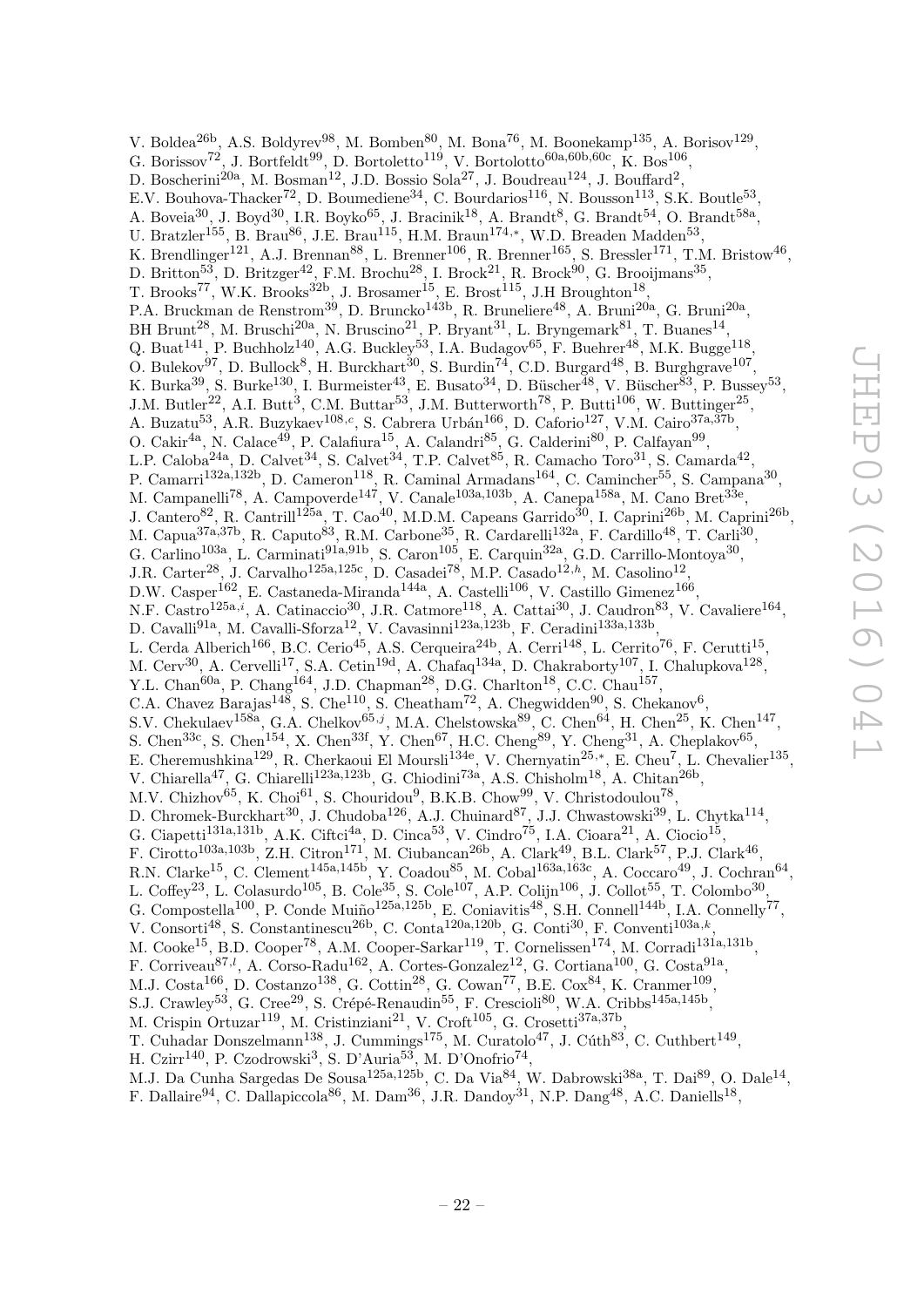V. Boldea[26b], A.S. Boldyrev[98], M. Bomben[80], M. Bona[76], M. Boonekamp[135], A. Borisov[129], G. Borissov[72], J. Bortfeldt[99], D. Bortoletto[119], V. Bortolotto[60a,60b,60c], K. Bos[106], D. Boscherini[20a], M. Bosman[12], J.D. Bossio Sola[27], J. Boudreau[124], J. Bouffard[2], E.V. Bouhova-Thacker[72], D. Boumediene[34], C. Bourdarios[116], N. Bousson[113], S.K. Boutle[53], A. Boveia[30], J. Boyd[30], I.R. Boyko[65], J. Bracinik[18], A. Brandt[8], G. Brandt[54], O. Brandt[58a], U. Bratzler[155], B. Brau[86], J.E. Brau[115], H.M. Braun[174,*], W.D. Breaden Madden[53], K. Brendlinger[121], A.J. Brennan[88], L. Brenner[106], R. Brenner[165], S. Bressler[171], T.M. Bristow[46], D. Britton[53], D. Britzger[42], F.M. Brochu[28], I. Brock[21], R. Brock[90], G. Brooijmans[35], T. Brooks[77], W.K. Brooks[32b], J. Brosamer[15], E. Brost[115], J.H Broughton[18], P.A. Bruckman de Renstrom[39], D. Bruncko[143b], R. Bruneliere[48], A. Bruni[20a], G. Bruni[20a], BH Brunt[28], M. Bruschi[20a], N. Bruscino[21], P. Bryant[31], L. Bryngemark[81], T. Buanes[14], Q. Buat[141], P. Buchholz[140], A.G. Buckley[53], I.A. Budagov[65], F. Buehrer[48], M.K. Bugge[118], O. Bulekov[97], D. Bullock[8], H. Burckhart[30], S. Burdin[74], C.D. Burgard[48], B. Burghgrave[107], K. Burka[39], S. Burke[130], I. Burmeister[43], E. Busato[34], D. Büscher[48], V. Büscher[83], P. Bussey[53], J.M. Butler[22], A.I. Butt[3], C.M. Buttar[53], J.M. Butterworth[78], P. Butti[106], W. Buttinger[25], A. Buzatu[53], A.R. Buzykaev[108,c], S. Cabrera Urbán[166], D. Caforio[127], V.M. Cairo[37a,37b], O. Cakir[4a], N. Calace[49], P. Calafiura[15], A. Calandri[85], G. Calderini[80], P. Calfayan[99], L.P. Caloba[24a], D. Calvet[34], S. Calvet[34], T.P. Calvet[85], R. Camacho Toro[31], S. Camarda[42], P. Camarri[132a,132b], D. Cameron[118], R. Caminal Armadans[164], C. Camincher[55], S. Campana[30], M. Campanelli[78], A. Campoverde[147], V. Canale[103a,103b], A. Canepa[158a], M. Cano Bret[33e], J. Cantero[82], R. Cantrill[125a], T. Cao[40], M.D.M. Capeans Garrido[30], I. Caprini[26b], M. Caprini[26b], M. Capua[37a,37b], R. Caputo[83], R.M. Carbone[35], R. Cardarelli[132a], F. Cardillo[48], T. Carli[30], G. Carlino[103a], L. Carminati[91a,91b], S. Caron[105], E. Carquin[32a], G.D. Carrillo-Montoya[30], J.R. Carter[28], J. Carvalho[125a,125c], D. Casadei[78], M.P. Casado[12,h], M. Casolino[12], D.W. Casper[162], E. Castaneda-Miranda[144a], A. Castelli[106], V. Castillo Gimenez[166], N.F. Castro[125a,i], A. Catinaccio[30], J.R. Catmore[118], A. Cattai[30], J. Caudron[83], V. Cavaliere[164], D. Cavalli[91a], M. Cavalli-Sforza[12], V. Cavasinni[123a,123b], F. Ceradini[133a,133b], L. Cerda Alberich[166], B.C. Cerio[45], A.S. Cerqueira[24b], A. Cerri[148], L. Cerrito[76], F. Cerutti[15], M. Cerv[30], A. Cervelli[17], S.A. Cetin[19d], A. Chafaq[134a], D. Chakraborty[107], I. Chalupkova[128], Y.L. Chan[60a], P. Chang[164], J.D. Chapman[28], D.G. Charlton[18], C.C. Chau[157], C.A. Chavez Barajas[148], S. Che[110], S. Cheatham[72], A. Chegwidden[90], S. Chekanov[6], S.V. Chekulaev[158a], G.A. Chelkov[65,j], M.A. Chelstowska[89], C. Chen[64], H. Chen[25], K. Chen[147], S. Chen[33c], S. Chen[154], X. Chen[33f], Y. Chen[67], H.C. Cheng[89], Y. Cheng[31], A. Cheplakov[65], E. Cheremushkina[129], R. Cherkaoui El Moursli[134e], V. Chernyatin[25,*], E. Cheu[7], L. Chevalier[135], V. Chiarella[47], G. Chiarelli[123a,123b], G. Chiodini[73a], A.S. Chisholm[18], A. Chitan[26b], M.V. Chizhov[65], K. Choi[61], S. Chouridou[9], B.K.B. Chow[99], V. Christodoulou[78], D. Chromek-Burckhart[30], J. Chudoba[126], A.J. Chuinard[87], J.J. Chwastowski[39], L. Chytka[114], G. Ciapetti[131a,131b], A.K. Ciftci[4a], D. Cinca[53], V. Cindro[75], I.A. Cioara[21], A. Ciocio[15], F. Cirotto[103a,103b], Z.H. Citron[171], M. Ciubancan[26b], A. Clark[49], B.L. Clark[57], P.J. Clark[46], R.N. Clarke[15], C. Clement[145a,145b], Y. Coadou[85], M. Cobal[163a,163c], A. Coccaro[49], J. Cochran[64], L. Coffey[23], L. Colasurdo[105], B. Cole[35], S. Cole[107], A.P. Colijn[106], J. Collot[55], T. Colombo[30], G. Compostella[100], P. Conde Muiño[125a,125b], E. Coniavitis[48], S.H. Connell[144b], I.A. Connelly[77], V. Consorti[48], S. Constantinescu[26b], C. Conta[120a,120b], G. Conti[30], F. Conventi[103a,k], M. Cooke[15], B.D. Cooper[78], A.M. Cooper-Sarkar[119], T. Cornelissen[174], M. Corradi[131a,131b], F. Corriveau[87,l], A. Corso-Radu[162], A. Cortes-Gonzalez[12], G. Cortiana[100], G. Costa[91a], M.J. Costa[166], D. Costanzo[138], G. Cottin[28], G. Cowan[77], B.E. Cox[84], K. Cranmer[109], S.J. Crawley[53], G. Cree[29], S. Crépé-Renaudin[55], F. Crescioli[80], W.A. Cribbs[145a,145b], M. Crispin Ortuzar[119], M. Cristinziani[21], V. Croft[105], G. Crosetti[37a,37b], T. Cuhadar Donszelmann[138], J. Cummings[175], M. Curatolo[47], J. Cúth[83], C. Cuthbert[149], H. Czirr[140], P. Czodrowski[3], S. D'Auria[53], M. D'Onofrio[74], M.J. Da Cunha Sargedas De Sousa[125a,125b], C. Da Via[84], W. Dabrowski[38a], T. Dai[89], O. Dale[14], F. Dallaire[94], C. Dallapiccola[86], M. Dam[36], J.R. Dandoy[31], N.P. Dang[48], A.C. Daniells[18],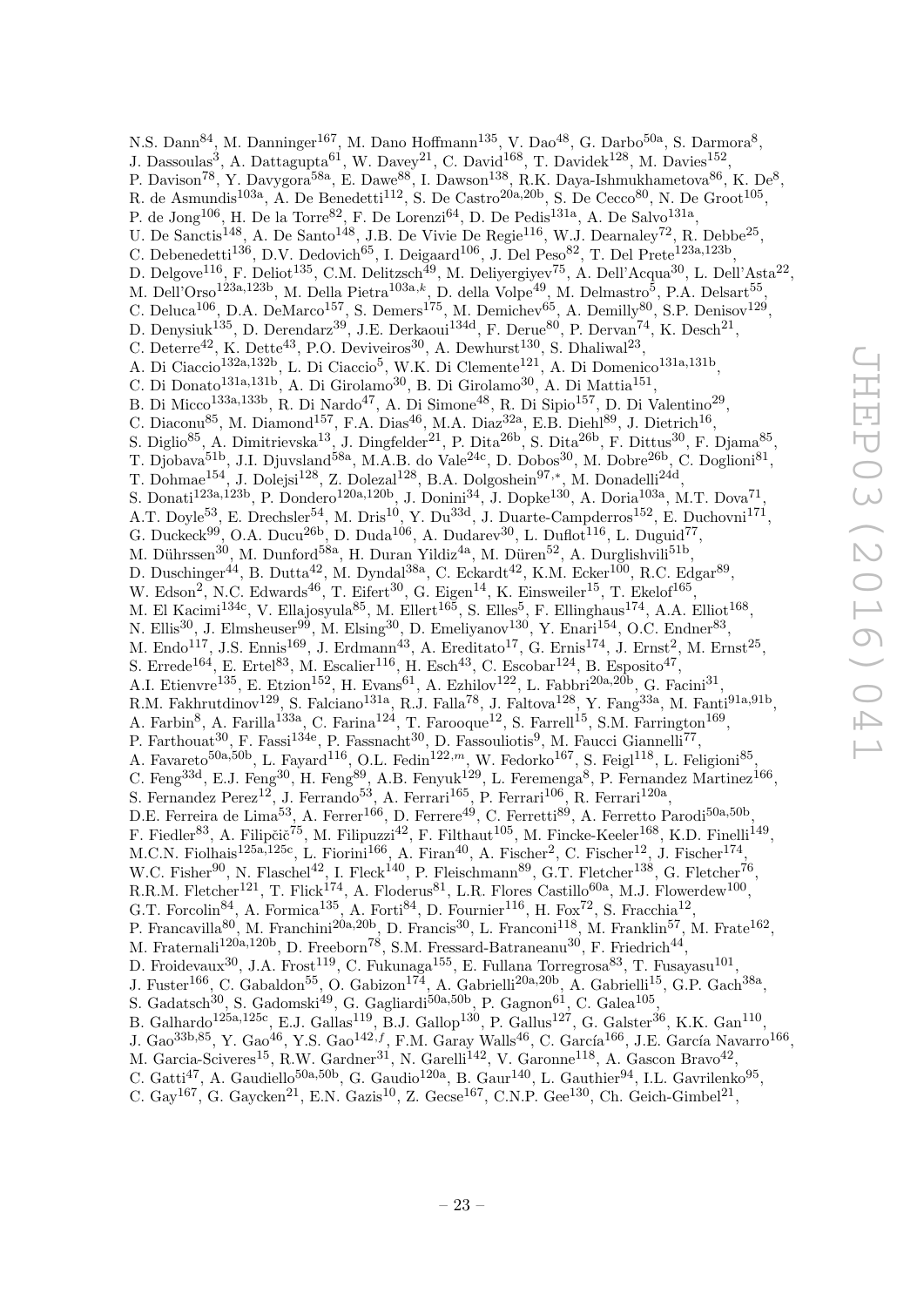N.S. Dann[84], M. Danninger[167], M. Dano Hoffmann[135], V. Dao[48], G. Darbo[50a], S. Darmora[8], J. Dassoulas[3], A. Dattagupta[61], W. Davey[21], C. David[168], T. Davidek[128], M. Davies[152], P. Davison[78], Y. Davygora[58a], E. Dawe[88], I. Dawson[138], R.K. Daya-Ishmukhametova[86], K. De[8], R. de Asmundis[103a], A. De Benedetti[112], S. De Castro[20a,20b], S. De Cecco[80], N. De Groot[105], P. de Jong[106], H. De la Torre[82], F. De Lorenzi[64], D. De Pedis[131a], A. De Salvo[131a], U. De Sanctis[148], A. De Santo[148], J.B. De Vivie De Regie[116], W.J. Dearnaley[72], R. Debbe[25], C. Debenedetti[136], D.V. Dedovich[65], I. Deigaard[106], J. Del Peso[82], T. Del Prete[123a,123b], D. Delgove[116], F. Deliot[135], C.M. Delitzsch[49], M. Deliyergiyev[75], A. Dell'Acqua[30], L. Dell'Asta[22], M. Dell'Orso[123a,123b], M. Della Pietra[103a,k], D. della Volpe[49], M. Delmastro[5], P.A. Delsart[55], C. Deluca[106], D.A. DeMarco[157], S. Demers[175], M. Demichev[65], A. Demilly[80], S.P. Denisov[129], D. Denysiuk[135], D. Derendarz[39], J.E. Derkaoui[134d], F. Derue[80], P. Dervan[74], K. Desch[21], C. Deterre[42], K. Dette[43], P.O. Deviveiros[30], A. Dewhurst[130], S. Dhaliwal[23], A. Di Ciaccio[132a,132b], L. Di Ciaccio[5], W.K. Di Clemente[121], A. Di Domenico[131a,131b], C. Di Donato[131a,131b], A. Di Girolamo[30], B. Di Girolamo[30], A. Di Mattia[151], B. Di Micco[133a,133b], R. Di Nardo[47], A. Di Simone[48], R. Di Sipio[157], D. Di Valentino[29], C. Diaconu[85], M. Diamond[157], F.A. Dias[46], M.A. Diaz[32a], E.B. Diehl[89], J. Dietrich[16], S. Diglio[85], A. Dimitrievska[13], J. Dingfelder[21], P. Dita[26b], S. Dita[26b], F. Dittus[30], F. Djama[85], T. Djobava[51b], J.I. Djuvsland[58a], M.A.B. do Vale[24c], D. Dobos[30], M. Dobre[26b], C. Doglioni[81], T. Dohmae[154], J. Dolejsi[128], Z. Dolezal[128], B.A. Dolgoshein[97,*], M. Donadelli[24d], S. Donati[123a,123b], P. Dondero[120a,120b], J. Donini[34], J. Dopke[130], A. Doria[103a], M.T. Dova[71], A.T. Doyle[53], E. Drechsler[54], M. Dris[10], Y. Du[33d], J. Duarte-Campderros[152], E. Duchovni[171], G. Duckeck[99], O.A. Ducu[26b], D. Duda[106], A. Dudarev[30], L. Duflot[116], L. Duguid[77], M. Dührssen[30], M. Dunford[58a], H. Duran Yildiz[4a], M. Düren[52], A. Durglishvili[51b], D. Duschinger[44], B. Dutta[42], M. Dyndal[38a], C. Eckardt[42], K.M. Ecker[100], R.C. Edgar[89], W. Edson[2], N.C. Edwards[46], T. Eifert[30], G. Eigen[14], K. Einsweiler[15], T. Ekelof[165], M. El Kacimi[134c], V. Ellajosyula[85], M. Ellert[165], S. Elles[5], F. Ellinghaus[174], A.A. Elliot[168], N. Ellis[30], J. Elmsheuser[99], M. Elsing[30], D. Emeliyanov[130], Y. Enari[154], O.C. Endner[83], M. Endo[117], J.S. Ennis[169], J. Erdmann[43], A. Ereditato[17], G. Ernis[174], J. Ernst[2], M. Ernst[25], S. Errede[164], E. Ertel[83], M. Escalier[116], H. Esch[43], C. Escobar[124], B. Esposito[47], A.I. Etienvre[135], E. Etzion[152], H. Evans[61], A. Ezhilov[122], L. Fabbri[20a,20b], G. Facini[31], R.M. Fakhrutdinov[129], S. Falciano[131a], R.J. Falla[78], J. Faltova[128], Y. Fang[33a], M. Fanti[91a,91b], A. Farbin[8], A. Farilla[133a], C. Farina[124], T. Farooque[12], S. Farrell[15], S.M. Farrington[169], P. Farthouat[30], F. Fassi[134e], P. Fassnacht[30], D. Fassouliotis[9], M. Faucci Giannelli[77], A. Favareto[50a,50b], L. Fayard[116], O.L. Fedin[122,m], W. Fedorko[167], S. Feigl[118], L. Feligioni[85], C. Feng[33d], E.J. Feng[30], H. Feng[89], A.B. Fenyuk[129], L. Feremenga[8], P. Fernandez Martinez[166], S. Fernandez Perez[12], J. Ferrando[53], A. Ferrari[165], P. Ferrari[106], R. Ferrari[120a], D.E. Ferreira de Lima[53], A. Ferrer[166], D. Ferrere[49], C. Ferretti[89], A. Ferretto Parodi[50a,50b], F. Fiedler[83], A. Filipčič[75], M. Filipuzzi[42], F. Filthaut[105], M. Fincke-Keeler[168], K.D. Finelli[149], M.C.N. Fiolhais[125a,125c], L. Fiorini[166], A. Firan[40], A. Fischer[2], C. Fischer[12], J. Fischer[174], W.C. Fisher[90], N. Flaschel[42], I. Fleck[140], P. Fleischmann[89], G.T. Fletcher[138], G. Fletcher[76], R.R.M. Fletcher[121], T. Flick[174], A. Floderus[81], L.R. Flores Castillo[60a], M.J. Flowerdew[100], G.T. Forcolin[84], A. Formica[135], A. Forti[84], D. Fournier[116], H. Fox[72], S. Fracchia[12], P. Francavilla[80], M. Franchini[20a,20b], D. Francis[30], L. Franconi[118], M. Franklin[57], M. Frate[162], M. Fraternali[120a,120b], D. Freeborn[78], S.M. Fressard-Batraneanu[30], F. Friedrich[44], D. Froidevaux[30], J.A. Frost[119], C. Fukunaga[155], E. Fullana Torregrosa[83], T. Fusayasu[101], J. Fuster[166], C. Gabaldon[55], O. Gabizon[174], A. Gabrielli[20a,20b], A. Gabrielli[15], G.P. Gach[38a], S. Gadatsch[30], S. Gadomski[49], G. Gagliardi[50a,50b], P. Gagnon[61], C. Galea[105], B. Galhardo[125a,125c], E.J. Gallas[119], B.J. Gallop[130], P. Gallus[127], G. Galster[36], K.K. Gan[110], J. Gao[33b,85], Y. Gao[46], Y.S. Gao[142,f], F.M. Garay Walls[46], C. García[166], J.E. García Navarro[166], M. Garcia-Sciveres[15], R.W. Gardner[31], N. Garelli[142], V. Garonne[118], A. Gascon Bravo[42], C. Gatti[47], A. Gaudiello[50a,50b], G. Gaudio[120a], B. Gaur[140], L. Gauthier[94], I.L. Gavrilenko[95], C. Gay[167], G. Gaycken[21], E.N. Gazis[10], Z. Gecse[167], C.N.P. Gee[130], Ch. Geich-Gimbel[21],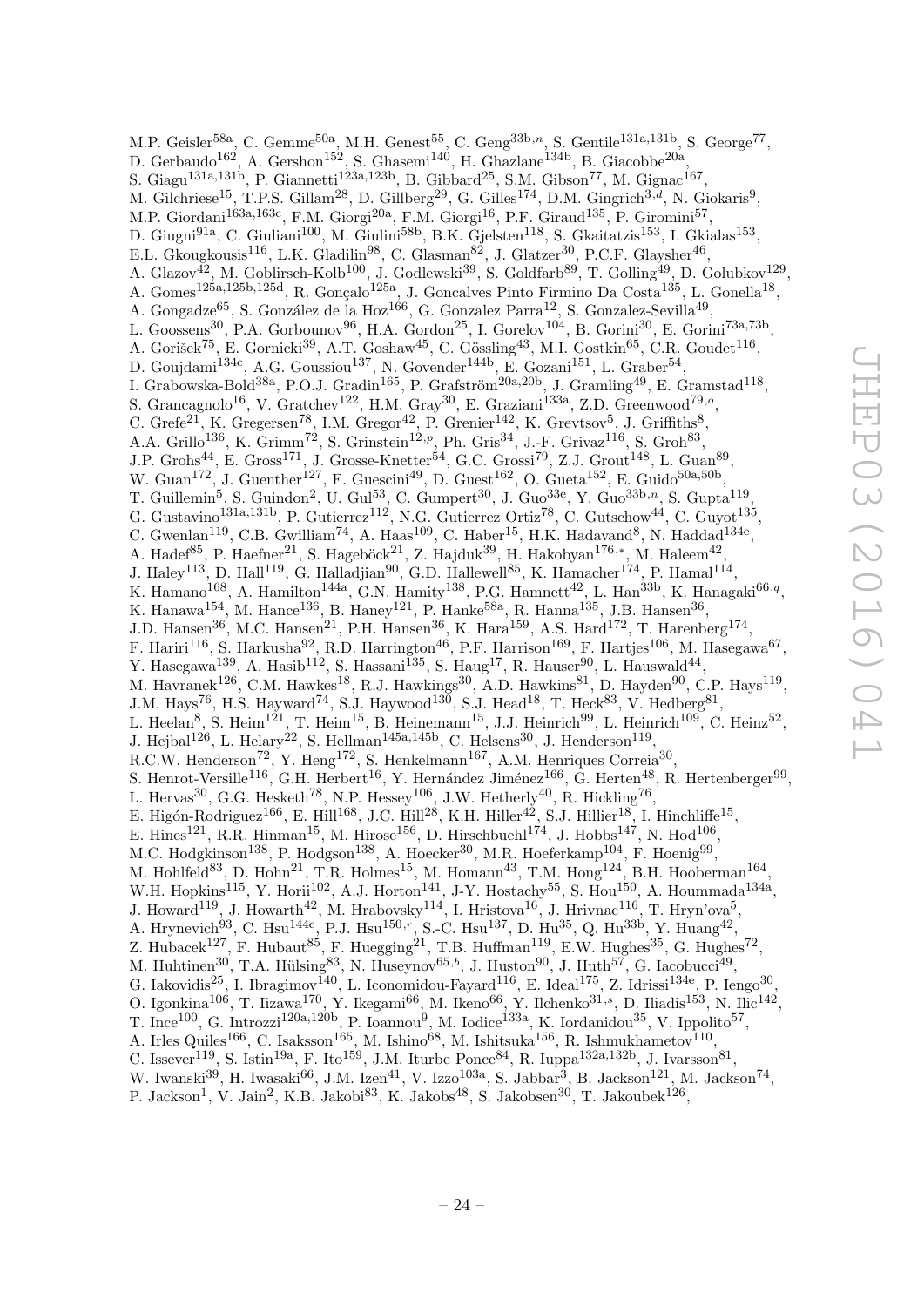M.P. Geisler[58a], C. Gemme[50a], M.H. Genest[55], C. Geng[33b,n], S. Gentile[131a,131b], S. George[77], D. Gerbaudo[162], A. Gershon[152], S. Ghasemi[140], H. Ghazlane[134b], B. Giacobbe[20a], S. Giagu[131a,131b], P. Giannetti[123a,123b], B. Gibbard[25], S.M. Gibson[77], M. Gignac[167], M. Gilchriese[15], T.P.S. Gillam[28], D. Gillberg[29], G. Gilles[174], D.M. Gingrich[3,d], N. Giokaris[9], M.P. Giordani[163a,163c], F.M. Giorgi[20a], F.M. Giorgi[16], P.F. Giraud[135], P. Giromini[57], D. Giugni[91a], C. Giuliani[100], M. Giulini[58b], B.K. Gjelsten[118], S. Gkaitatzis[153], I. Gkialas[153], E.L. Gkougkousis[116], L.K. Gladilin[98], C. Glasman[82], J. Glatzer[30], P.C.F. Glaysher[46], A. Glazov[42], M. Goblirsch-Kolb[100], J. Godlewski[39], S. Goldfarb[89], T. Golling[49], D. Golubkov[129], A. Gomes[125a,125b,125d], R. Gonçalo[125a], J. Goncalves Pinto Firmino Da Costa[135], L. Gonella[18], A. Gongadze[65], S. González de la Hoz[166], G. Gonzalez Parra[12], S. Gonzalez-Sevilla[49], L. Goossens[30], P.A. Gorbounov[96], H.A. Gordon[25], I. Gorelov[104], B. Gorini[30], E. Gorini[73a,73b], A. Gorišek[75], E. Gornicki[39], A.T. Goshaw[45], C. Gössling[43], M.I. Gostkin[65], C.R. Goudet[116], D. Goujdami[134c], A.G. Goussiou[137], N. Govender[144b], E. Gozani[151], L. Graber[54], I. Grabowska-Bold[38a], P.O.J. Gradin[165], P. Grafström[20a,20b], J. Gramling[49], E. Gramstad[118], S. Grancagnolo[16], V. Gratchev[122], H.M. Gray[30], E. Graziani[133a], Z.D. Greenwood[79,o], C. Grefe[21], K. Gregersen[78], I.M. Gregor[42], P. Grenier[142], K. Grevtsov[5], J. Griffiths[8], A.A. Grillo[136], K. Grimm[72], S. Grinstein[12,p], Ph. Gris[34], J.-F. Grivaz[116], S. Groh[83], J.P. Grohs[44], E. Gross[171], J. Grosse-Knetter[54], G.C. Grossi[79], Z.J. Grout[148], L. Guan[89], W. Guan[172], J. Guenther[127], F. Guescini[49], D. Guest[162], O. Gueta[152], E. Guido[50a,50b], T. Guillemin[5], S. Guindon[2], U. Gul[53], C. Gumpert[30], J. Guo[33e], Y. Guo[33b,n], S. Gupta[119], G. Gustavino[131a,131b], P. Gutierrez[112], N.G. Gutierrez Ortiz[78], C. Gutschow[44], C. Guyot[135], C. Gwenlan[119], C.B. Gwilliam[74], A. Haas[109], C. Haber[15], H.K. Hadavand[8], N. Haddad[134e], A. Hadef[85], P. Haefner[21], S. Hageböck[21], Z. Hajduk[39], H. Hakobyan[176,*], M. Haleem[42], J. Haley[113], D. Hall[119], G. Halladjian[90], G.D. Hallewell[85], K. Hamacher[174], P. Hamal[114], K. Hamano[168], A. Hamilton[144a], G.N. Hamity[138], P.G. Hamnett[42], L. Han[33b], K. Hanagaki[66,q], K. Hanawa[154], M. Hance[136], B. Haney[121], P. Hanke[58a], R. Hanna[135], J.B. Hansen[36], J.D. Hansen[36], M.C. Hansen[21], P.H. Hansen[36], K. Hara[159], A.S. Hard[172], T. Harenberg[174], F. Hariri[116], S. Harkusha[92], R.D. Harrington[46], P.F. Harrison[169], F. Hartjes[106], M. Hasegawa[67], Y. Hasegawa[139], A. Hasib[112], S. Hassani[135], S. Haug[17], R. Hauser[90], L. Hauswald[44], M. Havranek[126], C.M. Hawkes[18], R.J. Hawkings[30], A.D. Hawkins[81], D. Hayden[90], C.P. Hays[119], J.M. Hays[76], H.S. Hayward[74], S.J. Haywood[130], S.J. Head[18], T. Heck[83], V. Hedberg[81], L. Heelan[8], S. Heim[121], T. Heim[15], B. Heinemann[15], J.J. Heinrich[99], L. Heinrich[109], C. Heinz[52], J. Hejbal[126], L. Helary[22], S. Hellman[145a,145b], C. Helsens[30], J. Henderson[119], R.C.W. Henderson[72], Y. Heng[172], S. Henkelmann[167], A.M. Henriques Correia[30], S. Henrot-Versille[116], G.H. Herbert[16], Y. Hernández Jiménez[166], G. Herten[48], R. Hertenberger[99], L. Hervas[30], G.G. Hesketh[78], N.P. Hessey[106], J.W. Hetherly[40], R. Hickling[76], E. Higón-Rodriguez[166], E. Hill[168], J.C. Hill[28], K.H. Hiller[42], S.J. Hillier[18], I. Hinchliffe[15], E. Hines[121], R.R. Hinman[15], M. Hirose[156], D. Hirschbuehl[174], J. Hobbs[147], N. Hod[106], M.C. Hodgkinson[138], P. Hodgson[138], A. Hoecker[30], M.R. Hoeferkamp[104], F. Hoenig[99], M. Hohlfeld[83], D. Hohn[21], T.R. Holmes[15], M. Homann[43], T.M. Hong[124], B.H. Hooberman[164], W.H. Hopkins[115], Y. Horii[102], A.J. Horton[141], J-Y. Hostachy[55], S. Hou[150], A. Hoummada[134a], J. Howard[119], J. Howarth[42], M. Hrabovsky[114], I. Hristova[16], J. Hrivnac[116], T. Hryn'ova[5], A. Hrynevich[93], C. Hsu[144c], P.J. Hsu[150,r], S.-C. Hsu[137], D. Hu[35], Q. Hu[33b], Y. Huang[42], Z. Hubacek[127], F. Hubaut[85], F. Huegging[21], T.B. Huffman[119], E.W. Hughes[35], G. Hughes[72], M. Huhtinen[30], T.A. Hülsing[83], N. Huseynov[65,b], J. Huston[90], J. Huth[57], G. Iacobucci[49], G. Iakovidis[25], I. Ibragimov[140], L. Iconomidou-Fayard[116], E. Ideal[175], Z. Idrissi[134e], P. Iengo[30], O. Igonkina[106], T. Iizawa[170], Y. Ikegami[66], M. Ikeno[66], Y. Ilchenko[31,s], D. Iliadis[153], N. Ilic[142], T. Ince[100], G. Introzzi[120a,120b], P. Ioannou[9], M. Iodice[133a], K. Iordanidou[35], V. Ippolito[57], A. Irles Quiles[166], C. Isaksson[165], M. Ishino[68], M. Ishitsuka[156], R. Ishmukhametov[110], C. Issever[119], S. Istin[19a], F. Ito[159], J.M. Iturbe Ponce[84], R. Iuppa[132a,132b], J. Ivarsson[81], W. Iwanski[39], H. Iwasaki[66], J.M. Izen[41], V. Izzo[103a], S. Jabbar[3], B. Jackson[121], M. Jackson[74], P. Jackson[1], V. Jain[2], K.B. Jakobi[83], K. Jakobs[48], S. Jakobsen[30], T. Jakoubek[126],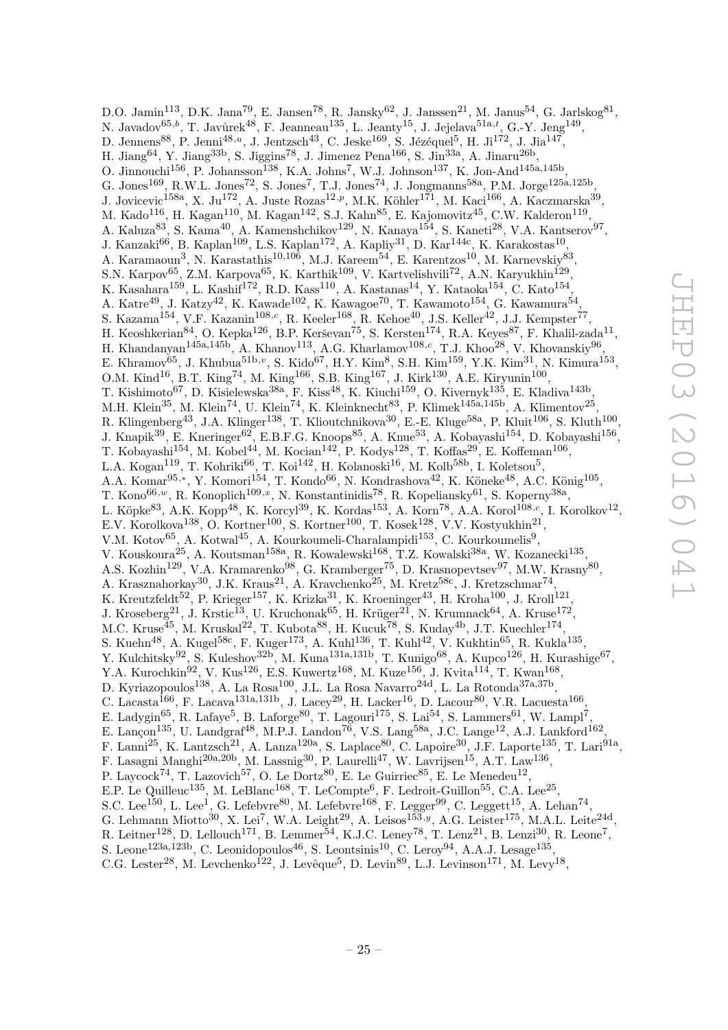D.O. Jamin[113], D.K. Jana[79], E. Jansen[78], R. Jansky[62], J. Janssen[21], M. Janus[54], G. Jarlskog[81], N. Javadov[65,b], T. Javůrek[48], F. Jeanneau[135], L. Jeanty[15], J. Jejelava[51a,t], G.-Y. Jeng[149], D. Jennens[88], P. Jenni[48,u], J. Jentzsch[43], C. Jeske[169], S. Jézéquel[5], H. Ji[172], J. Jia[147], H. Jiang[64], Y. Jiang[33b], S. Jiggins[78], J. Jimenez Pena[166], S. Jin[33a], A. Jinaru[26b], O. Jinnouchi[156], P. Johansson[138], K.A. Johns[7], W.J. Johnson[137], K. Jon-And[145a,145b], G. Jones[169], R.W.L. Jones[72], S. Jones[7], T.J. Jones[74], J. Jongmanns[58a], P.M. Jorge[125a,125b], J. Jovicevic[158a], X. Ju[172], A. Juste Rozas[12,p], M.K. Köhler[171], M. Kaci[166], A. Kaczmarska[39], M. Kado[116], H. Kagan[110], M. Kagan[142], S.J. Kahn[85], E. Kajomovitz[45], C.W. Kalderon[119], A. Kaluza[83], S. Kama[40], A. Kamenshchikov[129], N. Kanaya[154], S. Kaneti[28], V.A. Kantserov[97], J. Kanzaki[66], B. Kaplan[109], L.S. Kaplan[172], A. Kapliy[31], D. Kar[144c], K. Karakostas[10], A. Karamaoun[3], N. Karastathis[10,106], M.J. Kareem[54], E. Karentzos[10], M. Karnevskiy[83], S.N. Karpov[65], Z.M. Karpova[65], K. Karthik[109], V. Kartvelishvili[72], A.N. Karyukhin[129], K. Kasahara[159], L. Kashif[172], R.D. Kass[110], A. Kastanas[14], Y. Kataoka[154], C. Kato[154], A. Katre[49], J. Katzy[42], K. Kawade[102], K. Kawagoe[70], T. Kawamoto[154], G. Kawamura[54], S. Kazama[154], V.F. Kazanin[108,c], R. Keeler[168], R. Kehoe[40], J.S. Keller[42], J.J. Kempster[77], H. Keoshkerian[84], O. Kepka[126], B.P. Kerševan[75], S. Kersten[174], R.A. Keyes[87], F. Khalil-zada[11], H. Khandanyan[145a,145b], A. Khanov[113], A.G. Kharlamov[108,c], T.J. Khoo[28], V. Khovanskiy[96], E. Khramov[65], J. Khubua[51b,v], S. Kido[67], H.Y. Kim[8], S.H. Kim[159], Y.K. Kim[31], N. Kimura[153], O.M. Kind[16], B.T. King[74], M. King[166], S.B. King[167], J. Kirk[130], A.E. Kiryunin[100], T. Kishimoto[67], D. Kisielewska[38a], F. Kiss[48], K. Kiuchi[159], O. Kivernyk[135], E. Kladiva[143b], M.H. Klein[35], M. Klein[74], U. Klein[74], K. Kleinknecht[83], P. Klimek[145a,145b], A. Klimentov[25], R. Klingenberg[43], J.A. Klinger[138], T. Klioutchnikova[30], E.-E. Kluge[58a], P. Kluit[106], S. Kluth[100], J. Knapik[39], E. Kneringer[62], E.B.F.G. Knoops[85], A. Knue[53], A. Kobayashi[154], D. Kobayashi[156], T. Kobayashi[154], M. Kobel[44], M. Kocian[142], P. Kodys[128], T. Koffas[29], E. Koffeman[106], L.A. Kogan[119], T. Kohriki[66], T. Koi[142], H. Kolanoski[16], M. Kolb[58b], I. Koletsou[5], A.A. Komar[95,*], Y. Komori[154], T. Kondo[66], N. Kondrashova[42], K. Köneke[48], A.C. König[105], T. Kono[66,w], R. Konoplich[109,x], N. Konstantinidis[78], R. Kopeliansky[61], S. Koperny[38a], L. Köpke[83], A.K. Kopp[48], K. Korcyl[39], K. Kordas[153], A. Korn[78], A.A. Korol[108,c], I. Korolkov[12], E.V. Korolkova[138], O. Kortner[100], S. Kortner[100], T. Kosek[128], V.V. Kostyukhin[21], V.M. Kotov[65], A. Kotwal[45], A. Kourkoumeli-Charalampidi[153], C. Kourkoumelis[9], V. Kouskoura[25], A. Koutsman[158a], R. Kowalewski[168], T.Z. Kowalski[38a], W. Kozanecki[135], A.S. Kozhin[129], V.A. Kramarenko[98], G. Kramberger[75], D. Krasnopevtsev[97], M.W. Krasny[80], A. Krasznahorkay[30], J.K. Kraus[21], A. Kravchenko[25], M. Kretz[58c], J. Kretzschmar[74], K. Kreutzfeldt[52], P. Krieger[157], K. Krizka[31], K. Kroeninger[43], H. Kroha[100], J. Kroll[121], J. Kroseberg[21], J. Krstic[13], U. Kruchonak[65], H. Krüger[21], N. Krumnack[64], A. Kruse[172], M.C. Kruse[45], M. Kruskal[22], T. Kubota[88], H. Kucuk[78], S. Kuday[4b], J.T. Kuechler[174], S. Kuehn[48], A. Kugel[58c], F. Kuger[173], A. Kuhl[136], T. Kuhl[42], V. Kukhtin[65], R. Kukla[135], Y. Kulchitsky[92], S. Kuleshov[32b], M. Kuna[131a,131b], T. Kunigo[68], A. Kupco[126], H. Kurashige[67], Y.A. Kurochkin[92], V. Kus[126], E.S. Kuwertz[168], M. Kuze[156], J. Kvita[114], T. Kwan[168], D. Kyriazopoulos[138], A. La Rosa[100], J.L. La Rosa Navarro[24d], L. La Rotonda[37a,37b], C. Lacasta[166], F. Lacava[131a,131b], J. Lacey[29], H. Lacker[16], D. Lacour[80], V.R. Lacuesta[166], E. Ladygin[65], R. Lafaye[5], B. Laforge[80], T. Lagouri[175], S. Lai[54], S. Lammers[61], W. Lampl[7], E. Lançon[135], U. Landgraf[48], M.P.J. Landon[76], V.S. Lang[58a], J.C. Lange[12], A.J. Lankford[162], F. Lanni[25], K. Lantzsch[21], A. Lanza[120a], S. Laplace[80], C. Lapoire[30], J.F. Laporte[135], T. Lari[91a], F. Lasagni Manghi[20a,20b], M. Lassnig[30], P. Laurelli[47], W. Lavrijsen[15], A.T. Law[136], P. Laycock[74], T. Lazovich[57], O. Le Dortz[80], E. Le Guirriec[85], E. Le Menedeu[12], E.P. Le Quilleuc[135], M. LeBlanc[168], T. LeCompte[6], F. Ledroit-Guillon[55], C.A. Lee[25], S.C. Lee[150], L. Lee[1], G. Lefebvre[80], M. Lefebvre[168], F. Legger[99], C. Leggett[15], A. Lehan[74], G. Lehmann Miotto[30], X. Lei[7], W.A. Leight[29], A. Leisos[153,y], A.G. Leister[175], M.A.L. Leite[24d], R. Leitner[128], D. Lellouch[171], B. Lemmer[54], K.J.C. Leney[78], T. Lenz[21], B. Lenzi[30], R. Leone[7], S. Leone[123a,123b], C. Leonidopoulos[46], S. Leontsinis[10], C. Leroy[94], A.A.J. Lesage[135], C.G. Lester[28], M. Levchenko[122], J. Levêque[5], D. Levin[89], L.J. Levinson[171], M. Levy[18],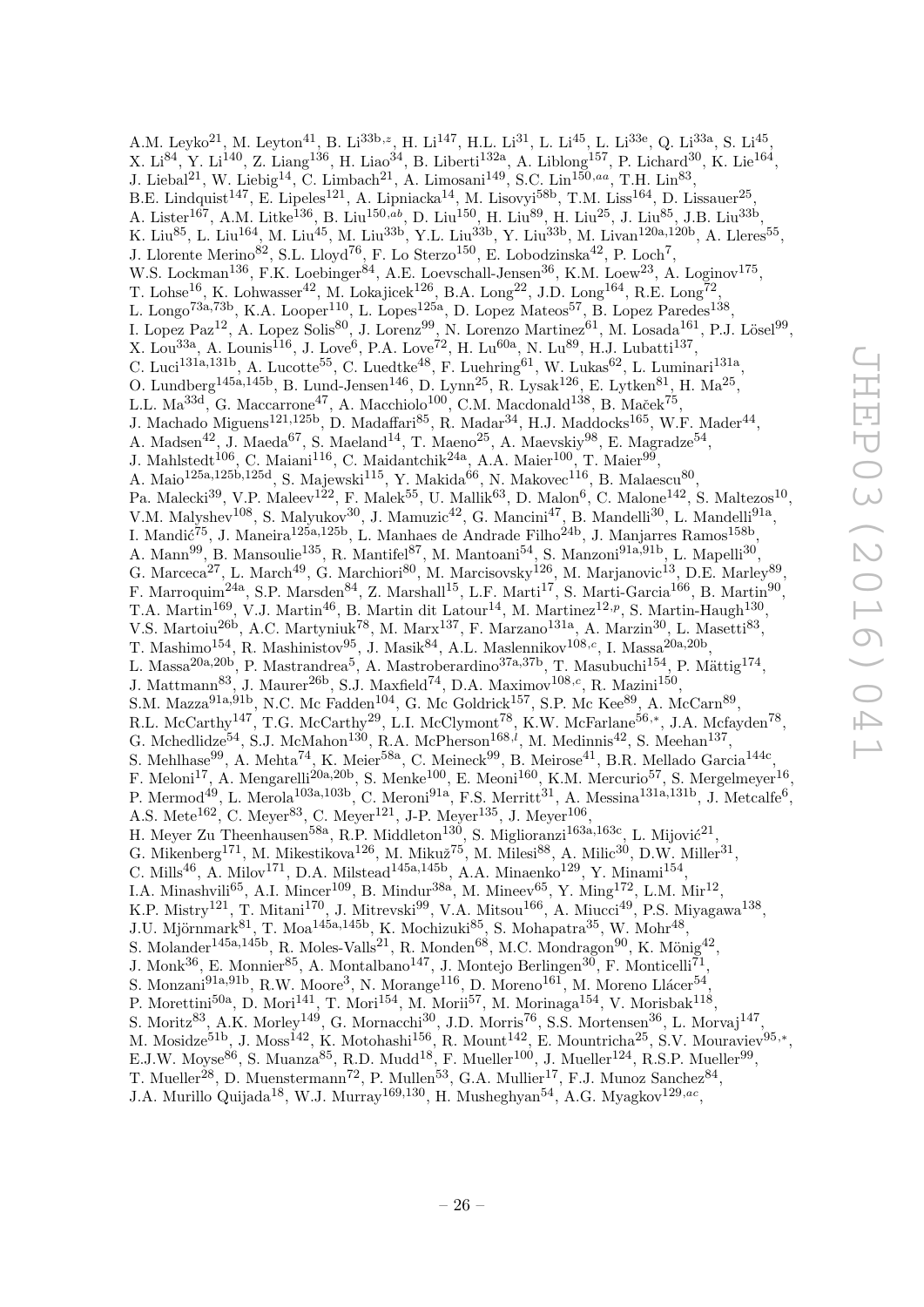A.M. Leyko[21], M. Leyton[41], B. Li[33b,z], H. Li[147], H.L. Li[31], L. Li[45], L. Li[33e], Q. Li[33a], S. Li[45], X. Li[84], Y. Li[140], Z. Liang[136], H. Liao[34], B. Liberti[132a], A. Liblong[157], P. Lichard[30], K. Lie[164], J. Liebal[21], W. Liebig[14], C. Limbach[21], A. Limosani[149], S.C. Lin[150,aa], T.H. Lin[83], B.E. Lindquist[147], E. Lipeles[121], A. Lipniacka[14], M. Lisovyi[58b], T.M. Liss[164], D. Lissauer[25], A. Lister[167], A.M. Litke[136], B. Liu[150,ab], D. Liu[150], H. Liu[89], H. Liu[25], J. Liu[85], J.B. Liu[33b], K. Liu[85], L. Liu[164], M. Liu[45], M. Liu[33b], Y.L. Liu[33b], Y. Liu[33b], M. Livan[120a,120b], A. Lleres[55], J. Llorente Merino[82], S.L. Lloyd[76], F. Lo Sterzo[150], E. Lobodzinska[42], P. Loch[7], W.S. Lockman[136], F.K. Loebinger[84], A.E. Loevschall-Jensen[36], K.M. Loew[23], A. Loginov[175], T. Lohse[16], K. Lohwasser[42], M. Lokajicek[126], B.A. Long[22], J.D. Long[164], R.E. Long[72], L. Longo[73a,73b], K.A. Looper[110], L. Lopes[125a], D. Lopez Mateos[57], B. Lopez Paredes[138], I. Lopez Paz[12], A. Lopez Solis[80], J. Lorenz[99], N. Lorenzo Martinez[61], M. Losada[161], P.J. Lösel[99], X. Lou[33a], A. Lounis[116], J. Love[6], P.A. Love[72], H. Lu[60a], N. Lu[89], H.J. Lubatti[137], C. Luci[131a,131b], A. Lucotte[55], C. Luedtke[48], F. Luehring[61], W. Lukas[62], L. Luminari[131a], O. Lundberg[145a,145b], B. Lund-Jensen[146], D. Lynn[25], R. Lysak[126], E. Lytken[81], H. Ma[25], L.L. Ma[33d], G. Maccarrone[47], A. Macchiolo[100], C.M. Macdonald[138], B. Maček[75], J. Machado Miguens[121,125b], D. Madaffari[85], R. Madar[34], H.J. Maddocks[165], W.F. Mader[44], A. Madsen[42], J. Maeda[67], S. Maeland[14], T. Maeno[25], A. Maevskiy[98], E. Magradze[54], J. Mahlstedt[106], C. Maiani[116], C. Maidantchik[24a], A.A. Maier[100], T. Maier[99], A. Maio[125a,125b,125d], S. Majewski[115], Y. Makida[66], N. Makovec[116], B. Malaescu[80], Pa. Malecki[39], V.P. Maleev[122], F. Malek[55], U. Mallik[63], D. Malon[6], C. Malone[142], S. Maltezos[10], V.M. Malyshev[108], S. Malyukov[30], J. Mamuzic[42], G. Mancini[47], B. Mandelli[30], L. Mandelli[91a], I. Mandić[75], J. Maneira[125a,125b], L. Manhaes de Andrade Filho[24b], J. Manjarres Ramos[158b], A. Mann[99], B. Mansoulie[135], R. Mantifel[87], M. Mantoani[54], S. Manzoni[91a,91b], L. Mapelli[30], G. Marceca[27], L. March[49], G. Marchiori[80], M. Marcisovsky[126], M. Marjanovic[13], D.E. Marley[89], F. Marroquim[24a], S.P. Marsden[84], Z. Marshall[15], L.F. Marti[17], S. Marti-Garcia[166], B. Martin[90], T.A. Martin[169], V.J. Martin[46], B. Martin dit Latour[14], M. Martinez[12,p], S. Martin-Haugh[130], V.S. Martoiu[26b], A.C. Martyniuk[78], M. Marx[137], F. Marzano[131a], A. Marzin[30], L. Masetti[83], T. Mashimo[154], R. Mashinistov[95], J. Masik[84], A.L. Maslennikov[108,c], I. Massa[20a,20b], L. Massa[20a,20b], P. Mastrandrea[5], A. Mastroberardino[37a,37b], T. Masubuchi[154], P. Mättig[174], J. Mattmann[83], J. Maurer[26b], S.J. Maxfield[74], D.A. Maximov[108,c], R. Mazini[150], S.M. Mazza[91a,91b], N.C. Mc Fadden[104], G. Mc Goldrick[157], S.P. Mc Kee[89], A. McCarn[89], R.L. McCarthy[147], T.G. McCarthy[29], L.I. McClymont[78], K.W. McFarlane[56,*], J.A. Mcfayden[78], G. Mchedlidze[54], S.J. McMahon[130], R.A. McPherson[168,l], M. Medinnis[42], S. Meehan[137], S. Mehlhase[99], A. Mehta[74], K. Meier[58a], C. Meineck[99], B. Meirose[41], B.R. Mellado Garcia[144c], F. Meloni[17], A. Mengarelli[20a,20b], S. Menke[100], E. Meoni[160], K.M. Mercurio[57], S. Mergelmeyer[16], P. Mermod[49], L. Merola[103a,103b], C. Meroni[91a], F.S. Merritt[31], A. Messina[131a,131b], J. Metcalfe[6], A.S. Mete[162], C. Meyer[83], C. Meyer[121], J-P. Meyer[135], J. Meyer[106], H. Meyer Zu Theenhausen[58a], R.P. Middleton[130], S. Miglioranzi[163a,163c], L. Mijović[21], G. Mikenberg[171], M. Mikestikova[126], M. Mikuž[75], M. Milesi[88], A. Milic[30], D.W. Miller[31], C. Mills[46], A. Milov[171], D.A. Milstead[145a,145b], A.A. Minaenko[129], Y. Minami[154], I.A. Minashvili[65], A.I. Mincer[109], B. Mindur[38a], M. Mineev[65], Y. Ming[172], L.M. Mir[12], K.P. Mistry[121], T. Mitani[170], J. Mitrevski[99], V.A. Mitsou[166], A. Miucci[49], P.S. Miyagawa[138], J.U. Mjörnmark[81], T. Moa[145a,145b], K. Mochizuki[85], S. Mohapatra[35], W. Mohr[48], S. Molander[145a,145b], R. Moles-Valls[21], R. Monden[68], M.C. Mondragon[90], K. Mönig[42], J. Monk[36], E. Monnier[85], A. Montalbano[147], J. Montejo Berlingen[30], F. Monticelli[71], S. Monzani[91a,91b], R.W. Moore[3], N. Morange[116], D. Moreno[161], M. Moreno Llácer[54], P. Morettini[50a], D. Mori[141], T. Mori[154], M. Morii[57], M. Morinaga[154], V. Morisbak[118], S. Moritz[83], A.K. Morley[149], G. Mornacchi[30], J.D. Morris[76], S.S. Mortensen[36], L. Morvaj[147], M. Mosidze[51b], J. Moss[142], K. Motohashi[156], R. Mount[142], E. Mountricha[25], S.V. Mouraviev[95,*], E.J.W. Moyse[86], S. Muanza[85], R.D. Mudd[18], F. Mueller[100], J. Mueller[124], R.S.P. Mueller[99], T. Mueller[28], D. Muenstermann[72], P. Mullen[53], G.A. Mullier[17], F.J. Munoz Sanchez[84], J.A. Murillo Quijada[18], W.J. Murray[169,130], H. Musheghyan[54], A.G. Myagkov[129,ac],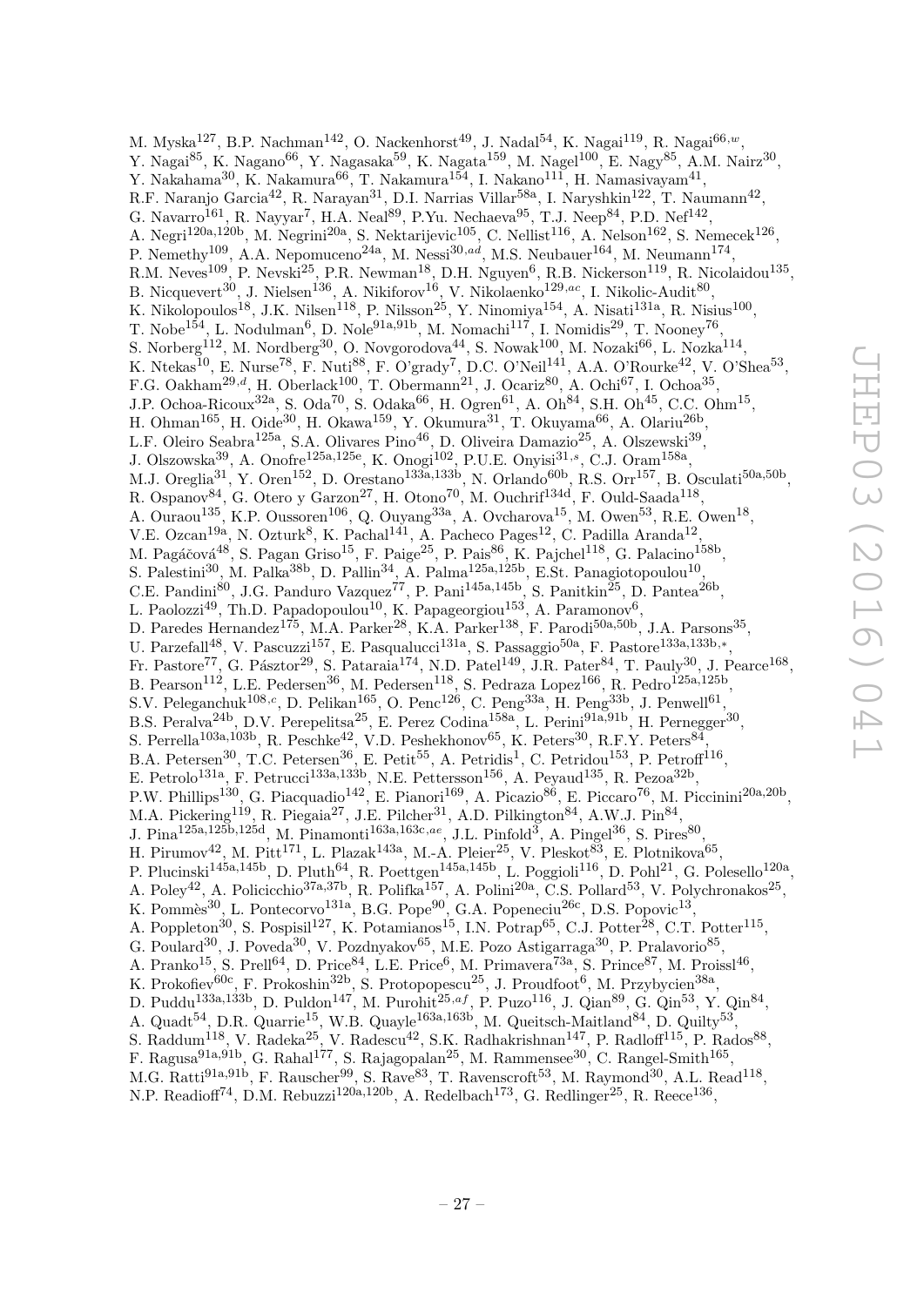M. Myska[127], B.P. Nachman[142], O. Nackenhorst[49], J. Nadal[54], K. Nagai[119], R. Nagai[66,w], Y. Nagai[85], K. Nagano[66], Y. Nagasaka[59], K. Nagata[159], M. Nagel[100], E. Nagy[85], A.M. Nairz[30], Y. Nakahama[30], K. Nakamura[66], T. Nakamura[154], I. Nakano[111], H. Namasivayam[41], R.F. Naranjo Garcia[42], R. Narayan[31], D.I. Narrias Villar[58a], I. Naryshkin[122], T. Naumann[42], G. Navarro[161], R. Nayyar[7], H.A. Neal[89], P.Yu. Nechaeva[95], T.J. Neep[84], P.D. Nef[142], A. Negri[120a,120b], M. Negrini[20a], S. Nektarijevic[105], C. Nellist[116], A. Nelson[162], S. Nemecek[126], P. Nemethy[109], A.A. Nepomuceno[24a], M. Nessi[30,ad], M.S. Neubauer[164], M. Neumann[174], R.M. Neves[109], P. Nevski[25], P.R. Newman[18], D.H. Nguyen[6], R.B. Nickerson[119], R. Nicolaidou[135], B. Nicquevert[30], J. Nielsen[136], A. Nikiforov[16], V. Nikolaenko[129,ac], I. Nikolic-Audit[80], K. Nikolopoulos[18], J.K. Nilsen[118], P. Nilsson[25], Y. Ninomiya[154], A. Nisati[131a], R. Nisius[100], T. Nobe[154], L. Nodulman[6], D. Nole[91a,91b], M. Nomachi[117], I. Nomidis[29], T. Nooney[76], S. Norberg[112], M. Nordberg[30], O. Novgorodova[44], S. Nowak[100], M. Nozaki[66], L. Nozka[114], K. Ntekas[10], E. Nurse[78], F. Nuti[88], F. O'grady[7], D.C. O'Neil[141], A.A. O'Rourke[42], V. O'Shea[53], F.G. Oakham[29,d], H. Oberlack[100], T. Obermann[21], J. Ocariz[80], A. Ochi[67], I. Ochoa[35], J.P. Ochoa-Ricoux[32a], S. Oda[70], S. Odaka[66], H. Ogren[61], A. Oh[84], S.H. Oh[45], C.C. Ohm[15], H. Ohman[165], H. Oide[30], H. Okawa[159], Y. Okumura[31], T. Okuyama[66], A. Olariu[26b], L.F. Oleiro Seabra[125a], S.A. Olivares Pino[46], D. Oliveira Damazio[25], A. Olszewski[39], J. Olszowska[39], A. Onofre[125a,125e], K. Onogi[102], P.U.E. Onyisi[31,s], C.J. Oram[158a], M.J. Oreglia[31], Y. Oren[152], D. Orestano[133a,133b], N. Orlando[60b], R.S. Orr[157], B. Osculati[50a,50b], R. Ospanov[84], G. Otero y Garzon[27], H. Otono[70], M. Ouchrif[134d], F. Ould-Saada[118], A. Ouraou[135], K.P. Oussoren[106], Q. Ouyang[33a], A. Ovcharova[15], M. Owen[53], R.E. Owen[18], V.E. Ozcan[19a], N. Ozturk[8], K. Pachal[141], A. Pacheco Pages[12], C. Padilla Aranda[12], M. Pagáčová[48], S. Pagan Griso[15], F. Paige[25], P. Pais[86], K. Pajchel[118], G. Palacino[158b], S. Palestini[30], M. Palka[38b], D. Pallin[34], A. Palma[125a,125b], E.St. Panagiotopoulou[10], C.E. Pandini[80], J.G. Panduro Vazquez[77], P. Pani[145a,145b], S. Panitkin[25], D. Pantea[26b], L. Paolozzi[49], Th.D. Papadopoulou[10], K. Papageorgiou[153], A. Paramonov[6], D. Paredes Hernandez[175], M.A. Parker[28], K.A. Parker[138], F. Parodi[50a,50b], J.A. Parsons[35], U. Parzefall[48], V. Pascuzzi[157], E. Pasqualucci[131a], S. Passaggio[50a], F. Pastore[133a,133b,*], Fr. Pastore[77], G. Pásztor[29], S. Pataraia[174], N.D. Patel[149], J.R. Pater[84], T. Pauly[30], J. Pearce[168], B. Pearson[112], L.E. Pedersen[36], M. Pedersen[118], S. Pedraza Lopez[166], R. Pedro[125a,125b], S.V. Peleganchuk[108,c], D. Pelikan[165], O. Penc[126], C. Peng[33a], H. Peng[33b], J. Penwell[61], B.S. Peralva[24b], D.V. Perepelitsa[25], E. Perez Codina[158a], L. Perini[91a,91b], H. Pernegger[30], S. Perrella[103a,103b], R. Peschke[42], V.D. Peshekhonov[65], K. Peters[30], R.F.Y. Peters[84], B.A. Petersen[30], T.C. Petersen[36], E. Petit[55], A. Petridis[1], C. Petridou[153], P. Petroff[116], E. Petrolo[131a], F. Petrucci[133a,133b], N.E. Pettersson[156], A. Peyaud[135], R. Pezoa[32b], P.W. Phillips[130], G. Piacquadio[142], E. Pianori[169], A. Picazio[86], E. Piccaro[76], M. Piccinini[20a,20b], M.A. Pickering[119], R. Piegaia[27], J.E. Pilcher[31], A.D. Pilkington[84], A.W.J. Pin[84], J. Pina[125a,125b,125d], M. Pinamonti[163a,163c,ae], J.L. Pinfold[3], A. Pingel[36], S. Pires[80], H. Pirumov[42], M. Pitt[171], L. Plazak[143a], M.-A. Pleier[25], V. Pleskot[83], E. Plotnikova[65], P. Plucinski[145a,145b], D. Pluth[64], R. Poettgen[145a,145b], L. Poggioli[116], D. Pohl[21], G. Polesello[120a], A. Poley[42], A. Policicchio[37a,37b], R. Polifka[157], A. Polini[20a], C.S. Pollard[53], V. Polychronakos[25], K. Pommès[30], L. Pontecorvo[131a], B.G. Pope[90], G.A. Popeneciu[26c], D.S. Popovic[13], A. Poppleton[30], S. Pospisil[127], K. Potamianos[15], I.N. Potrap[65], C.J. Potter[28], C.T. Potter[115], G. Poulard[30], J. Poveda[30], V. Pozdnyakov[65], M.E. Pozo Astigarraga[30], P. Pralavorio[85], A. Pranko[15], S. Prell[64], D. Price[84], L.E. Price[6], M. Primavera[73a], S. Prince[87], M. Proissl[46], K. Prokofiev[60c], F. Prokoshin[32b], S. Protopopescu[25], J. Proudfoot[6], M. Przybycien[38a], D. Puddu[133a,133b], D. Puldon[147], M. Purohit[25,af], P. Puzo[116], J. Qian[89], G. Qin[53], Y. Qin[84], A. Quadt[54], D.R. Quarrie[15], W.B. Quayle[163a,163b], M. Queitsch-Maitland[84], D. Quilty[53], S. Raddum[118], V. Radeka[25], V. Radescu[42], S.K. Radhakrishnan[147], P. Radloff[115], P. Rados[88], F. Ragusa[91a,91b], G. Rahal[177], S. Rajagopalan[25], M. Rammensee[30], C. Rangel-Smith[165], M.G. Ratti[91a,91b], F. Rauscher[99], S. Rave[83], T. Ravenscroft[53], M. Raymond[30], A.L. Read[118], N.P. Readioff[74], D.M. Rebuzzi[120a,120b], A. Redelbach[173], G. Redlinger[25], R. Reece[136],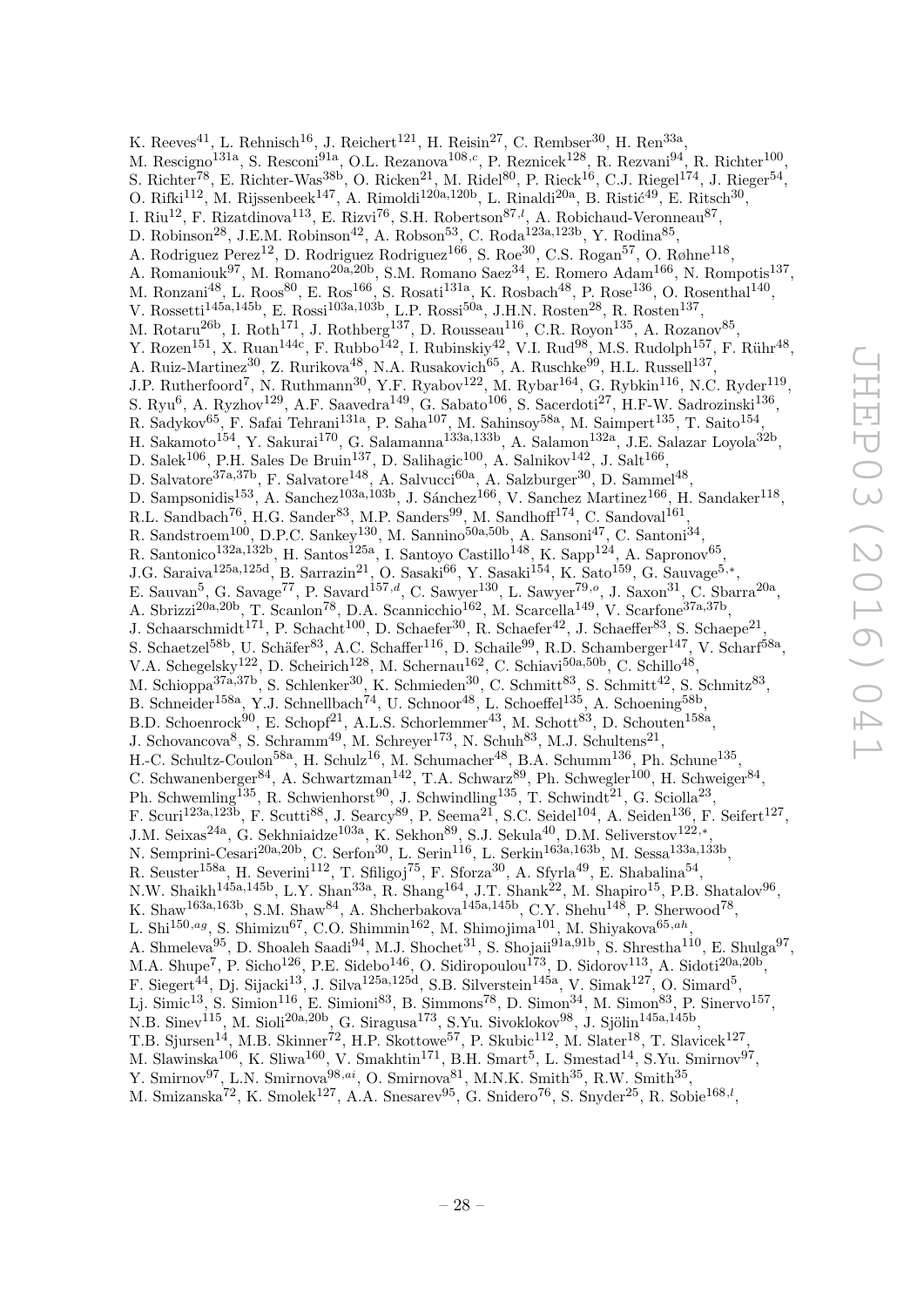K. Reeves[41], L. Rehnisch[16], J. Reichert[121], H. Reisin[27], C. Rembser[30], H. Ren[33a], M. Rescigno[131a], S. Resconi[91a], O.L. Rezanova[108,c], P. Reznicek[128], R. Rezvani[94], R. Richter[100], S. Richter[78], E. Richter-Was[38b], O. Ricken[21], M. Ridel[80], P. Rieck[16], C.J. Riegel[174], J. Rieger[54], O. Rifki[112], M. Rijssenbeek[147], A. Rimoldi[120a,120b], L. Rinaldi[20a], B. Ristić[49], E. Ritsch[30], I. Riu[12], F. Rizatdinova[113], E. Rizvi[76], S.H. Robertson[87,l], A. Robichaud-Veronneau[87], D. Robinson[28], J.E.M. Robinson[42], A. Robson[53], C. Roda[123a,123b], Y. Rodina[85], A. Rodriguez Perez[12], D. Rodriguez Rodriguez[166], S. Roe[30], C.S. Rogan[57], O. Røhne[118], A. Romaniouk[97], M. Romano[20a,20b], S.M. Romano Saez[34], E. Romero Adam[166], N. Rompotis[137], M. Ronzani[48], L. Roos[80], E. Ros[166], S. Rosati[131a], K. Rosbach[48], P. Rose[136], O. Rosenthal[140], V. Rossetti[145a,145b], E. Rossi[103a,103b], L.P. Rossi[50a], J.H.N. Rosten[28], R. Rosten[137], M. Rotaru[26b], I. Roth[171], J. Rothberg[137], D. Rousseau[116], C.R. Royon[135], A. Rozanov[85], Y. Rozen[151], X. Ruan[144c], F. Rubbo[142], I. Rubinskiy[42], V.I. Rud[98], M.S. Rudolph[157], F. Rühr[48], A. Ruiz-Martinez[30], Z. Rurikova[48], N.A. Rusakovich[65], A. Ruschke[99], H.L. Russell[137], J.P. Rutherfoord[7], N. Ruthmann[30], Y.F. Ryabov[122], M. Rybar[164], G. Rybkin[116], N.C. Ryder[119], S. Ryu[6], A. Ryzhov[129], A.F. Saavedra[149], G. Sabato[106], S. Sacerdoti[27], H-F-W. Sadrozinski[136], R. Sadykov[65], F. Safai Tehrani[131a], P. Saha[107], M. Sahinsoy[58a], M. Saimpert[135], T. Saito[154], H. Sakamoto[154], Y. Sakurai[170], G. Salamanna[133a,133b], A. Salamon[132a], J.E. Salazar Loyola[32b], D. Salek[106], P.H. Sales De Bruin[137], D. Salihagic[100], A. Salnikov[142], J. Salt[166], D. Salvatore[37a,37b], F. Salvatore[148], A. Salvucci[60a], A. Salzburger[30], D. Sammel[48], D. Sampsonidis[153], A. Sanchez[103a,103b], J. Sánchez[166], V. Sanchez Martinez[166], H. Sandaker[118], R.L. Sandbach[76], H.G. Sander[83], M.P. Sanders[99], M. Sandhoff[174], C. Sandoval[161], R. Sandstroem[100], D.P.C. Sankey[130], M. Sannino[50a,50b], A. Sansoni[47], C. Santoni[34], R. Santonico[132a,132b], H. Santos[125a], I. Santoyo Castillo[148], K. Sapp[124], A. Sapronov[65], J.G. Saraiva[125a,125d], B. Sarrazin[21], O. Sasaki[66], Y. Sasaki[154], K. Sato[159], G. Sauvage[5,*], E. Sauvan[5], G. Savage[77], P. Savard[157,d], C. Sawyer[130], L. Sawyer[79,o], J. Saxon[31], C. Sbarra[20a], A. Sbrizzi[20a,20b], T. Scanlon[78], D.A. Scannicchio[162], M. Scarcella[149], V. Scarfone[37a,37b], J. Schaarschmidt[171], P. Schacht[100], D. Schaefer[30], R. Schaefer[42], J. Schaeffer[83], S. Schaepe[21], S. Schaetzel[58b], U. Schäfer[83], A.C. Schaffer[116], D. Schaile[99], R.D. Schamberger[147], V. Scharf[58a], V.A. Schegelsky[122], D. Scheirich[128], M. Schernau[162], C. Schiavi[50a,50b], C. Schillo[48], M. Schioppa[37a,37b], S. Schlenker[30], K. Schmieden[30], C. Schmitt[83], S. Schmitt[42], S. Schmitz[83], B. Schneider[158a], Y.J. Schnellbach[74], U. Schnoor[48], L. Schoeffel[135], A. Schoening[58b], B.D. Schoenrock[90], E. Schopf[21], A.L.S. Schorlemmer[43], M. Schott[83], D. Schouten[158a], J. Schovancova[8], S. Schramm[49], M. Schreyer[173], N. Schuh[83], M.J. Schultens[21], H.-C. Schultz-Coulon[58a], H. Schulz[16], M. Schumacher[48], B.A. Schumm[136], Ph. Schune[135], C. Schwanenberger[84], A. Schwartzman[142], T.A. Schwarz[89], Ph. Schwegler[100], H. Schweiger[84], Ph. Schwemling[135], R. Schwienhorst[90], J. Schwindling[135], T. Schwindt[21], G. Sciolla[23], F. Scuri[123a,123b], F. Scutti[88], J. Searcy[89], P. Seema[21], S.C. Seidel[104], A. Seiden[136], F. Seifert[127], J.M. Seixas[24a], G. Sekhniaidze[103a], K. Sekhon[89], S.J. Sekula[40], D.M. Seliverstov[122,*], N. Semprini-Cesari[20a,20b], C. Serfon[30], L. Serin[116], L. Serkin[163a,163b], M. Sessa[133a,133b], R. Seuster[158a], H. Severini[112], T. Sfiligoj[75], F. Sforza[30], A. Sfyrla[49], E. Shabalina[54], N.W. Shaikh[145a,145b], L.Y. Shan[33a], R. Shang[164], J.T. Shank[22], M. Shapiro[15], P.B. Shatalov[96], K. Shaw[163a,163b], S.M. Shaw[84], A. Shcherbakova[145a,145b], C.Y. Shehu[148], P. Sherwood[78], L. Shi[150,ag], S. Shimizu[67], C.O. Shimmin[162], M. Shimojima[101], M. Shiyakova[65,ah], A. Shmeleva[95], D. Shoaleh Saadi[94], M.J. Shochet[31], S. Shojaii[91a,91b], S. Shrestha[110], E. Shulga[97], M.A. Shupe[7], P. Sicho[126], P.E. Sidebo[146], O. Sidiropoulou[173], D. Sidorov[113], A. Sidoti[20a,20b], F. Siegert[44], Dj. Sijacki[13], J. Silva[125a,125d], S.B. Silverstein[145a], V. Simak[127], O. Simard[5], Lj. Simic[13], S. Simion[116], E. Simioni[83], B. Simmons[78], D. Simon[34], M. Simon[83], P. Sinervo[157], N.B. Sinev[115], M. Sioli[20a,20b], G. Siragusa[173], S.Yu. Sivoklokov[98], J. Sjölin[145a,145b], T.B. Sjursen[14], M.B. Skinner[72], H.P. Skottowe[57], P. Skubic[112], M. Slater[18], T. Slavicek[127], M. Slawinska[106], K. Sliwa[160], V. Smakhtin[171], B.H. Smart[5], L. Smestad[14], S.Yu. Smirnov[97], Y. Smirnov[97], L.N. Smirnova[98,ai], O. Smirnova[81], M.N.K. Smith[35], R.W. Smith[35], M. Smizanska[72], K. Smolek[127], A.A. Snesarev[95], G. Snidero[76], S. Snyder[25], R. Sobie[168,l],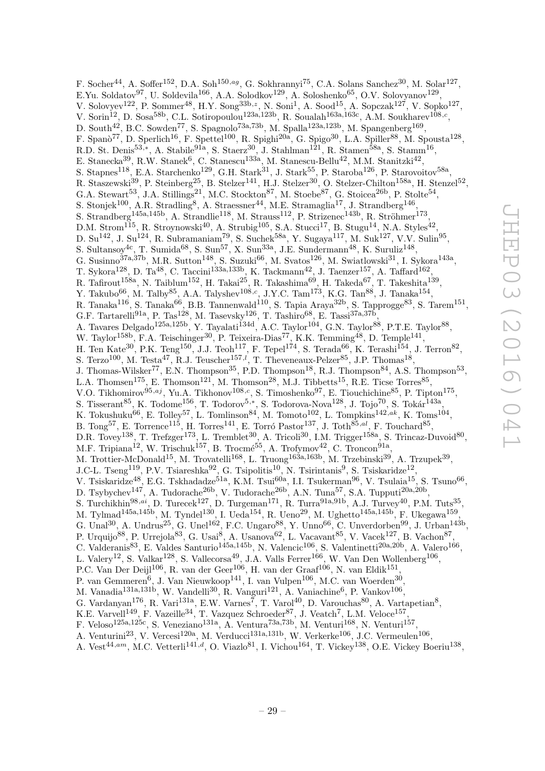F. Socher[44], A. Soffer[152], D.A. Soh[150,ag], G. Sokhrannyi[75], C.A. Solans Sanchez[30], M. Solar[127], E.Yu. Soldatov[97], U. Soldevila[166], A.A. Solodkov[129], A. Soloshenko[65], O.V. Solovyanov[129], V. Solovyev[122], P. Sommer[48], H.Y. Song[33b,z], N. Soni[1], A. Sood[15], A. Sopczak[127], V. Sopko[127], V. Sorin[12], D. Sosa[58b], C.L. Sotiropoulou[123a,123b], R. Soualah[163a,163c], A.M. Soukharev[108,c], D. South[42], B.C. Sowden[77], S. Spagnolo[73a,73b], M. Spalla[123a,123b], M. Spangenberg[169], F. Spanò[77], D. Sperlich[16], F. Spettel[100], R. Spighi[20a], G. Spigo[30], L.A. Spiller[88], M. Spousta[128], R.D. St. Denis[53,*], A. Stabile[91a], S. Staerz[30], J. Stahlman[121], R. Stamen[58a], S. Stamm[16], E. Stanecka[39], R.W. Stanek[6], C. Stanescu[133a], M. Stanescu-Bellu[42], M.M. Stanitzki[42], S. Stapnes[118], E.A. Starchenko[129], G.H. Stark[31], J. Stark[55], P. Staroba[126], P. Starovoitov[58a], R. Staszewski[39], P. Steinberg[25], B. Stelzer[141], H.J. Stelzer[30], O. Stelzer-Chilton[158a], H. Stenzel[52], G.A. Stewart[53], J.A. Stillings[21], M.C. Stockton[87], M. Stoebe[87], G. Stoicea[26b], P. Stolte[54], S. Stonjek[100], A.R. Stradling[8], A. Straessner[44], M.E. Stramaglia[17], J. Strandberg[146], S. Strandberg[145a,145b], A. Strandlie[118], M. Strauss[112], P. Strizenec[143b], R. Ströhmer[173], D.M. Strom[115], R. Stroynowski[40], A. Strubig[105], S.A. Stucci[17], B. Stugu[14], N.A. Styles[42], D. Su[142], J. Su[124], R. Subramaniam[79], S. Suchek[58a], Y. Sugaya[117], M. Suk[127], V.V. Sulin[95], S. Sultansoy[4c], T. Sumida[68], S. Sun[57], X. Sun[33a], J.E. Sundermann[48], K. Suruliz[148], G. Susinno[37a,37b], M.R. Sutton[148], S. Suzuki[66], M. Svatos[126], M. Swiatlowski[31], I. Sykora[143a], T. Sykora[128], D. Ta[48], C. Taccini[133a,133b], K. Tackmann[42], J. Taenzer[157], A. Taffard[162], R. Tafirout[158a], N. Taiblum[152], H. Takai[25], R. Takashima[69], H. Takeda[67], T. Takeshita[139], Y. Takubo[66], M. Talby[85], A.A. Talyshev[108,c], J.Y.C. Tam[173], K.G. Tan[88], J. Tanaka[154], R. Tanaka[116], S. Tanaka[66], B.B. Tannenwald[110], S. Tapia Araya[32b], S. Tapprogge[83], S. Tarem[151], G.F. Tartarelli[91a], P. Tas[128], M. Tasevsky[126], T. Tashiro[68], E. Tassi[37a,37b], A. Tavares Delgado[125a,125b], Y. Tayalati[134d], A.C. Taylor[104], G.N. Taylor[88], P.T.E. Taylor[88], W. Taylor[158b], F.A. Teischinger[30], P. Teixeira-Dias[77], K.K. Temming[48], D. Temple[141], H. Ten Kate[30], P.K. Teng[150], J.J. Teoh[117], F. Tepel[174], S. Terada[66], K. Terashi[154], J. Terron[82], S. Terzo[100], M. Testa[47], R.J. Teuscher[157,l], T. Theveneaux-Pelzer[85], J.P. Thomas[18], J. Thomas-Wilsker[77], E.N. Thompson[35], P.D. Thompson[18], R.J. Thompson[84], A.S. Thompson[53], L.A. Thomsen[175], E. Thomson[121], M. Thomson[28], M.J. Tibbetts[15], R.E. Ticse Torres[85], V.O. Tikhomirov[95,aj], Yu.A. Tikhonov[108,c], S. Timoshenko[97], E. Tiouchichine[85], P. Tipton[175], S. Tisserant[85], K. Todome[156], T. Todorov[5,*], S. Todorova-Nova[128], J. Tojo[70], S. Tokár[143a], K. Tokushuku[66], E. Tolley[57], L. Tomlinson[84], M. Tomoto[102], L. Tompkins[142,ak], K. Toms[104], B. Tong[57], E. Torrence[115], H. Torres[141], E. Torró Pastor[137], J. Toth[85,al], F. Touchard[85], D.R. Tovey[138], T. Trefzger[173], L. Tremblet[30], A. Tricoli[30], I.M. Trigger[158a], S. Trincaz-Duvoid[80], M.F. Tripiana[12], W. Trischuk[157], B. Trocmé[55], A. Trofymov[42], C. Troncon[91a], M. Trottier-McDonald[15], M. Trovatelli[168], L. Truong[163a,163b], M. Trzebinski[39], A. Trzupek[39], J.C-L. Tseng[119], P.V. Tsiareshka[92], G. Tsipolitis[10], N. Tsirintanis[9], S. Tsiskaridze[12], V. Tsiskaridze[48], E.G. Tskhadadze[51a], K.M. Tsui[60a], I.I. Tsukerman[96], V. Tsulaia[15], S. Tsuno[66], D. Tsybychev[147], A. Tudorache[26b], V. Tudorache[26b], A.N. Tuna[57], S.A. Tupputi[20a,20b], S. Turchikhin[98,ai], D. Turecek[127], D. Turgeman[171], R. Turra[91a,91b], A.J. Turvey[40], P.M. Tuts[35], M. Tylmad[145a,145b], M. Tyndel[130], I. Ueda[154], R. Ueno[29], M. Ughetto[145a,145b], F. Ukegawa[159], G. Unal[30], A. Undrus[25], G. Unel[162], F.C. Ungaro[88], Y. Unno[66], C. Unverdorben[99], J. Urban[143b], P. Urquijo[88], P. Urrejola[83], G. Usai[8], A. Usanova[62], L. Vacavant[85], V. Vacek[127], B. Vachon[87], C. Valderanis[83], E. Valdes Santurio[145a,145b], N. Valencic[106], S. Valentinetti[20a,20b], A. Valero[166], L. Valery[12], S. Valkar[128], S. Vallecorsa[49], J.A. Valls Ferrer[166], W. Van Den Wollenberg[106], P.C. Van Der Deijl[106], R. van der Geer[106], H. van der Graaf[106], N. van Eldik[151], P. van Gemmeren[6], J. Van Nieuwkoop[141], I. van Vulpen[106], M.C. van Woerden[30], M. Vanadia[131a,131b], W. Vandelli[30], R. Vanguri[121], A. Vaniachine[6], P. Vankov[106], G. Vardanyan[176], R. Vari[131a], E.W. Varnes[7], T. Varol[40], D. Varouchas[80], A. Vartapetian[8], K.E. Varvell[149], F. Vazeille[34], T. Vazquez Schroeder[87], J. Veatch[7], L.M. Veloce[157], F. Veloso[125a,125c], S. Veneziano[131a], A. Ventura[73a,73b], M. Venturi[168], N. Venturi[157], A. Venturini[23], V. Vercesi[120a], M. Verducci[131a,131b], W. Verkerke[106], J.C. Vermeulen[106], A. Vest[44,am], M.C. Vetterli[141,d], O. Viazlo[81], I. Vichou[164], T. Vickey[138], O.E. Vickey Boeriu[138],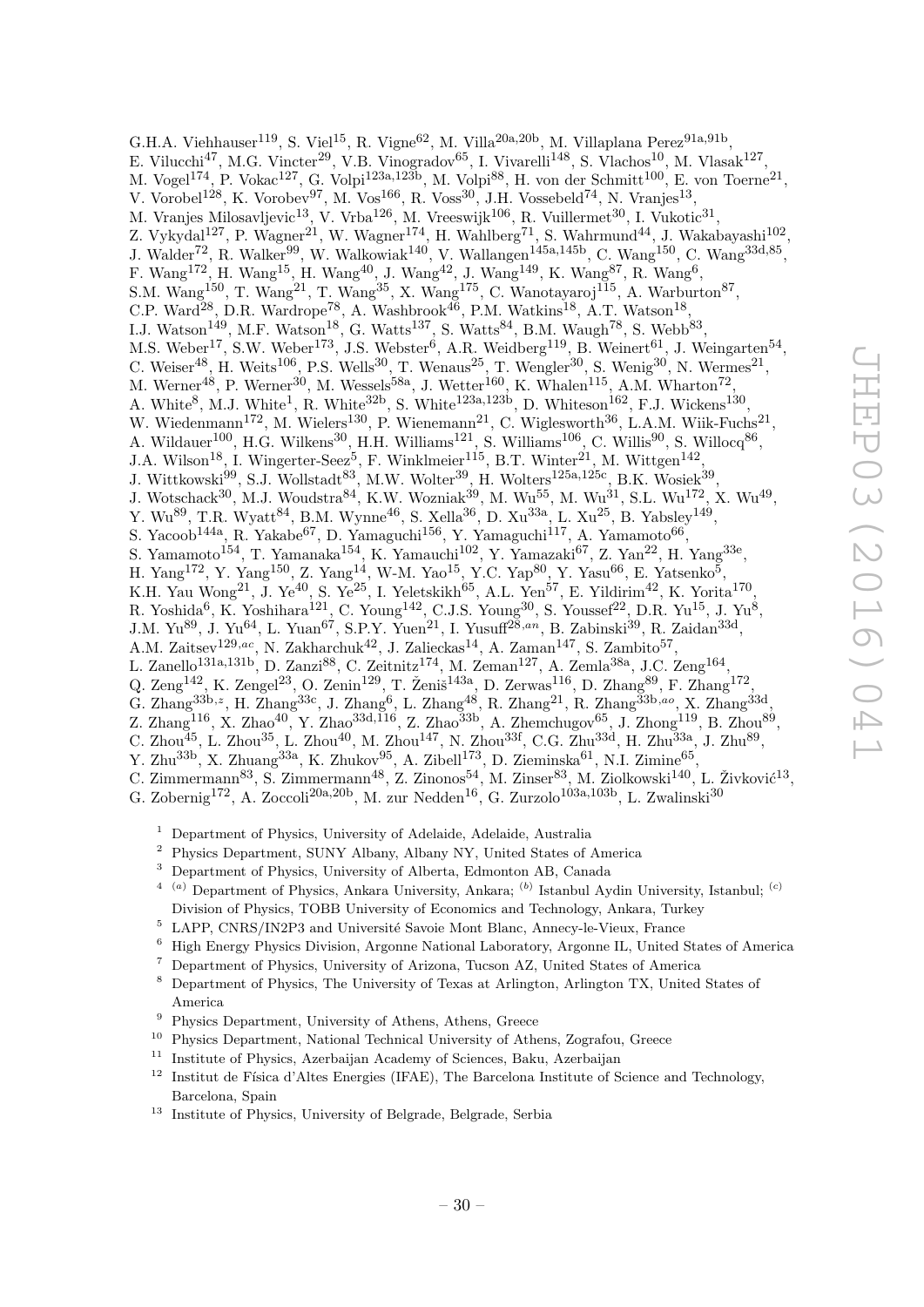G.H.A. Viehhauser[119], S. Viel[15], R. Vigne[62], M. Villa[20a,20b], M. Villaplana Perez[91a,91b], E. Vilucchi[47], M.G. Vincter[29], V.B. Vinogradov[65], I. Vivarelli[148], S. Vlachos[10], M. Vlasak[127], M. Vogel[174], P. Vokac[127], G. Volpi[123a,123b], M. Volpi[88], H. von der Schmitt[100], E. von Toerne[21], V. Vorobel[128], K. Vorobev[97], M. Vos[166], R. Voss[30], J.H. Vossebeld[74], N. Vranjes[13], M. Vranjes Milosavljevic[13], V. Vrba[126], M. Vreeswijk[106], R. Vuillermet[30], I. Vukotic[31], Z. Vykydal[127], P. Wagner[21], W. Wagner[174], H. Wahlberg[71], S. Wahrmund[44], J. Wakabayashi[102], J. Walder[72], R. Walker[99], W. Walkowiak[140], V. Wallangen[145a,145b], C. Wang[150], C. Wang[33d,85], F. Wang[172], H. Wang[15], H. Wang[40], J. Wang[42], J. Wang[149], K. Wang[87], R. Wang[6], S.M. Wang[150], T. Wang[21], T. Wang[35], X. Wang[175], C. Wanotayaroj[115], A. Warburton[87], C.P. Ward[28], D.R. Wardrope[78], A. Washbrook[46], P.M. Watkins[18], A.T. Watson[18], I.J. Watson[149], M.F. Watson[18], G. Watts[137], S. Watts[84], B.M. Waugh[78], S. Webb[83], M.S. Weber[17], S.W. Weber[173], J.S. Webster[6], A.R. Weidberg[119], B. Weinert[61], J. Weingarten[54], C. Weiser[48], H. Weits[106], P.S. Wells[30], T. Wenaus[25], T. Wengler[30], S. Wenig[30], N. Wermes[21], M. Werner[48], P. Werner[30], M. Wessels[58a], J. Wetter[160], K. Whalen[115], A.M. Wharton[72], A. White[8], M.J. White[1], R. White[32b], S. White[123a,123b], D. Whiteson[162], F.J. Wickens[130], W. Wiedenmann[172], M. Wielers[130], P. Wienemann[21], C. Wiglesworth[36], L.A.M. Wiik-Fuchs[21], A. Wildauer[100], H.G. Wilkens[30], H.H. Williams[121], S. Williams[106], C. Willis[90], S. Willocq[86], J.A. Wilson[18], I. Wingerter-Seez[5], F. Winklmeier[115], B.T. Winter[21], M. Wittgen[142], J. Wittkowski[99], S.J. Wollstadt[83], M.W. Wolter[39], H. Wolters[125a,125c], B.K. Wosiek[39], J. Wotschack[30], M.J. Woudstra[84], K.W. Wozniak[39], M. Wu[55], M. Wu[31], S.L. Wu[172], X. Wu[49], Y. Wu[89], T.R. Wyatt[84], B.M. Wynne[46], S. Xella[36], D. Xu[33a], L. Xu[25], B. Yabsley[149], S. Yacoob[144a], R. Yakabe[67], D. Yamaguchi[156], Y. Yamaguchi[117], A. Yamamoto[66], S. Yamamoto[154], T. Yamanaka[154], K. Yamauchi[102], Y. Yamazaki[67], Z. Yan[22], H. Yang[33e], H. Yang[172], Y. Yang[150], Z. Yang[14], W-M. Yao[15], Y.C. Yap[80], Y. Yasu[66], E. Yatsenko[5], K.H. Yau Wong[21], J. Ye[40], S. Ye[25], I. Yeletskikh[65], A.L. Yen[57], E. Yildirim[42], K. Yorita[170], R. Yoshida[6], K. Yoshihara[121], C. Young[142], C.J.S. Young[30], S. Youssef[22], D.R. Yu[15], J. Yu[8], J.M. Yu[89], J. Yu[64], L. Yuan[67], S.P.Y. Yuen[21], I. Yusuff[28,an], B. Zabinski[39], R. Zaidan[33d], A.M. Zaitsev[129,ac], N. Zakharchuk[42], J. Zalieckas[14], A. Zaman[147], S. Zambito[57], L. Zanello[131a,131b], D. Zanzi[88], C. Zeitnitz[174], M. Zeman[127], A. Zemla[38a], J.C. Zeng[164], Q. Zeng[142], K. Zengel[23], O. Zenin[129], T. Ženiš[143a], D. Zerwas[116], D. Zhang[89], F. Zhang[172], G. Zhang[33b,z], H. Zhang[33c], J. Zhang[6], L. Zhang[48], R. Zhang[21], R. Zhang[33b,ao], X. Zhang[33d], Z. Zhang[116], X. Zhao[40], Y. Zhao[33d,116], Z. Zhao[33b], A. Zhemchugov[65], J. Zhong[119], B. Zhou[89], C. Zhou[45], L. Zhou[35], L. Zhou[40], M. Zhou[147], N. Zhou[33f], C.G. Zhu[33d], H. Zhu[33a], J. Zhu[89], Y. Zhu[33b], X. Zhuang[33a], K. Zhukov[95], A. Zibell[173], D. Zieminska[61], N.I. Zimine[65], C. Zimmermann[83], S. Zimmermann[48], Z. Zinonos[54], M. Zinser[83], M. Ziolkowski[140], L. Živković[13], G. Zobernig[172], A. Zoccoli[20a,20b], M. zur Nedden[16], G. Zurzolo[103a,103b], L. Zwalinski[30]

[1] Department of Physics, University of Adelaide, Adelaide, Australia
[2] Physics Department, SUNY Albany, Albany NY, United States of America
[3] Department of Physics, University of Alberta, Edmonton AB, Canada
[4] [(a)] Department of Physics, Ankara University, Ankara; [(b)] Istanbul Aydin University, Istanbul; [(c)] Division of Physics, TOBB University of Economics and Technology, Ankara, Turkey
[5] LAPP, CNRS/IN2P3 and Université Savoie Mont Blanc, Annecy-le-Vieux, France
[6] High Energy Physics Division, Argonne National Laboratory, Argonne IL, United States of America
[7] Department of Physics, University of Arizona, Tucson AZ, United States of America
[8] Department of Physics, The University of Texas at Arlington, Arlington TX, United States of America
[9] Physics Department, University of Athens, Athens, Greece
[10] Physics Department, National Technical University of Athens, Zografou, Greece
[11] Institute of Physics, Azerbaijan Academy of Sciences, Baku, Azerbaijan
[12] Institut de Física d'Altes Energies (IFAE), The Barcelona Institute of Science and Technology, Barcelona, Spain
[13] Institute of Physics, University of Belgrade, Belgrade, Serbia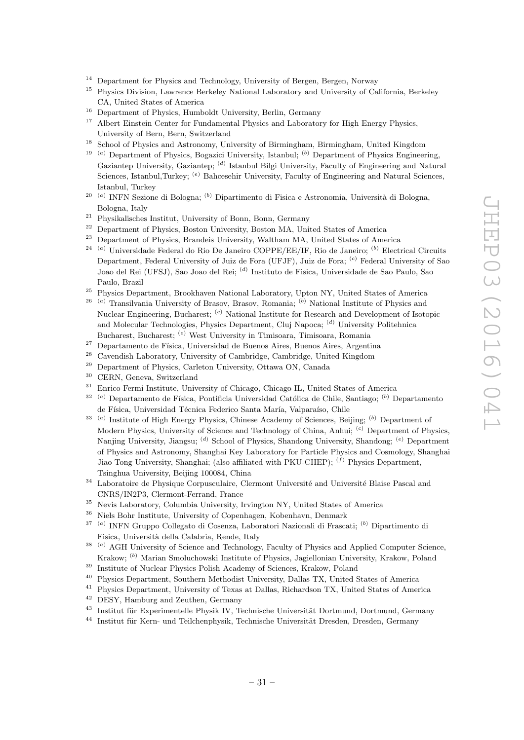[14] Department for Physics and Technology, University of Bergen, Bergen, Norway

[15] Physics Division, Lawrence Berkeley National Laboratory and University of California, Berkeley CA, United States of America

[16] Department of Physics, Humboldt University, Berlin, Germany

[17] Albert Einstein Center for Fundamental Physics and Laboratory for High Energy Physics, University of Bern, Bern, Switzerland

[18] School of Physics and Astronomy, University of Birmingham, Birmingham, United Kingdom

[19] [(a)] Department of Physics, Bogazici University, Istanbul; [(b)] Department of Physics Engineering, Gaziantep University, Gaziantep; [(d)] Istanbul Bilgi University, Faculty of Engineering and Natural Sciences, Istanbul,Turkey; [(e)] Bahcesehir University, Faculty of Engineering and Natural Sciences, Istanbul, Turkey

[20] [(a)] INFN Sezione di Bologna; [(b)] Dipartimento di Fisica e Astronomia, Università di Bologna, Bologna, Italy

[21] Physikalisches Institut, University of Bonn, Bonn, Germany

[22] Department of Physics, Boston University, Boston MA, United States of America

[23] Department of Physics, Brandeis University, Waltham MA, United States of America

[24] [(a)] Universidade Federal do Rio De Janeiro COPPE/EE/IF, Rio de Janeiro; [(b)] Electrical Circuits Department, Federal University of Juiz de Fora (UFJF), Juiz de Fora; [(c)] Federal University of Sao Joao del Rei (UFSJ), Sao Joao del Rei; [(d)] Instituto de Fisica, Universidade de Sao Paulo, Sao Paulo, Brazil

[25] Physics Department, Brookhaven National Laboratory, Upton NY, United States of America

[26] [(a)] Transilvania University of Brasov, Brasov, Romania; [(b)] National Institute of Physics and Nuclear Engineering, Bucharest; [(c)] National Institute for Research and Development of Isotopic and Molecular Technologies, Physics Department, Cluj Napoca; [(d)] University Politehnica Bucharest, Bucharest; [(e)] West University in Timisoara, Timisoara, Romania

[27] Departamento de Física, Universidad de Buenos Aires, Buenos Aires, Argentina

[28] Cavendish Laboratory, University of Cambridge, Cambridge, United Kingdom

[29] Department of Physics, Carleton University, Ottawa ON, Canada

[30] CERN, Geneva, Switzerland

[31] Enrico Fermi Institute, University of Chicago, Chicago IL, United States of America

[32] [(a)] Departamento de Física, Pontificia Universidad Católica de Chile, Santiago; [(b)] Departamento de Física, Universidad Técnica Federico Santa María, Valparaíso, Chile

[33] [(a)] Institute of High Energy Physics, Chinese Academy of Sciences, Beijing; [(b)] Department of Modern Physics, University of Science and Technology of China, Anhui; [(c)] Department of Physics, Nanjing University, Jiangsu; [(d)] School of Physics, Shandong University, Shandong; [(e)] Department of Physics and Astronomy, Shanghai Key Laboratory for Particle Physics and Cosmology, Shanghai Jiao Tong University, Shanghai; (also affiliated with PKU-CHEP); [(f)] Physics Department, Tsinghua University, Beijing 100084, China

[34] Laboratoire de Physique Corpusculaire, Clermont Université and Université Blaise Pascal and CNRS/IN2P3, Clermont-Ferrand, France

[35] Nevis Laboratory, Columbia University, Irvington NY, United States of America

[36] Niels Bohr Institute, University of Copenhagen, Kobenhavn, Denmark

[37] [(a)] INFN Gruppo Collegato di Cosenza, Laboratori Nazionali di Frascati; [(b)] Dipartimento di Fisica, Università della Calabria, Rende, Italy

[38] [(a)] AGH University of Science and Technology, Faculty of Physics and Applied Computer Science, Krakow; [(b)] Marian Smoluchowski Institute of Physics, Jagiellonian University, Krakow, Poland

[39] Institute of Nuclear Physics Polish Academy of Sciences, Krakow, Poland

[40] Physics Department, Southern Methodist University, Dallas TX, United States of America

[41] Physics Department, University of Texas at Dallas, Richardson TX, United States of America

[42] DESY, Hamburg and Zeuthen, Germany

[43] Institut für Experimentelle Physik IV, Technische Universität Dortmund, Dortmund, Germany

[44] Institut für Kern- und Teilchenphysik, Technische Universität Dresden, Dresden, Germany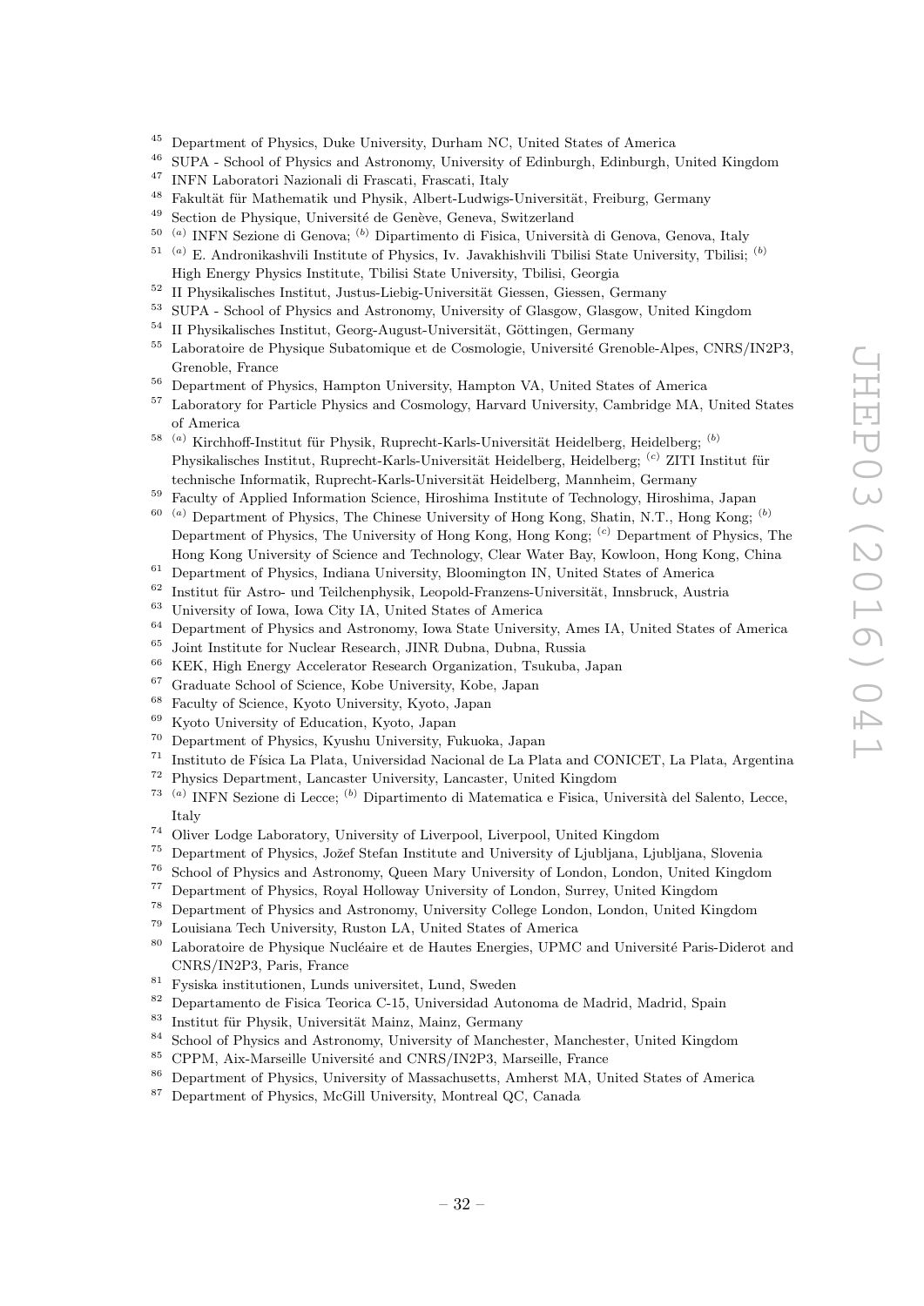[45] Department of Physics, Duke University, Durham NC, United States of America
[46] SUPA - School of Physics and Astronomy, University of Edinburgh, Edinburgh, United Kingdom
[47] INFN Laboratori Nazionali di Frascati, Frascati, Italy
[48] Fakultät für Mathematik und Physik, Albert-Ludwigs-Universität, Freiburg, Germany
[49] Section de Physique, Université de Genève, Geneva, Switzerland
[50] [(a)] INFN Sezione di Genova; [(b)] Dipartimento di Fisica, Università di Genova, Genova, Italy
[51] [(a)] E. Andronikashvili Institute of Physics, Iv. Javakhishvili Tbilisi State University, Tbilisi; [(b)] High Energy Physics Institute, Tbilisi State University, Tbilisi, Georgia
[52] II Physikalisches Institut, Justus-Liebig-Universität Giessen, Giessen, Germany
[53] SUPA - School of Physics and Astronomy, University of Glasgow, Glasgow, United Kingdom
[54] II Physikalisches Institut, Georg-August-Universität, Göttingen, Germany
[55] Laboratoire de Physique Subatomique et de Cosmologie, Université Grenoble-Alpes, CNRS/IN2P3, Grenoble, France
[56] Department of Physics, Hampton University, Hampton VA, United States of America
[57] Laboratory for Particle Physics and Cosmology, Harvard University, Cambridge MA, United States of America
[58] [(a)] Kirchhoff-Institut für Physik, Ruprecht-Karls-Universität Heidelberg, Heidelberg; [(b)] Physikalisches Institut, Ruprecht-Karls-Universität Heidelberg, Heidelberg; [(c)] ZITI Institut für technische Informatik, Ruprecht-Karls-Universität Heidelberg, Mannheim, Germany
[59] Faculty of Applied Information Science, Hiroshima Institute of Technology, Hiroshima, Japan
[60] [(a)] Department of Physics, The Chinese University of Hong Kong, Shatin, N.T., Hong Kong; [(b)] Department of Physics, The University of Hong Kong, Hong Kong; [(c)] Department of Physics, The Hong Kong University of Science and Technology, Clear Water Bay, Kowloon, Hong Kong, China
[61] Department of Physics, Indiana University, Bloomington IN, United States of America
[62] Institut für Astro- und Teilchenphysik, Leopold-Franzens-Universität, Innsbruck, Austria
[63] University of Iowa, Iowa City IA, United States of America
[64] Department of Physics and Astronomy, Iowa State University, Ames IA, United States of America
[65] Joint Institute for Nuclear Research, JINR Dubna, Dubna, Russia
[66] KEK, High Energy Accelerator Research Organization, Tsukuba, Japan
[67] Graduate School of Science, Kobe University, Kobe, Japan
[68] Faculty of Science, Kyoto University, Kyoto, Japan
[69] Kyoto University of Education, Kyoto, Japan
[70] Department of Physics, Kyushu University, Fukuoka, Japan
[71] Instituto de Física La Plata, Universidad Nacional de La Plata and CONICET, La Plata, Argentina
[72] Physics Department, Lancaster University, Lancaster, United Kingdom
[73] [(a)] INFN Sezione di Lecce; [(b)] Dipartimento di Matematica e Fisica, Università del Salento, Lecce, Italy
[74] Oliver Lodge Laboratory, University of Liverpool, Liverpool, United Kingdom
[75] Department of Physics, Jožef Stefan Institute and University of Ljubljana, Ljubljana, Slovenia
[76] School of Physics and Astronomy, Queen Mary University of London, London, United Kingdom
[77] Department of Physics, Royal Holloway University of London, Surrey, United Kingdom
[78] Department of Physics and Astronomy, University College London, London, United Kingdom
[79] Louisiana Tech University, Ruston LA, United States of America
[80] Laboratoire de Physique Nucléaire et de Hautes Energies, UPMC and Université Paris-Diderot and CNRS/IN2P3, Paris, France
[81] Fysiska institutionen, Lunds universitet, Lund, Sweden
[82] Departamento de Fisica Teorica C-15, Universidad Autonoma de Madrid, Madrid, Spain
[83] Institut für Physik, Universität Mainz, Mainz, Germany
[84] School of Physics and Astronomy, University of Manchester, Manchester, United Kingdom
[85] CPPM, Aix-Marseille Université and CNRS/IN2P3, Marseille, France
[86] Department of Physics, University of Massachusetts, Amherst MA, United States of America
[87] Department of Physics, McGill University, Montreal QC, Canada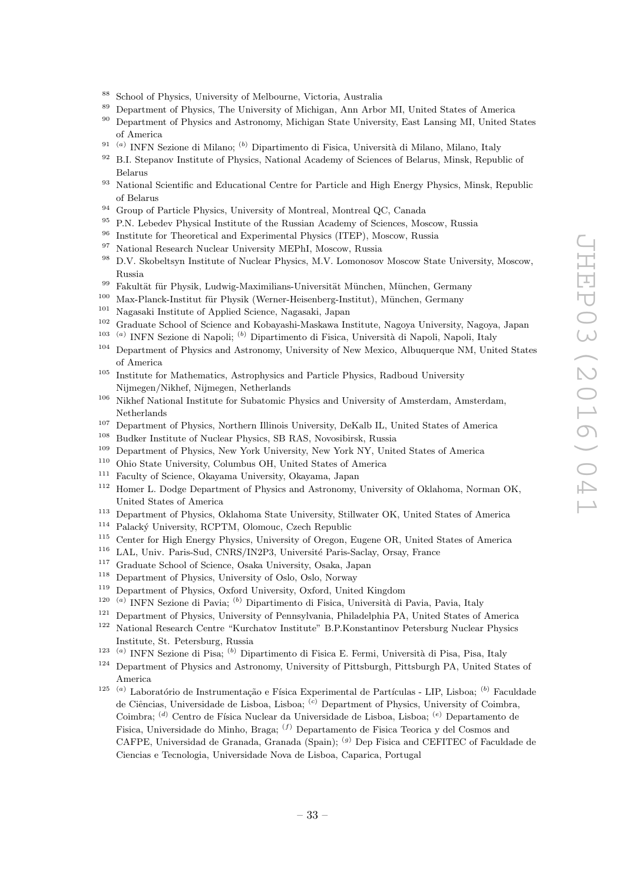[88] School of Physics, University of Melbourne, Victoria, Australia
[89] Department of Physics, The University of Michigan, Ann Arbor MI, United States of America
[90] Department of Physics and Astronomy, Michigan State University, East Lansing MI, United States of America
[91] [(a)] INFN Sezione di Milano; [(b)] Dipartimento di Fisica, Università di Milano, Milano, Italy
[92] B.I. Stepanov Institute of Physics, National Academy of Sciences of Belarus, Minsk, Republic of Belarus
[93] National Scientific and Educational Centre for Particle and High Energy Physics, Minsk, Republic of Belarus
[94] Group of Particle Physics, University of Montreal, Montreal QC, Canada
[95] P.N. Lebedev Physical Institute of the Russian Academy of Sciences, Moscow, Russia
[96] Institute for Theoretical and Experimental Physics (ITEP), Moscow, Russia
[97] National Research Nuclear University MEPhI, Moscow, Russia
[98] D.V. Skobeltsyn Institute of Nuclear Physics, M.V. Lomonosov Moscow State University, Moscow, Russia
[99] Fakultät für Physik, Ludwig-Maximilians-Universität München, München, Germany
[100] Max-Planck-Institut für Physik (Werner-Heisenberg-Institut), München, Germany
[101] Nagasaki Institute of Applied Science, Nagasaki, Japan
[102] Graduate School of Science and Kobayashi-Maskawa Institute, Nagoya University, Nagoya, Japan
[103] [(a)] INFN Sezione di Napoli; [(b)] Dipartimento di Fisica, Università di Napoli, Napoli, Italy
[104] Department of Physics and Astronomy, University of New Mexico, Albuquerque NM, United States of America
[105] Institute for Mathematics, Astrophysics and Particle Physics, Radboud University Nijmegen/Nikhef, Nijmegen, Netherlands
[106] Nikhef National Institute for Subatomic Physics and University of Amsterdam, Amsterdam, Netherlands
[107] Department of Physics, Northern Illinois University, DeKalb IL, United States of America
[108] Budker Institute of Nuclear Physics, SB RAS, Novosibirsk, Russia
[109] Department of Physics, New York University, New York NY, United States of America
[110] Ohio State University, Columbus OH, United States of America
[111] Faculty of Science, Okayama University, Okayama, Japan
[112] Homer L. Dodge Department of Physics and Astronomy, University of Oklahoma, Norman OK, United States of America
[113] Department of Physics, Oklahoma State University, Stillwater OK, United States of America
[114] Palacký University, RCPTM, Olomouc, Czech Republic
[115] Center for High Energy Physics, University of Oregon, Eugene OR, United States of America
[116] LAL, Univ. Paris-Sud, CNRS/IN2P3, Université Paris-Saclay, Orsay, France
[117] Graduate School of Science, Osaka University, Osaka, Japan
[118] Department of Physics, University of Oslo, Oslo, Norway
[119] Department of Physics, Oxford University, Oxford, United Kingdom
[120] [(a)] INFN Sezione di Pavia; [(b)] Dipartimento di Fisica, Università di Pavia, Pavia, Italy
[121] Department of Physics, University of Pennsylvania, Philadelphia PA, United States of America
[122] National Research Centre "Kurchatov Institute" B.P.Konstantinov Petersburg Nuclear Physics Institute, St. Petersburg, Russia
[123] [(a)] INFN Sezione di Pisa; [(b)] Dipartimento di Fisica E. Fermi, Università di Pisa, Pisa, Italy
[124] Department of Physics and Astronomy, University of Pittsburgh, Pittsburgh PA, United States of America
[125] [(a)] Laboratório de Instrumentação e Física Experimental de Partículas - LIP, Lisboa; [(b)] Faculdade de Ciências, Universidade de Lisboa, Lisboa; [(c)] Department of Physics, University of Coimbra, Coimbra; [(d)] Centro de Física Nuclear da Universidade de Lisboa, Lisboa; [(e)] Departamento de Fisica, Universidade do Minho, Braga; [(f)] Departamento de Fisica Teorica y del Cosmos and CAFPE, Universidad de Granada, Granada (Spain); [(g)] Dep Fisica and CEFITEC of Faculdade de Ciencias e Tecnologia, Universidade Nova de Lisboa, Caparica, Portugal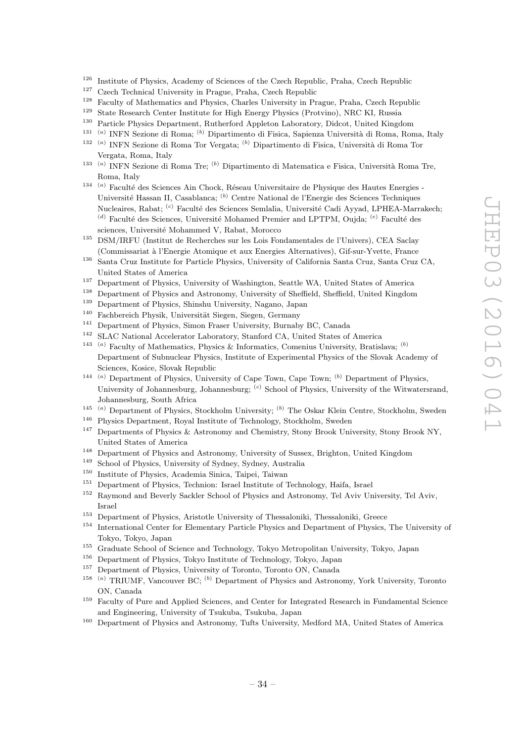[126] Institute of Physics, Academy of Sciences of the Czech Republic, Praha, Czech Republic
[127] Czech Technical University in Prague, Praha, Czech Republic
[128] Faculty of Mathematics and Physics, Charles University in Prague, Praha, Czech Republic
[129] State Research Center Institute for High Energy Physics (Protvino), NRC KI, Russia
[130] Particle Physics Department, Rutherford Appleton Laboratory, Didcot, United Kingdom
[131] [(a)] INFN Sezione di Roma; [(b)] Dipartimento di Fisica, Sapienza Università di Roma, Roma, Italy
[132] [(a)] INFN Sezione di Roma Tor Vergata; [(b)] Dipartimento di Fisica, Università di Roma Tor Vergata, Roma, Italy
[133] [(a)] INFN Sezione di Roma Tre; [(b)] Dipartimento di Matematica e Fisica, Università Roma Tre, Roma, Italy
[134] [(a)] Faculté des Sciences Ain Chock, Réseau Universitaire de Physique des Hautes Energies - Université Hassan II, Casablanca; [(b)] Centre National de l'Energie des Sciences Techniques Nucleaires, Rabat; [(c)] Faculté des Sciences Semlalia, Université Cadi Ayyad, LPHEA-Marrakech; [(d)] Faculté des Sciences, Université Mohamed Premier and LPTPM, Oujda; [(e)] Faculté des sciences, Université Mohammed V, Rabat, Morocco
[135] DSM/IRFU (Institut de Recherches sur les Lois Fondamentales de l'Univers), CEA Saclay (Commissariat à l'Energie Atomique et aux Energies Alternatives), Gif-sur-Yvette, France
[136] Santa Cruz Institute for Particle Physics, University of California Santa Cruz, Santa Cruz CA, United States of America
[137] Department of Physics, University of Washington, Seattle WA, United States of America
[138] Department of Physics and Astronomy, University of Sheffield, Sheffield, United Kingdom
[139] Department of Physics, Shinshu University, Nagano, Japan
[140] Fachbereich Physik, Universität Siegen, Siegen, Germany
[141] Department of Physics, Simon Fraser University, Burnaby BC, Canada
[142] SLAC National Accelerator Laboratory, Stanford CA, United States of America
[143] [(a)] Faculty of Mathematics, Physics & Informatics, Comenius University, Bratislava; [(b)] Department of Subnuclear Physics, Institute of Experimental Physics of the Slovak Academy of Sciences, Kosice, Slovak Republic
[144] [(a)] Department of Physics, University of Cape Town, Cape Town; [(b)] Department of Physics, University of Johannesburg, Johannesburg; [(c)] School of Physics, University of the Witwatersrand, Johannesburg, South Africa
[145] [(a)] Department of Physics, Stockholm University; [(b)] The Oskar Klein Centre, Stockholm, Sweden
[146] Physics Department, Royal Institute of Technology, Stockholm, Sweden
[147] Departments of Physics & Astronomy and Chemistry, Stony Brook University, Stony Brook NY, United States of America
[148] Department of Physics and Astronomy, University of Sussex, Brighton, United Kingdom
[149] School of Physics, University of Sydney, Sydney, Australia
[150] Institute of Physics, Academia Sinica, Taipei, Taiwan
[151] Department of Physics, Technion: Israel Institute of Technology, Haifa, Israel
[152] Raymond and Beverly Sackler School of Physics and Astronomy, Tel Aviv University, Tel Aviv, Israel
[153] Department of Physics, Aristotle University of Thessaloniki, Thessaloniki, Greece
[154] International Center for Elementary Particle Physics and Department of Physics, The University of Tokyo, Tokyo, Japan
[155] Graduate School of Science and Technology, Tokyo Metropolitan University, Tokyo, Japan
[156] Department of Physics, Tokyo Institute of Technology, Tokyo, Japan
[157] Department of Physics, University of Toronto, Toronto ON, Canada
[158] [(a)] TRIUMF, Vancouver BC; [(b)] Department of Physics and Astronomy, York University, Toronto ON, Canada
[159] Faculty of Pure and Applied Sciences, and Center for Integrated Research in Fundamental Science and Engineering, University of Tsukuba, Tsukuba, Japan
[160] Department of Physics and Astronomy, Tufts University, Medford MA, United States of America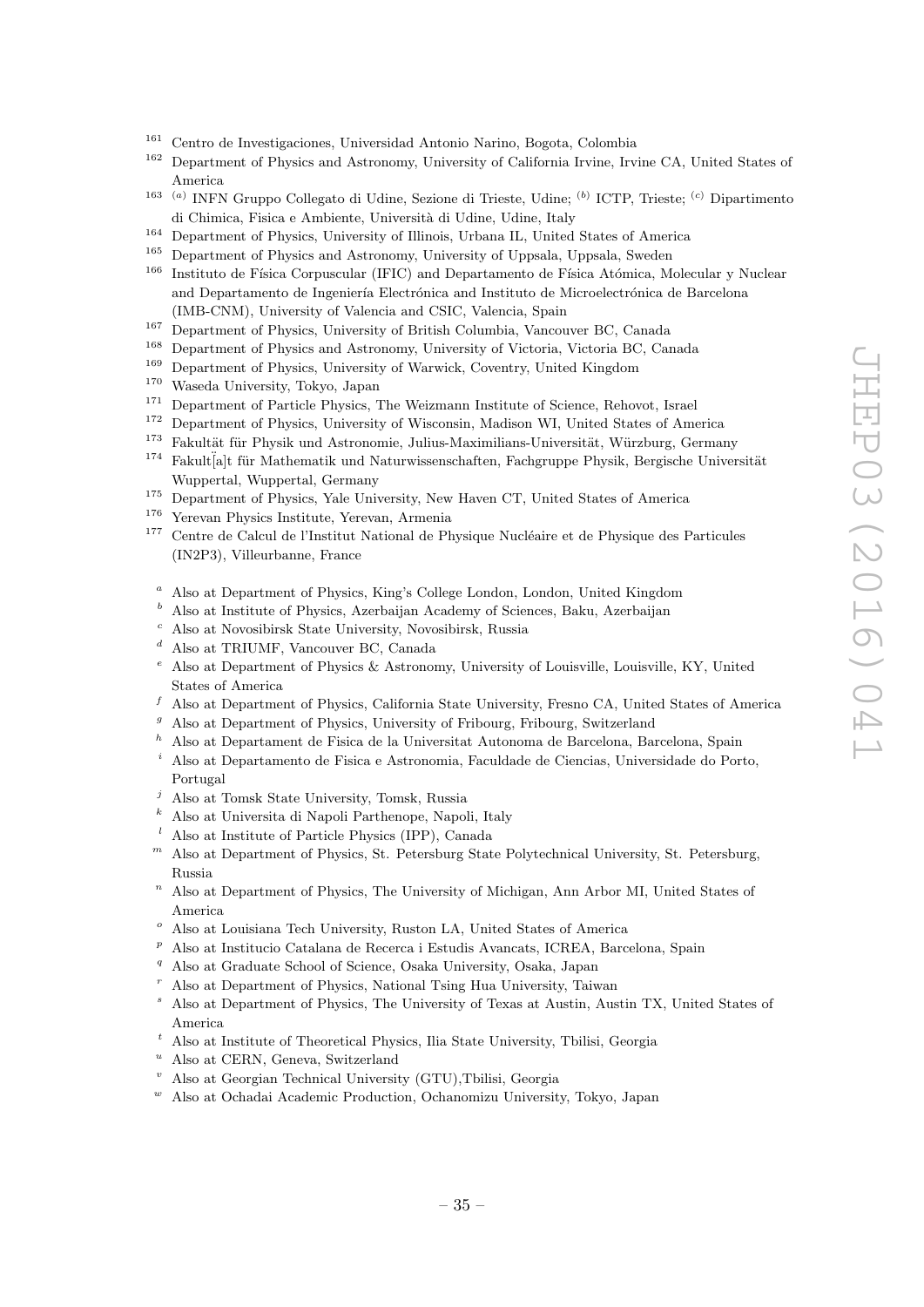[161] Centro de Investigaciones, Universidad Antonio Narino, Bogota, Colombia
[162] Department of Physics and Astronomy, University of California Irvine, Irvine CA, United States of America
[163] [(a)] INFN Gruppo Collegato di Udine, Sezione di Trieste, Udine; [(b)] ICTP, Trieste; [(c)] Dipartimento di Chimica, Fisica e Ambiente, Università di Udine, Udine, Italy
[164] Department of Physics, University of Illinois, Urbana IL, United States of America
[165] Department of Physics and Astronomy, University of Uppsala, Uppsala, Sweden
[166] Instituto de Física Corpuscular (IFIC) and Departamento de Física Atómica, Molecular y Nuclear and Departamento de Ingeniería Electrónica and Instituto de Microelectrónica de Barcelona (IMB-CNM), University of Valencia and CSIC, Valencia, Spain
[167] Department of Physics, University of British Columbia, Vancouver BC, Canada
[168] Department of Physics and Astronomy, University of Victoria, Victoria BC, Canada
[169] Department of Physics, University of Warwick, Coventry, United Kingdom
[170] Waseda University, Tokyo, Japan
[171] Department of Particle Physics, The Weizmann Institute of Science, Rehovot, Israel
[172] Department of Physics, University of Wisconsin, Madison WI, United States of America
[173] Fakultät für Physik und Astronomie, Julius-Maximilians-Universität, Würzburg, Germany
[174] Fakult[a]t für Mathematik und Naturwissenschaften, Fachgruppe Physik, Bergische Universität Wuppertal, Wuppertal, Germany
[175] Department of Physics, Yale University, New Haven CT, United States of America
[176] Yerevan Physics Institute, Yerevan, Armenia
[177] Centre de Calcul de l'Institut National de Physique Nucléaire et de Physique des Particules (IN2P3), Villeurbanne, France

[a] Also at Department of Physics, King's College London, London, United Kingdom
[b] Also at Institute of Physics, Azerbaijan Academy of Sciences, Baku, Azerbaijan
[c] Also at Novosibirsk State University, Novosibirsk, Russia
[d] Also at TRIUMF, Vancouver BC, Canada
[e] Also at Department of Physics & Astronomy, University of Louisville, Louisville, KY, United States of America
[f] Also at Department of Physics, California State University, Fresno CA, United States of America
[g] Also at Department of Physics, University of Fribourg, Fribourg, Switzerland
[h] Also at Departament de Fisica de la Universitat Autonoma de Barcelona, Barcelona, Spain
[i] Also at Departamento de Fisica e Astronomia, Faculdade de Ciencias, Universidade do Porto, Portugal
[j] Also at Tomsk State University, Tomsk, Russia
[k] Also at Universita di Napoli Parthenope, Napoli, Italy
[l] Also at Institute of Particle Physics (IPP), Canada
[m] Also at Department of Physics, St. Petersburg State Polytechnical University, St. Petersburg, Russia
[n] Also at Department of Physics, The University of Michigan, Ann Arbor MI, United States of America
[o] Also at Louisiana Tech University, Ruston LA, United States of America
[p] Also at Institucio Catalana de Recerca i Estudis Avancats, ICREA, Barcelona, Spain
[q] Also at Graduate School of Science, Osaka University, Osaka, Japan
[r] Also at Department of Physics, National Tsing Hua University, Taiwan
[s] Also at Department of Physics, The University of Texas at Austin, Austin TX, United States of America
[t] Also at Institute of Theoretical Physics, Ilia State University, Tbilisi, Georgia
[u] Also at CERN, Geneva, Switzerland
[v] Also at Georgian Technical University (GTU),Tbilisi, Georgia
[w] Also at Ochadai Academic Production, Ochanomizu University, Tokyo, Japan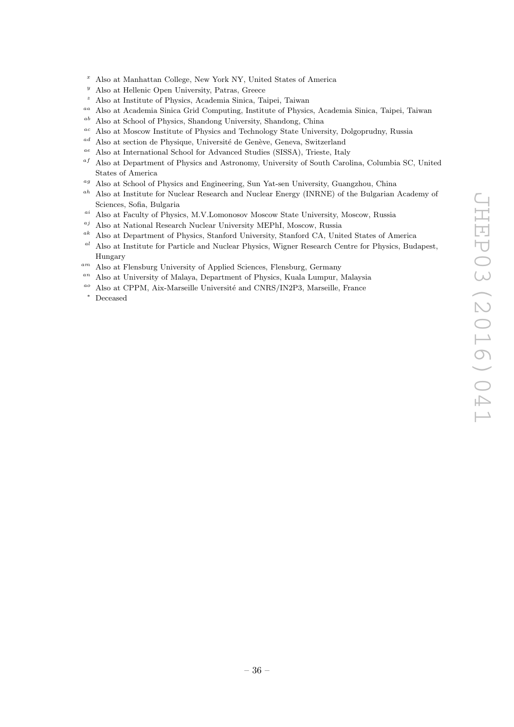[x] Also at Manhattan College, New York NY, United States of America  
[y] Also at Hellenic Open University, Patras, Greece  
[z] Also at Institute of Physics, Academia Sinica, Taipei, Taiwan  
[aa] Also at Academia Sinica Grid Computing, Institute of Physics, Academia Sinica, Taipei, Taiwan  
[ab] Also at School of Physics, Shandong University, Shandong, China  
[ac] Also at Moscow Institute of Physics and Technology State University, Dolgoprudny, Russia  
[ad] Also at section de Physique, Université de Genève, Geneva, Switzerland  
[ae] Also at International School for Advanced Studies (SISSA), Trieste, Italy  
[af] Also at Department of Physics and Astronomy, University of South Carolina, Columbia SC, United States of America  
[ag] Also at School of Physics and Engineering, Sun Yat-sen University, Guangzhou, China  
[ah] Also at Institute for Nuclear Research and Nuclear Energy (INRNE) of the Bulgarian Academy of Sciences, Sofia, Bulgaria  
[ai] Also at Faculty of Physics, M.V.Lomonosov Moscow State University, Moscow, Russia  
[aj] Also at National Research Nuclear University MEPhI, Moscow, Russia  
[ak] Also at Department of Physics, Stanford University, Stanford CA, United States of America  
[al] Also at Institute for Particle and Nuclear Physics, Wigner Research Centre for Physics, Budapest, Hungary  
[am] Also at Flensburg University of Applied Sciences, Flensburg, Germany  
[an] Also at University of Malaya, Department of Physics, Kuala Lumpur, Malaysia  
[ao] Also at CPPM, Aix-Marseille Université and CNRS/IN2P3, Marseille, France  
[*] Deceased